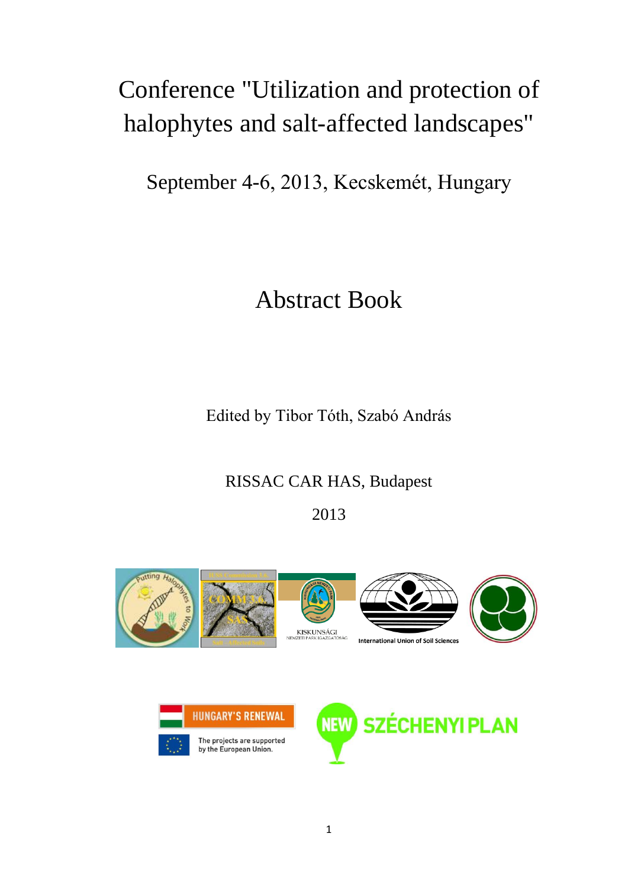# Conference "Utilization and protection of halophytes and salt-affected landscapes"

September 4-6, 2013, Kecskemét, Hungary

# Abstract Book

Edited by Tibor Tóth, Szabó András

RISSAC CAR HAS, Budapest

2013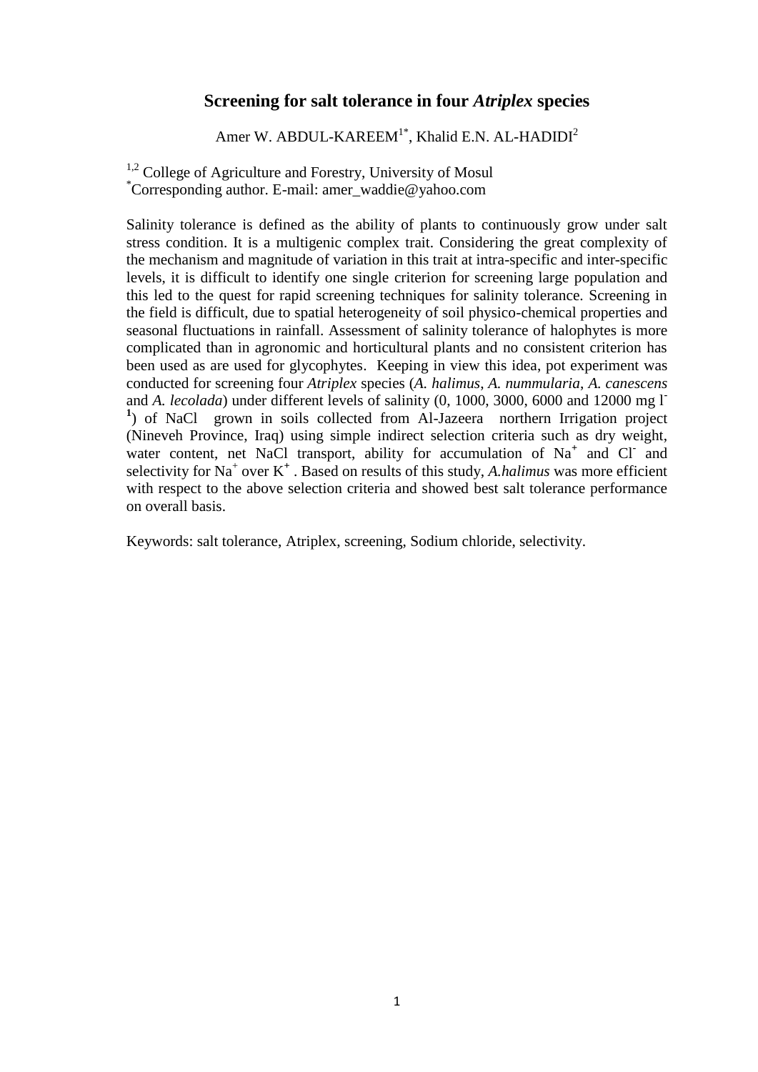## Screening for salt tolerance in four *Atriplex* species

Amer W. ABDUL-KAREEM[1*], Khalid E.N. AL-HADIDI[2]

[1,2] College of Agriculture and Forestry, University of Mosul
[*]Corresponding author. E-mail: amer_waddie@yahoo.com

Salinity tolerance is defined as the ability of plants to continuously grow under salt stress condition. It is a multigenic complex trait. Considering the great complexity of the mechanism and magnitude of variation in this trait at intra-specific and inter-specific levels, it is difficult to identify one single criterion for screening large population and this led to the quest for rapid screening techniques for salinity tolerance. Screening in the field is difficult, due to spatial heterogeneity of soil physico-chemical properties and seasonal fluctuations in rainfall. Assessment of salinity tolerance of halophytes is more complicated than in agronomic and horticultural plants and no consistent criterion has been used as are used for glycophytes. Keeping in view this idea, pot experiment was conducted for screening four *Atriplex* species (*A. halimus*, *A. nummularia*, *A. canescens* and *A. lecolada*) under different levels of salinity (0, 1000, 3000, 6000 and 12000 mg $l^{-1}$) of NaCl grown in soils collected from Al-Jazeera northern Irrigation project (Nineveh Province, Iraq) using simple indirect selection criteria such as dry weight, water content, net NaCl transport, ability for accumulation of $Na^+$ and $Cl^-$ and selectivity for $Na^+$ over $K^+$. Based on results of this study, *A.halimus* was more efficient with respect to the above selection criteria and showed best salt tolerance performance on overall basis.

Keywords: salt tolerance, Atriplex, screening, Sodium chloride, selectivity.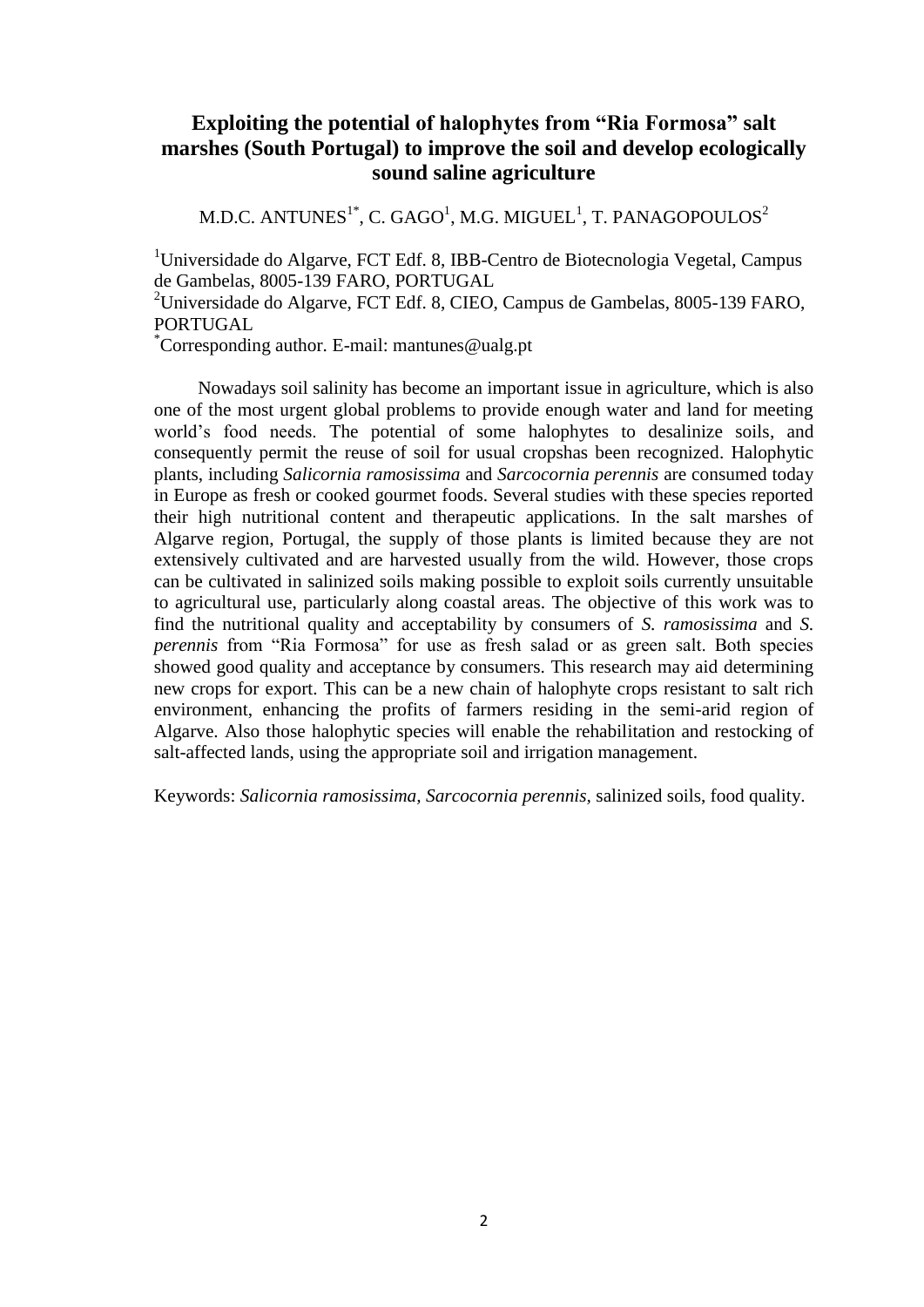# Exploiting the potential of halophytes from "Ria Formosa" salt marshes (South Portugal) to improve the soil and develop ecologically sound saline agriculture

M.D.C. ANTUNES[1*], C. GAGO[1], M.G. MIGUEL[1], T. PANAGOPOULOS[2]

[1]Universidade do Algarve, FCT Edf. 8, IBB-Centro de Biotecnologia Vegetal, Campus de Gambelas, 8005-139 FARO, PORTUGAL

[2]Universidade do Algarve, FCT Edf. 8, CIEO, Campus de Gambelas, 8005-139 FARO, PORTUGAL

[*]Corresponding author. E-mail: mantunes@ualg.pt

Nowadays soil salinity has become an important issue in agriculture, which is also one of the most urgent global problems to provide enough water and land for meeting world's food needs. The potential of some halophytes to desalinize soils, and consequently permit the reuse of soil for usual cropshas been recognized. Halophytic plants, including *Salicornia ramosissima* and *Sarcocornia perennis* are consumed today in Europe as fresh or cooked gourmet foods. Several studies with these species reported their high nutritional content and therapeutic applications. In the salt marshes of Algarve region, Portugal, the supply of those plants is limited because they are not extensively cultivated and are harvested usually from the wild. However, those crops can be cultivated in salinized soils making possible to exploit soils currently unsuitable to agricultural use, particularly along coastal areas. The objective of this work was to find the nutritional quality and acceptability by consumers of *S. ramosissima* and *S. perennis* from "Ria Formosa" for use as fresh salad or as green salt. Both species showed good quality and acceptance by consumers. This research may aid determining new crops for export. This can be a new chain of halophyte crops resistant to salt rich environment, enhancing the profits of farmers residing in the semi-arid region of Algarve. Also those halophytic species will enable the rehabilitation and restocking of salt-affected lands, using the appropriate soil and irrigation management.

Keywords: *Salicornia ramosissima, Sarcocornia perennis*, salinized soils, food quality.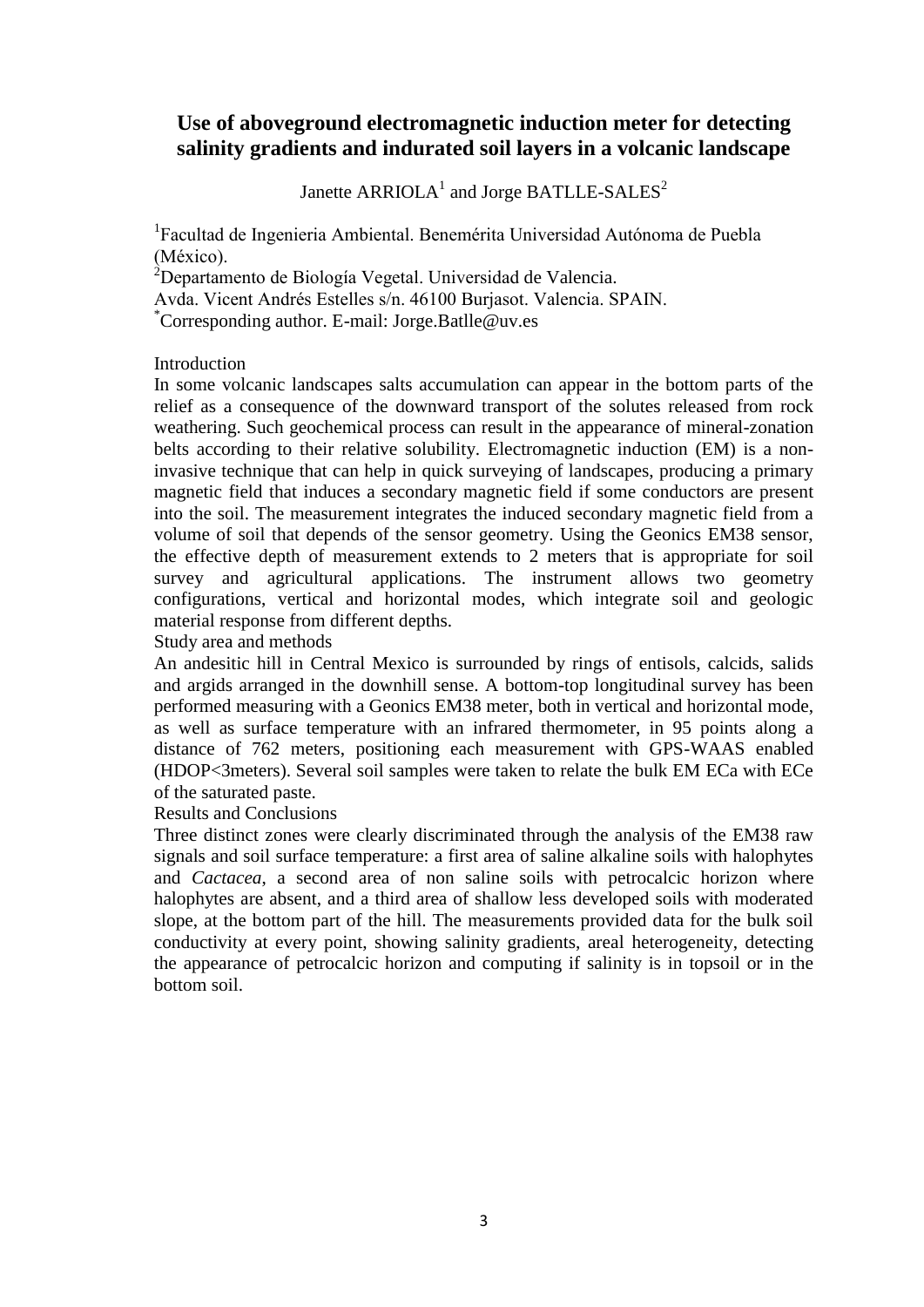## Use of aboveground electromagnetic induction meter for detecting salinity gradients and indurated soil layers in a volcanic landscape

Janette ARRIOLA[1] and Jorge BATLLE-SALES[2]

[1]Facultad de Ingenieria Ambiental. Benemérita Universidad Autónoma de Puebla (México).
[2]Departamento de Biología Vegetal. Universidad de Valencia.
Avda. Vicent Andrés Estelles s/n. 46100 Burjasot. Valencia. SPAIN.
[*]Corresponding author. E-mail: Jorge.Batlle@uv.es

Introduction

In some volcanic landscapes salts accumulation can appear in the bottom parts of the relief as a consequence of the downward transport of the solutes released from rock weathering. Such geochemical process can result in the appearance of mineral-zonation belts according to their relative solubility. Electromagnetic induction (EM) is a non-invasive technique that can help in quick surveying of landscapes, producing a primary magnetic field that induces a secondary magnetic field if some conductors are present into the soil. The measurement integrates the induced secondary magnetic field from a volume of soil that depends of the sensor geometry. Using the Geonics EM38 sensor, the effective depth of measurement extends to 2 meters that is appropriate for soil survey and agricultural applications. The instrument allows two geometry configurations, vertical and horizontal modes, which integrate soil and geologic material response from different depths.

Study area and methods

An andesitic hill in Central Mexico is surrounded by rings of entisols, calcids, salids and argids arranged in the downhill sense. A bottom-top longitudinal survey has been performed measuring with a Geonics EM38 meter, both in vertical and horizontal mode, as well as surface temperature with an infrared thermometer, in 95 points along a distance of 762 meters, positioning each measurement with GPS-WAAS enabled (HDOP<3meters). Several soil samples were taken to relate the bulk EM ECa with ECe of the saturated paste.

Results and Conclusions

Three distinct zones were clearly discriminated through the analysis of the EM38 raw signals and soil surface temperature: a first area of saline alkaline soils with halophytes and *Cactacea*, a second area of non saline soils with petrocalcic horizon where halophytes are absent, and a third area of shallow less developed soils with moderated slope, at the bottom part of the hill. The measurements provided data for the bulk soil conductivity at every point, showing salinity gradients, areal heterogeneity, detecting the appearance of petrocalcic horizon and computing if salinity is in topsoil or in the bottom soil.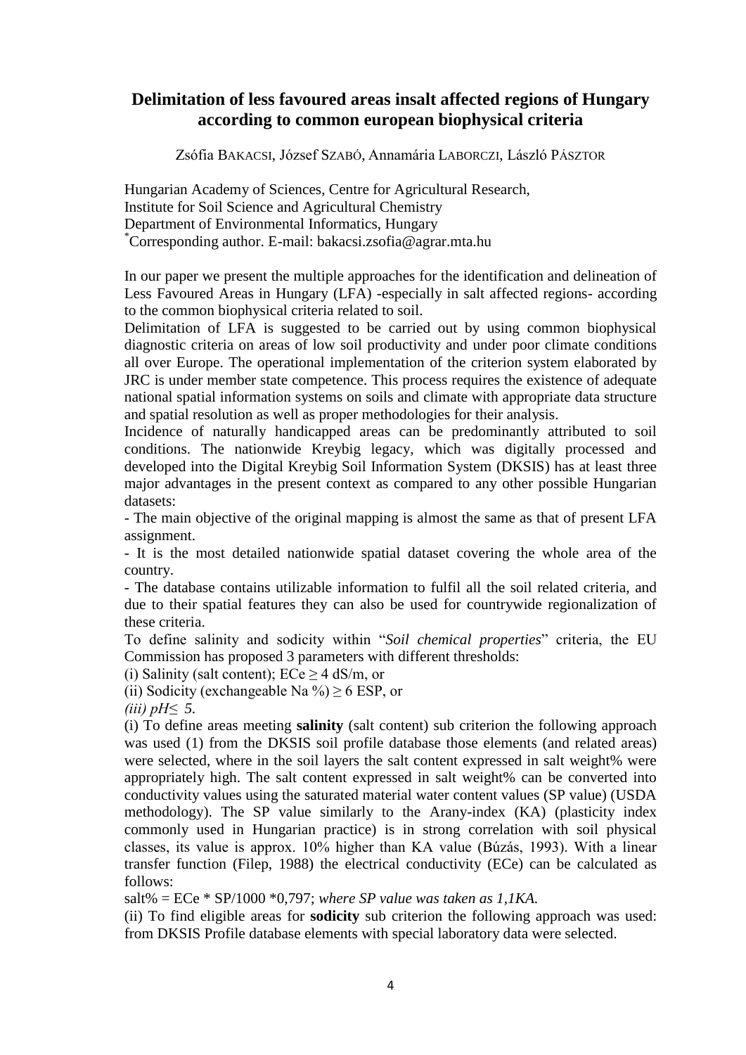# Delimitation of less favoured areas insalt affected regions of Hungary according to common european biophysical criteria

Zsófia BAKACSI, József SZABÓ, Annamária LABORCZI, László PÁSZTOR

Hungarian Academy of Sciences, Centre for Agricultural Research,
Institute for Soil Science and Agricultural Chemistry
Department of Environmental Informatics, Hungary
[*]Corresponding author. E-mail: bakacsi.zsofia@agrar.mta.hu

In our paper we present the multiple approaches for the identification and delineation of Less Favoured Areas in Hungary (LFA) -especially in salt affected regions- according to the common biophysical criteria related to soil.

Delimitation of LFA is suggested to be carried out by using common biophysical diagnostic criteria on areas of low soil productivity and under poor climate conditions all over Europe. The operational implementation of the criterion system elaborated by JRC is under member state competence. This process requires the existence of adequate national spatial information systems on soils and climate with appropriate data structure and spatial resolution as well as proper methodologies for their analysis.

Incidence of naturally handicapped areas can be predominantly attributed to soil conditions. The nationwide Kreybig legacy, which was digitally processed and developed into the Digital Kreybig Soil Information System (DKSIS) has at least three major advantages in the present context as compared to any other possible Hungarian datasets:

- The main objective of the original mapping is almost the same as that of present LFA assignment.
- It is the most detailed nationwide spatial dataset covering the whole area of the country.
- The database contains utilizable information to fulfil all the soil related criteria, and due to their spatial features they can also be used for countrywide regionalization of these criteria.

To define salinity and sodicity within "*Soil chemical properties*" criteria, the EU Commission has proposed 3 parameters with different thresholds:

(i) Salinity (salt content); $ECe \geq 4$ dS/m, or

(ii) Sodicity (exchangeable Na %) $\geq 6$ ESP, or

*(iii)* $pH \leq 5$.

(i) To define areas meeting **salinity** (salt content) sub criterion the following approach was used (1) from the DKSIS soil profile database those elements (and related areas) were selected, where in the soil layers the salt content expressed in salt weight% were appropriately high. The salt content expressed in salt weight% can be converted into conductivity values using the saturated material water content values (SP value) (USDA methodology). The SP value similarly to the Arany-index (KA) (plasticity index commonly used in Hungarian practice) is in strong correlation with soil physical classes, its value is approx. 10% higher than KA value (Búzás, 1993). With a linear transfer function (Filep, 1988) the electrical conductivity (ECe) can be calculated as follows:

salt% = ECe * SP/1000 *0,797; *where SP value was taken as 1,1KA.*

(ii) To find eligible areas for **sodicity** sub criterion the following approach was used: from DKSIS Profile database elements with special laboratory data were selected.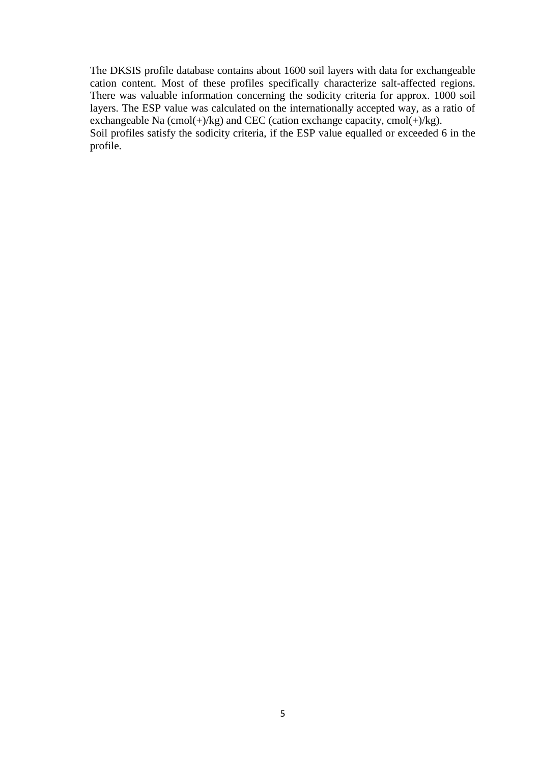The DKSIS profile database contains about 1600 soil layers with data for exchangeable cation content. Most of these profiles specifically characterize salt-affected regions. There was valuable information concerning the sodicity criteria for approx. 1000 soil layers. The ESP value was calculated on the internationally accepted way, as a ratio of exchangeable Na (cmol(+)/kg) and CEC (cation exchange capacity, cmol(+)/kg).
Soil profiles satisfy the sodicity criteria, if the ESP value equalled or exceeded 6 in the profile.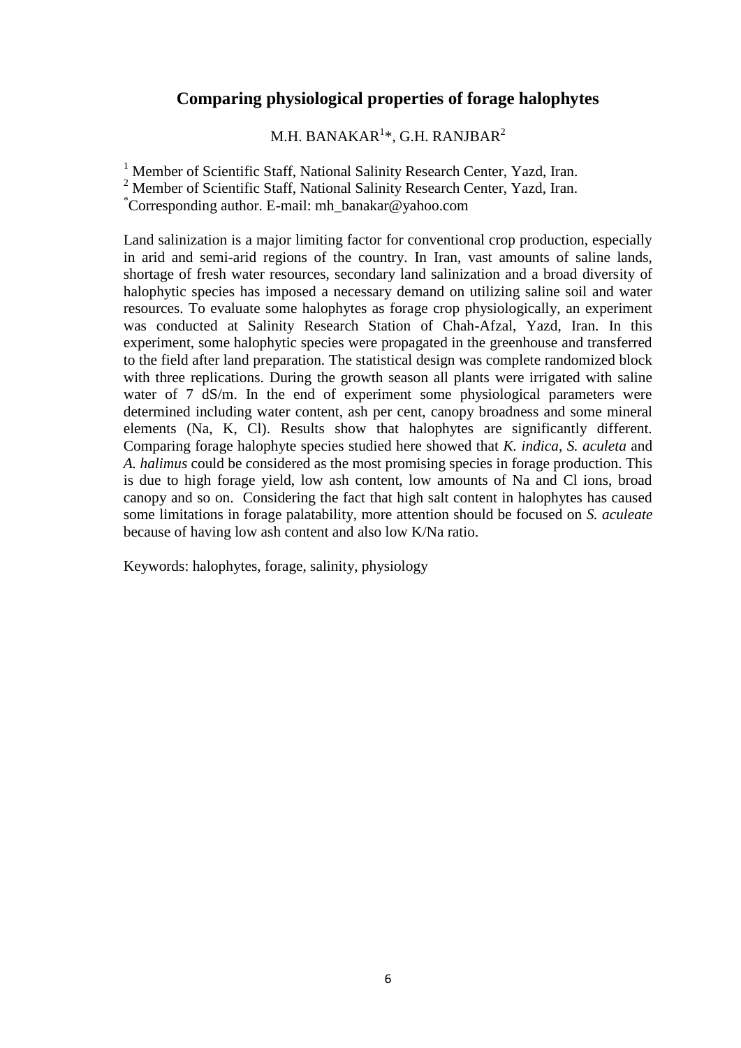## Comparing physiological properties of forage halophytes

M.H. BANAKAR[1]*, G.H. RANJBAR[2]

[1] Member of Scientific Staff, National Salinity Research Center, Yazd, Iran.
[2] Member of Scientific Staff, National Salinity Research Center, Yazd, Iran.
*Corresponding author. E-mail: mh_banakar@yahoo.com

Land salinization is a major limiting factor for conventional crop production, especially in arid and semi-arid regions of the country. In Iran, vast amounts of saline lands, shortage of fresh water resources, secondary land salinization and a broad diversity of halophytic species has imposed a necessary demand on utilizing saline soil and water resources. To evaluate some halophytes as forage crop physiologically, an experiment was conducted at Salinity Research Station of Chah-Afzal, Yazd, Iran. In this experiment, some halophytic species were propagated in the greenhouse and transferred to the field after land preparation. The statistical design was complete randomized block with three replications. During the growth season all plants were irrigated with saline water of 7 dS/m. In the end of experiment some physiological parameters were determined including water content, ash per cent, canopy broadness and some mineral elements (Na, K, Cl). Results show that halophytes are significantly different. Comparing forage halophyte species studied here showed that *K. indica*, *S. aculeta* and *A. halimus* could be considered as the most promising species in forage production. This is due to high forage yield, low ash content, low amounts of Na and Cl ions, broad canopy and so on. Considering the fact that high salt content in halophytes has caused some limitations in forage palatability, more attention should be focused on *S. aculeate* because of having low ash content and also low K/Na ratio.

Keywords: halophytes, forage, salinity, physiology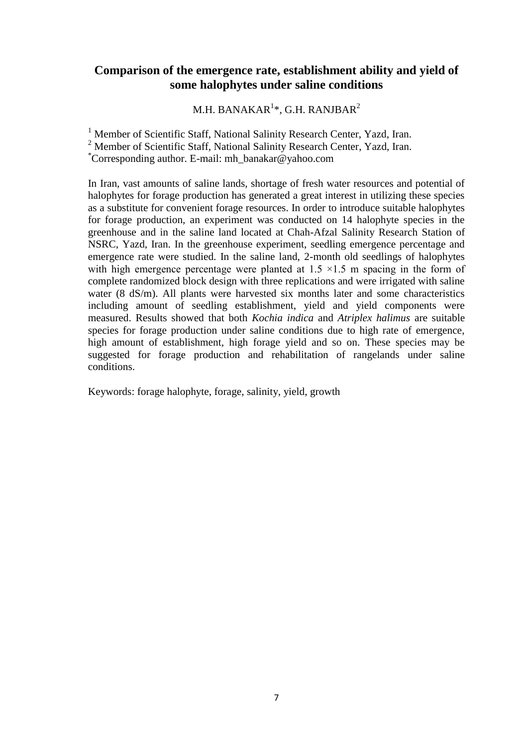# Comparison of the emergence rate, establishment ability and yield of some halophytes under saline conditions

M.H. BANAKAR[1]*, G.H. RANJBAR[2]

[1] Member of Scientific Staff, National Salinity Research Center, Yazd, Iran.
[2] Member of Scientific Staff, National Salinity Research Center, Yazd, Iran.
*Corresponding author. E-mail: mh_banakar@yahoo.com

In Iran, vast amounts of saline lands, shortage of fresh water resources and potential of halophytes for forage production has generated a great interest in utilizing these species as a substitute for convenient forage resources. In order to introduce suitable halophytes for forage production, an experiment was conducted on 14 halophyte species in the greenhouse and in the saline land located at Chah-Afzal Salinity Research Station of NSRC, Yazd, Iran. In the greenhouse experiment, seedling emergence percentage and emergence rate were studied. In the saline land, 2-month old seedlings of halophytes with high emergence percentage were planted at $1.5 \times 1.5$ m spacing in the form of complete randomized block design with three replications and were irrigated with saline water (8 dS/m). All plants were harvested six months later and some characteristics including amount of seedling establishment, yield and yield components were measured. Results showed that both *Kochia indica* and *Atriplex halimus* are suitable species for forage production under saline conditions due to high rate of emergence, high amount of establishment, high forage yield and so on. These species may be suggested for forage production and rehabilitation of rangelands under saline conditions.

Keywords: forage halophyte, forage, salinity, yield, growth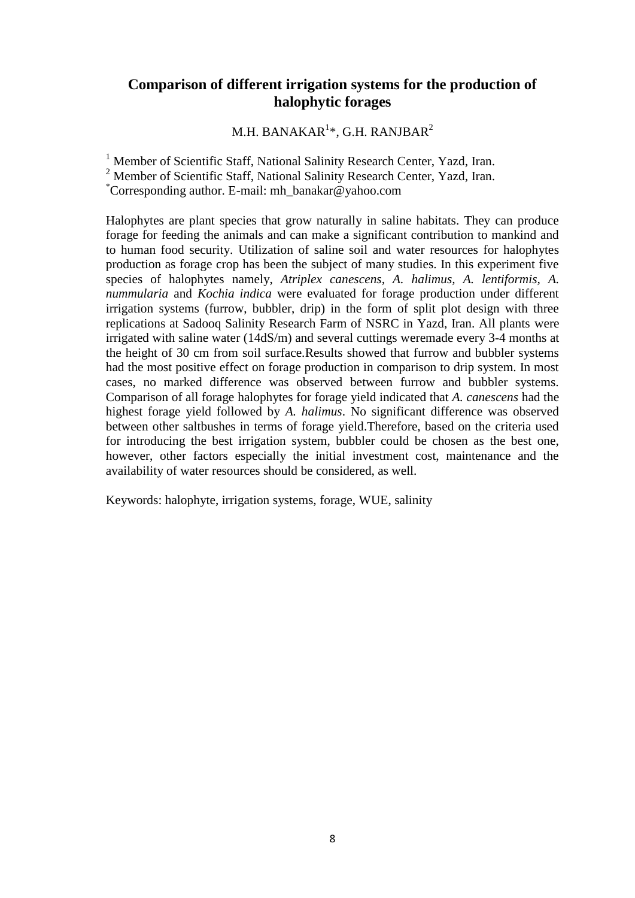# Comparison of different irrigation systems for the production of halophytic forages

M.H. BANAKAR[1]*, G.H. RANJBAR[2]

[1] Member of Scientific Staff, National Salinity Research Center, Yazd, Iran.
[2] Member of Scientific Staff, National Salinity Research Center, Yazd, Iran.
*Corresponding author. E-mail: mh_banakar@yahoo.com

Halophytes are plant species that grow naturally in saline habitats. They can produce forage for feeding the animals and can make a significant contribution to mankind and to human food security. Utilization of saline soil and water resources for halophytes production as forage crop has been the subject of many studies. In this experiment five species of halophytes namely, *Atriplex canescens*, *A. halimus*, *A. lentiformis*, *A. nummularia* and *Kochia indica* were evaluated for forage production under different irrigation systems (furrow, bubbler, drip) in the form of split plot design with three replications at Sadooq Salinity Research Farm of NSRC in Yazd, Iran. All plants were irrigated with saline water (14dS/m) and several cuttings weremade every 3-4 months at the height of 30 cm from soil surface.Results showed that furrow and bubbler systems had the most positive effect on forage production in comparison to drip system. In most cases, no marked difference was observed between furrow and bubbler systems. Comparison of all forage halophytes for forage yield indicated that *A. canescens* had the highest forage yield followed by *A. halimus*. No significant difference was observed between other saltbushes in terms of forage yield.Therefore, based on the criteria used for introducing the best irrigation system, bubbler could be chosen as the best one, however, other factors especially the initial investment cost, maintenance and the availability of water resources should be considered, as well.

Keywords: halophyte, irrigation systems, forage, WUE, salinity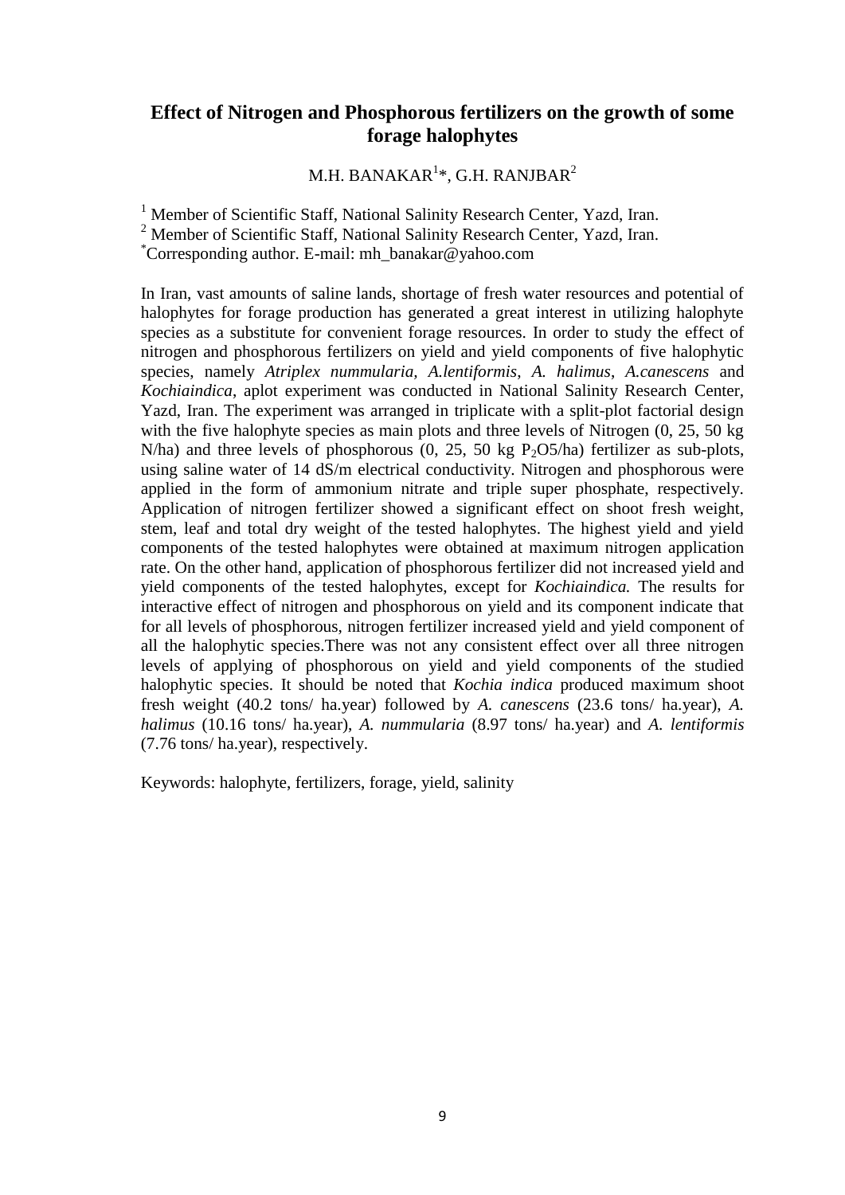## Effect of Nitrogen and Phosphorous fertilizers on the growth of some forage halophytes

M.H. BANAKAR[1]*, G.H. RANJBAR[2]

[1] Member of Scientific Staff, National Salinity Research Center, Yazd, Iran.
[2] Member of Scientific Staff, National Salinity Research Center, Yazd, Iran.
*Corresponding author. E-mail: mh_banakar@yahoo.com

In Iran, vast amounts of saline lands, shortage of fresh water resources and potential of halophytes for forage production has generated a great interest in utilizing halophyte species as a substitute for convenient forage resources. In order to study the effect of nitrogen and phosphorous fertilizers on yield and yield components of five halophytic species, namely *Atriplex nummularia*, *A.lentiformis*, *A. halimus*, *A.canescens* and *Kochiaindica*, aplot experiment was conducted in National Salinity Research Center, Yazd, Iran. The experiment was arranged in triplicate with a split-plot factorial design with the five halophyte species as main plots and three levels of Nitrogen (0, 25, 50 kg N/ha) and three levels of phosphorous (0, 25, 50 kg $P_2O5$/ha) fertilizer as sub-plots, using saline water of 14 dS/m electrical conductivity. Nitrogen and phosphorous were applied in the form of ammonium nitrate and triple super phosphate, respectively. Application of nitrogen fertilizer showed a significant effect on shoot fresh weight, stem, leaf and total dry weight of the tested halophytes. The highest yield and yield components of the tested halophytes were obtained at maximum nitrogen application rate. On the other hand, application of phosphorous fertilizer did not increased yield and yield components of the tested halophytes, except for *Kochiaindica.* The results for interactive effect of nitrogen and phosphorous on yield and its component indicate that for all levels of phosphorous, nitrogen fertilizer increased yield and yield component of all the halophytic species.There was not any consistent effect over all three nitrogen levels of applying of phosphorous on yield and yield components of the studied halophytic species. It should be noted that *Kochia indica* produced maximum shoot fresh weight (40.2 tons/ ha.year) followed by *A. canescens* (23.6 tons/ ha.year), *A. halimus* (10.16 tons/ ha.year), *A. nummularia* (8.97 tons/ ha.year) and *A. lentiformis* (7.76 tons/ ha.year), respectively.

Keywords: halophyte, fertilizers, forage, yield, salinity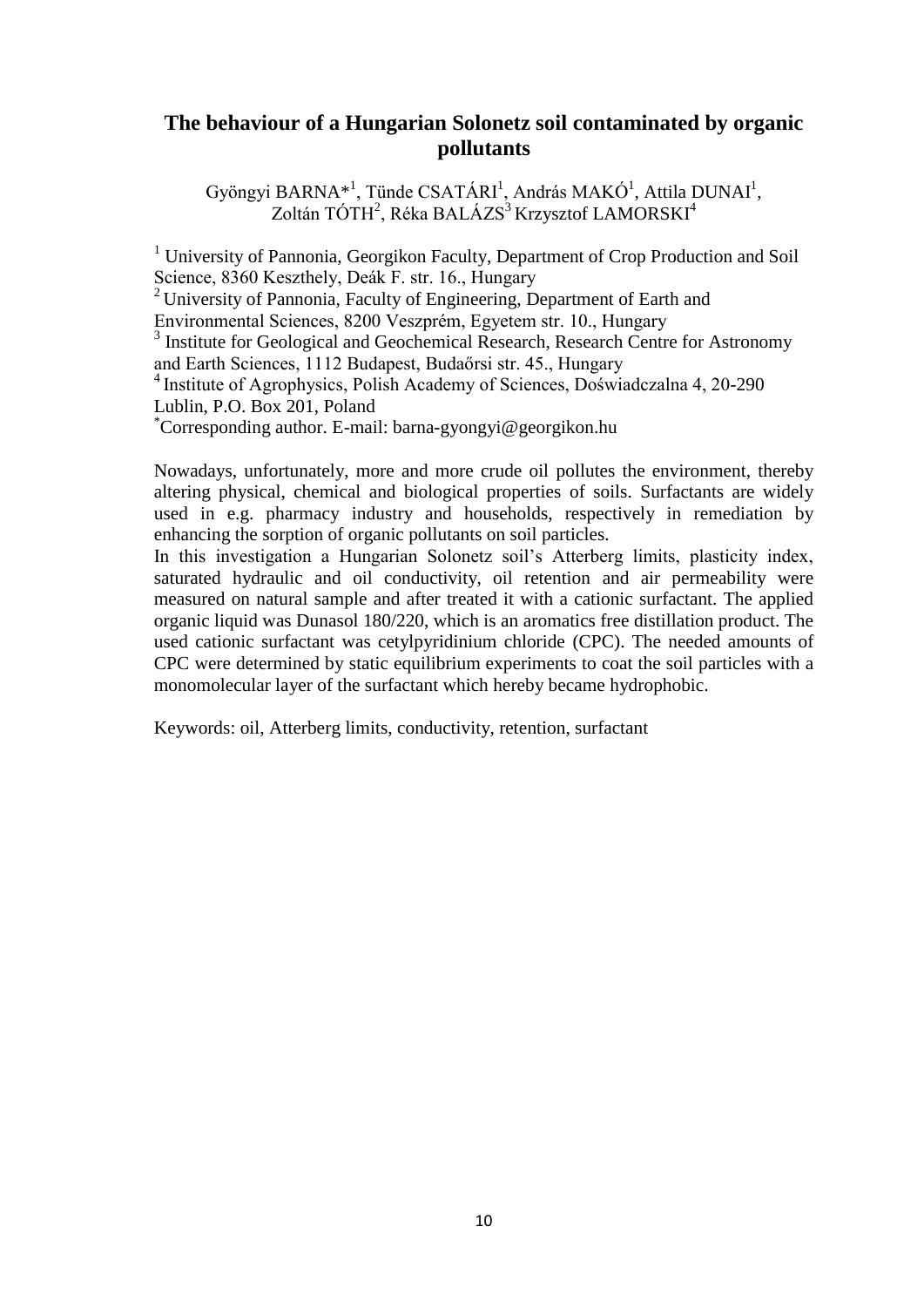## The behaviour of a Hungarian Solonetz soil contaminated by organic pollutants

Gyöngyi BARNA*[1], Tünde CSATÁRI[1], András MAKÓ[1], Attila DUNAI[1], Zoltán TÓTH[2], Réka BALÁZS[3] Krzysztof LAMORSKI[4]

[1] University of Pannonia, Georgikon Faculty, Department of Crop Production and Soil Science, 8360 Keszthely, Deák F. str. 16., Hungary
[2] University of Pannonia, Faculty of Engineering, Department of Earth and Environmental Sciences, 8200 Veszprém, Egyetem str. 10., Hungary
[3] Institute for Geological and Geochemical Research, Research Centre for Astronomy and Earth Sciences, 1112 Budapest, Budaőrsi str. 45., Hungary
[4] Institute of Agrophysics, Polish Academy of Sciences, Doświadczalna 4, 20-290 Lublin, P.O. Box 201, Poland
*Corresponding author. E-mail: barna-gyongyi@georgikon.hu

Nowadays, unfortunately, more and more crude oil pollutes the environment, thereby altering physical, chemical and biological properties of soils. Surfactants are widely used in e.g. pharmacy industry and households, respectively in remediation by enhancing the sorption of organic pollutants on soil particles.
In this investigation a Hungarian Solonetz soil's Atterberg limits, plasticity index, saturated hydraulic and oil conductivity, oil retention and air permeability were measured on natural sample and after treated it with a cationic surfactant. The applied organic liquid was Dunasol 180/220, which is an aromatics free distillation product. The used cationic surfactant was cetylpyridinium chloride (CPC). The needed amounts of CPC were determined by static equilibrium experiments to coat the soil particles with a monomolecular layer of the surfactant which hereby became hydrophobic.

Keywords: oil, Atterberg limits, conductivity, retention, surfactant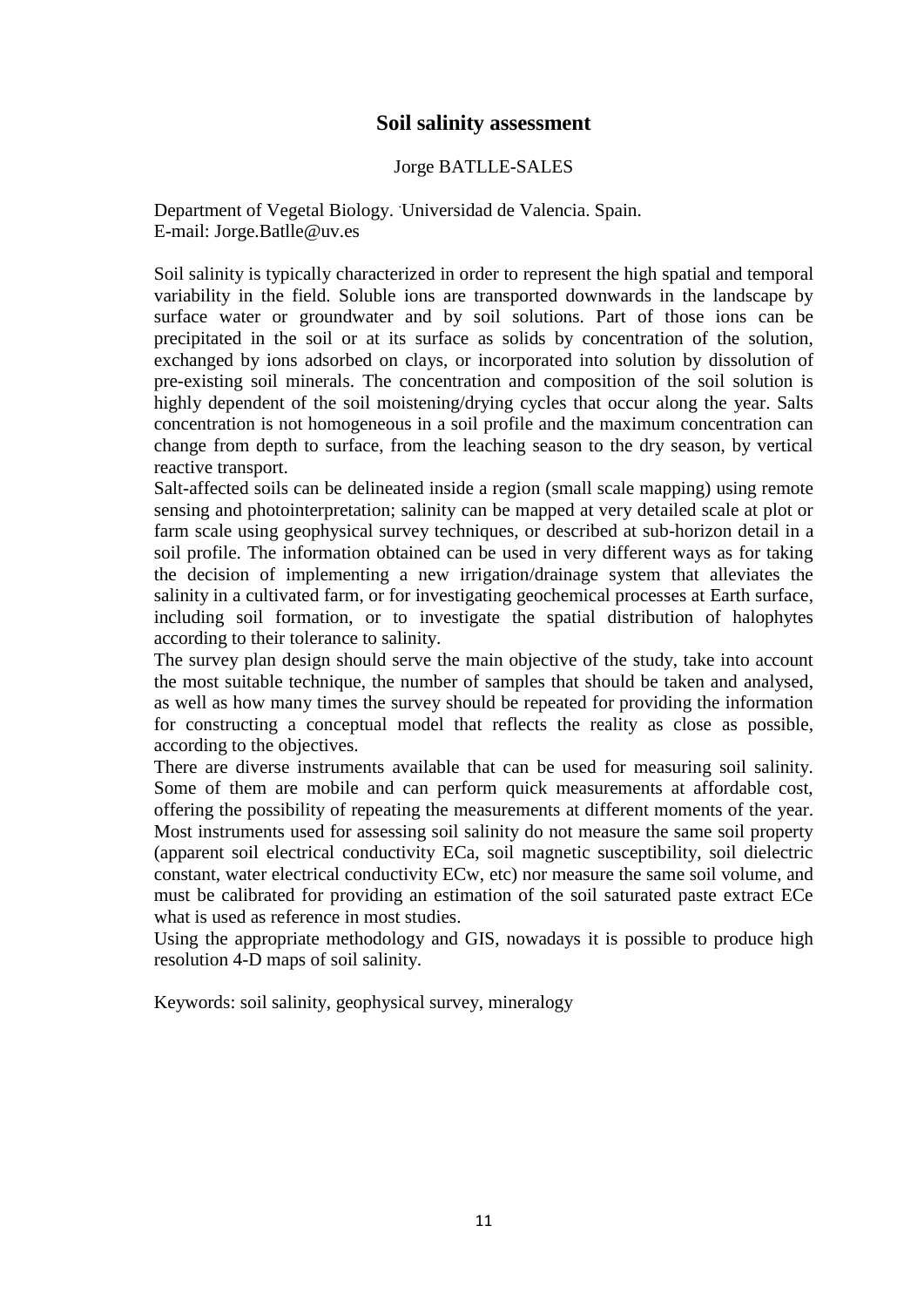# Soil salinity assessment

Jorge BATLLE-SALES

Department of Vegetal Biology. Universidad de Valencia. Spain.
E-mail: Jorge.Batlle@uv.es

Soil salinity is typically characterized in order to represent the high spatial and temporal variability in the field. Soluble ions are transported downwards in the landscape by surface water or groundwater and by soil solutions. Part of those ions can be precipitated in the soil or at its surface as solids by concentration of the solution, exchanged by ions adsorbed on clays, or incorporated into solution by dissolution of pre-existing soil minerals. The concentration and composition of the soil solution is highly dependent of the soil moistening/drying cycles that occur along the year. Salts concentration is not homogeneous in a soil profile and the maximum concentration can change from depth to surface, from the leaching season to the dry season, by vertical reactive transport.

Salt-affected soils can be delineated inside a region (small scale mapping) using remote sensing and photointerpretation; salinity can be mapped at very detailed scale at plot or farm scale using geophysical survey techniques, or described at sub-horizon detail in a soil profile. The information obtained can be used in very different ways as for taking the decision of implementing a new irrigation/drainage system that alleviates the salinity in a cultivated farm, or for investigating geochemical processes at Earth surface, including soil formation, or to investigate the spatial distribution of halophytes according to their tolerance to salinity.

The survey plan design should serve the main objective of the study, take into account the most suitable technique, the number of samples that should be taken and analysed, as well as how many times the survey should be repeated for providing the information for constructing a conceptual model that reflects the reality as close as possible, according to the objectives.

There are diverse instruments available that can be used for measuring soil salinity. Some of them are mobile and can perform quick measurements at affordable cost, offering the possibility of repeating the measurements at different moments of the year. Most instruments used for assessing soil salinity do not measure the same soil property (apparent soil electrical conductivity ECa, soil magnetic susceptibility, soil dielectric constant, water electrical conductivity ECw, etc) nor measure the same soil volume, and must be calibrated for providing an estimation of the soil saturated paste extract ECe what is used as reference in most studies.

Using the appropriate methodology and GIS, nowadays it is possible to produce high resolution 4-D maps of soil salinity.

Keywords: soil salinity, geophysical survey, mineralogy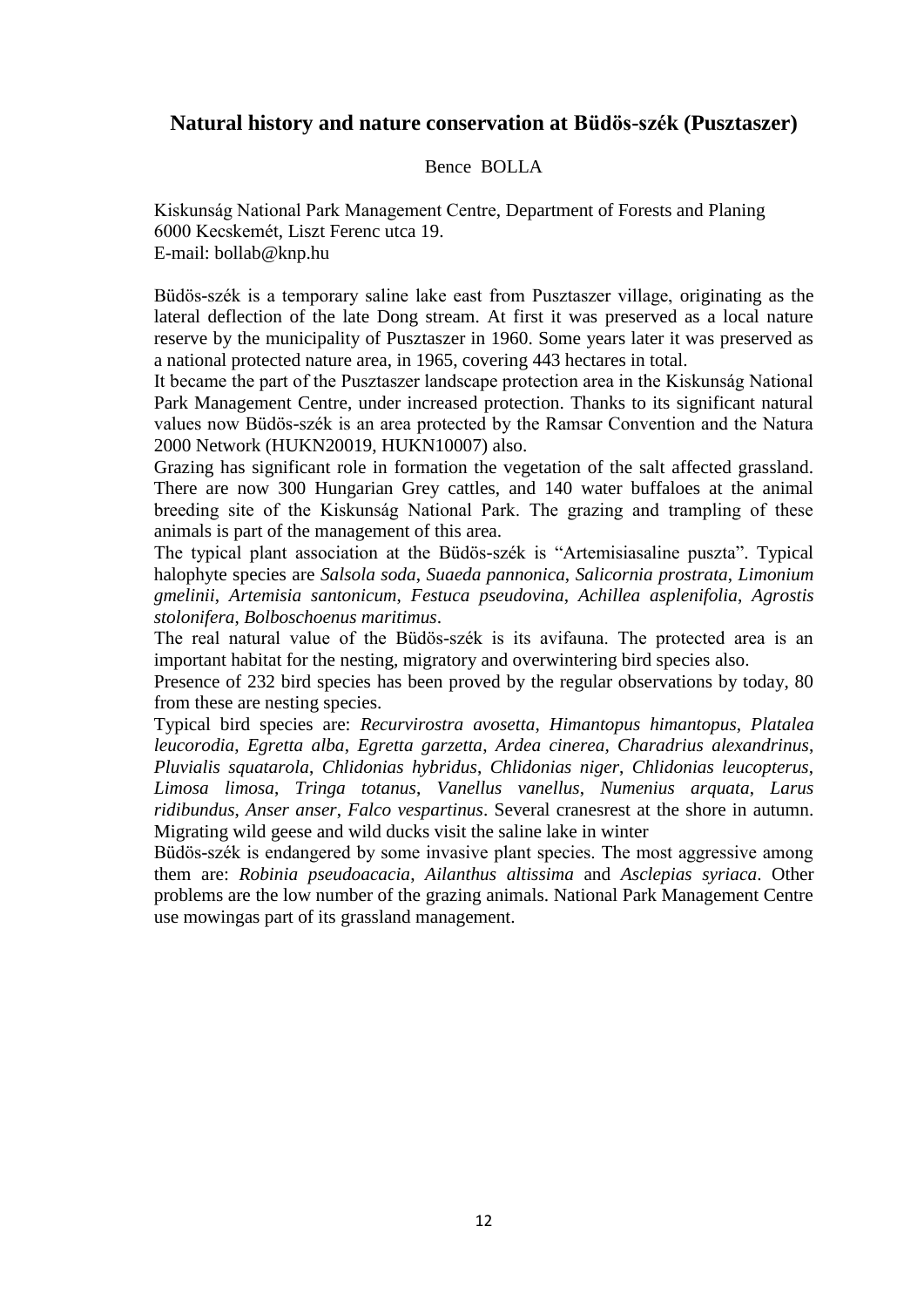## Natural history and nature conservation at Büdös-szék (Pusztaszer)

Bence BOLLA

Kiskunság National Park Management Centre, Department of Forests and Planing
6000 Kecskemét, Liszt Ferenc utca 19.
E-mail: bollab@knp.hu

Büdös-szék is a temporary saline lake east from Pusztaszer village, originating as the lateral deflection of the late Dong stream. At first it was preserved as a local nature reserve by the municipality of Pusztaszer in 1960. Some years later it was preserved as a national protected nature area, in 1965, covering 443 hectares in total.

It became the part of the Pusztaszer landscape protection area in the Kiskunság National Park Management Centre, under increased protection. Thanks to its significant natural values now Büdös-szék is an area protected by the Ramsar Convention and the Natura 2000 Network (HUKN20019, HUKN10007) also.

Grazing has significant role in formation the vegetation of the salt affected grassland. There are now 300 Hungarian Grey cattles, and 140 water buffaloes at the animal breeding site of the Kiskunság National Park. The grazing and trampling of these animals is part of the management of this area.

The typical plant association at the Büdös-szék is "Artemisiasaline puszta". Typical halophyte species are *Salsola soda*, *Suaeda pannonica*, *Salicornia prostrata*, *Limonium gmelinii*, *Artemisia santonicum*, *Festuca pseudovina*, *Achillea asplenifolia*, *Agrostis stolonifera*, *Bolboschoenus maritimus*.

The real natural value of the Büdös-szék is its avifauna. The protected area is an important habitat for the nesting, migratory and overwintering bird species also.

Presence of 232 bird species has been proved by the regular observations by today, 80 from these are nesting species.

Typical bird species are: *Recurvirostra avosetta*, *Himantopus himantopus*, *Platalea leucorodia*, *Egretta alba*, *Egretta garzetta*, *Ardea cinerea*, *Charadrius alexandrinus*, *Pluvialis squatarola*, *Chlidonias hybridus*, *Chlidonias niger*, *Chlidonias leucopterus*, *Limosa limosa*, *Tringa totanus*, *Vanellus vanellus*, *Numenius arquata*, *Larus ridibundus*, *Anser anser*, *Falco vespartinus*. Several cranesrest at the shore in autumn. Migrating wild geese and wild ducks visit the saline lake in winter

Büdös-szék is endangered by some invasive plant species. The most aggressive among them are: *Robinia pseudoacacia*, *Ailanthus altissima* and *Asclepias syriaca*. Other problems are the low number of the grazing animals. National Park Management Centre use mowingas part of its grassland management.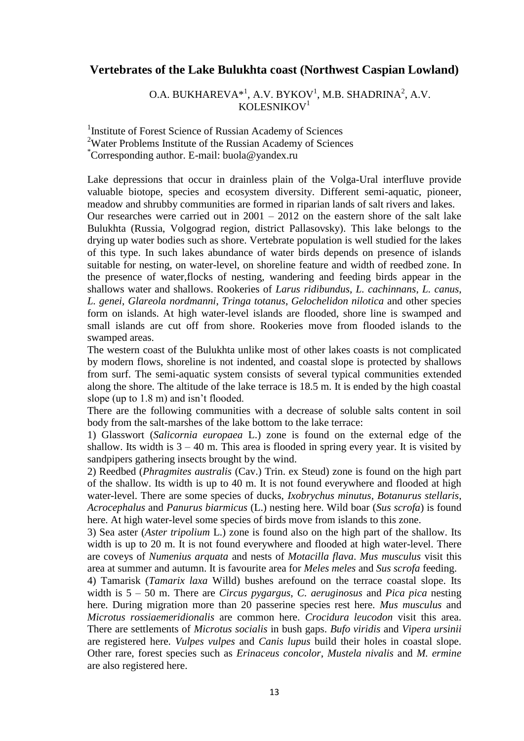## Vertebrates of the Lake Bulukhta coast (Northwest Caspian Lowland)

O.A. BUKHAREVA*[1], A.V. BYKOV[1], M.B. SHADRINA[2], A.V. KOLESNIKOV[1]

[1]Institute of Forest Science of Russian Academy of Sciences
[2]Water Problems Institute of the Russian Academy of Sciences
*Corresponding author. E-mail: buola@yandex.ru

Lake depressions that occur in drainless plain of the Volga-Ural interfluve provide valuable biotope, species and ecosystem diversity. Different semi-aquatic, pioneer, meadow and shrubby communities are formed in riparian lands of salt rivers and lakes.

Our researches were carried out in 2001 – 2012 on the eastern shore of the salt lake Bulukhta (Russia, Volgograd region, district Pallasovsky). This lake belongs to the drying up water bodies such as shore. Vertebrate population is well studied for the lakes of this type. In such lakes abundance of water birds depends on presence of islands suitable for nesting, on water-level, on shoreline feature and width of reedbed zone. In the presence of water,flocks of nesting, wandering and feeding birds appear in the shallows water and shallows. Rookeries of *Larus ridibundus*, *L. cachinnans*, *L. canus*, *L. genei*, *Glareola nordmanni*, *Tringa totanus*, *Gelochelidon nilotica* and other species form on islands. At high water-level islands are flooded, shore line is swamped and small islands are cut off from shore. Rookeries move from flooded islands to the swamped areas.

The western coast of the Bulukhta unlike most of other lakes coasts is not complicated by modern flows, shoreline is not indented, and coastal slope is protected by shallows from surf. The semi-aquatic system consists of several typical communities extended along the shore. The altitude of the lake terrace is 18.5 m. It is ended by the high coastal slope (up to 1.8 m) and isn't flooded.

There are the following communities with a decrease of soluble salts content in soil body from the salt-marshes of the lake bottom to the lake terrace:

1) Glasswort (*Salicornia europaea* L.) zone is found on the external edge of the shallow. Its width is 3 – 40 m. This area is flooded in spring every year. It is visited by sandpipers gathering insects brought by the wind.

2) Reedbed (*Phragmites australis* (Cav.) Trin. ex Steud) zone is found on the high part of the shallow. Its width is up to 40 m. It is not found everywhere and flooded at high water-level. There are some species of ducks, *Ixobrychus minutus*, *Botanurus stellaris*, *Acrocephalus* and *Panurus biarmicus* (L.) nesting here. Wild boar (*Sus scrofa*) is found here. At high water-level some species of birds move from islands to this zone.

3) Sea aster (*Aster tripolium* L.) zone is found also on the high part of the shallow. Its width is up to 20 m. It is not found everywhere and flooded at high water-level. There are coveys of *Numenius arquata* and nests of *Motacilla flava*. *Mus musculus* visit this area at summer and autumn. It is favourite area for *Meles meles* and *Sus scrofa* feeding.

4) Tamarisk (*Tamarix laxa* Willd) bushes arefound on the terrace coastal slope. Its width is 5 – 50 m. There are *Circus pygargus*, *C. aeruginosus* and *Pica pica* nesting here. During migration more than 20 passerine species rest here. *Mus musculus* and *Microtus rossiaemeridionalis* are common here. *Crocidura leucodon* visit this area. There are settlements of *Microtus socialis* in bush gaps. *Bufo viridis* and *Vipera ursinii* are registered here. *Vulpes vulpes* and *Canis lupus* build their holes in coastal slope. Other rare, forest species such as *Erinaceus concolor*, *Mustela nivalis* and *M. ermine* are also registered here.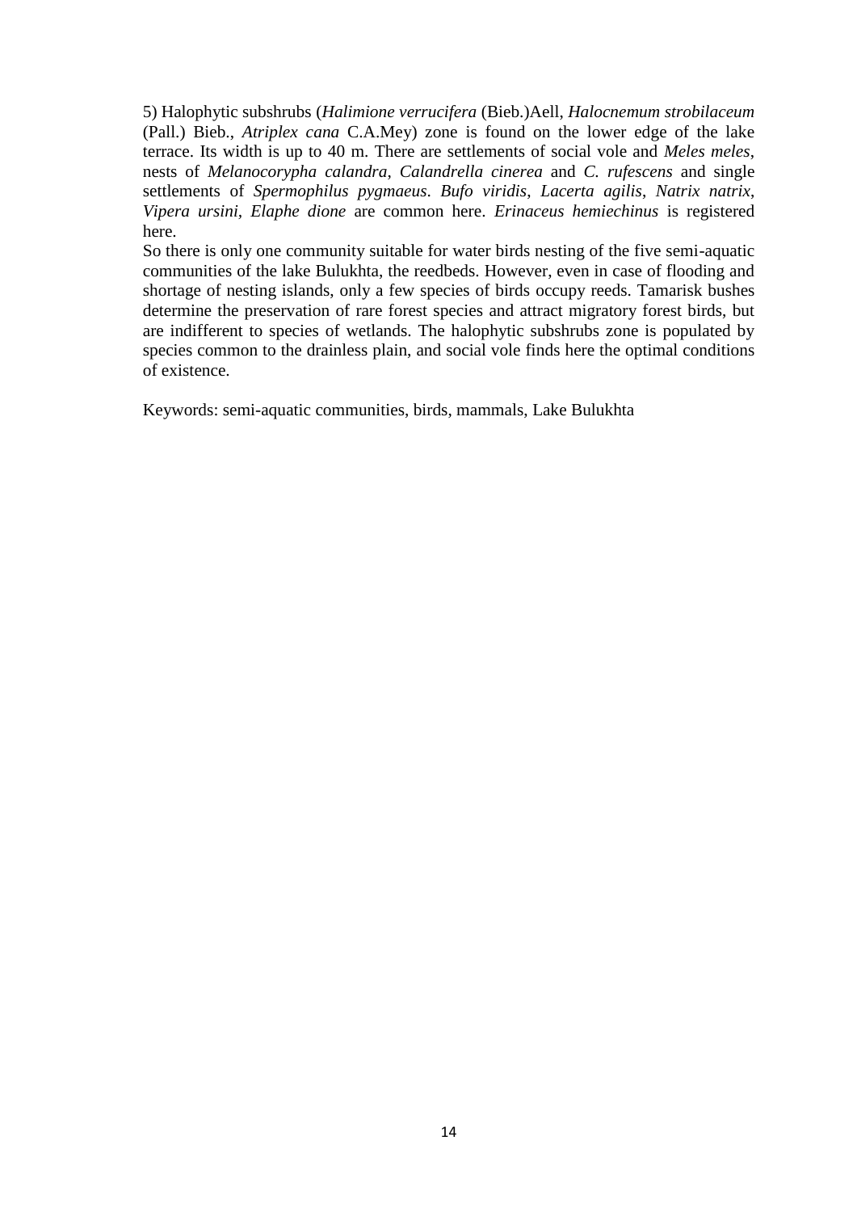5) Halophytic subshrubs (*Halimione verrucifera* (Bieb.)Aell, *Halocnemum strobilaceum* (Pall.) Bieb., *Atriplex cana* C.A.Mey) zone is found on the lower edge of the lake terrace. Its width is up to 40 m. There are settlements of social vole and *Meles meles*, nests of *Melanocorypha calandra*, *Calandrella cinerea* and *C. rufescens* and single settlements of *Spermophilus pygmaeus*. *Bufo viridis*, *Lacerta agilis*, *Natrix natrix*, *Vipera ursini*, *Elaphe dione* are common here. *Erinaceus hemiechinus* is registered here.

So there is only one community suitable for water birds nesting of the five semi-aquatic communities of the lake Bulukhta, the reedbeds. However, even in case of flooding and shortage of nesting islands, only a few species of birds occupy reeds. Tamarisk bushes determine the preservation of rare forest species and attract migratory forest birds, but are indifferent to species of wetlands. The halophytic subshrubs zone is populated by species common to the drainless plain, and social vole finds here the optimal conditions of existence.

Keywords: semi-aquatic communities, birds, mammals, Lake Bulukhta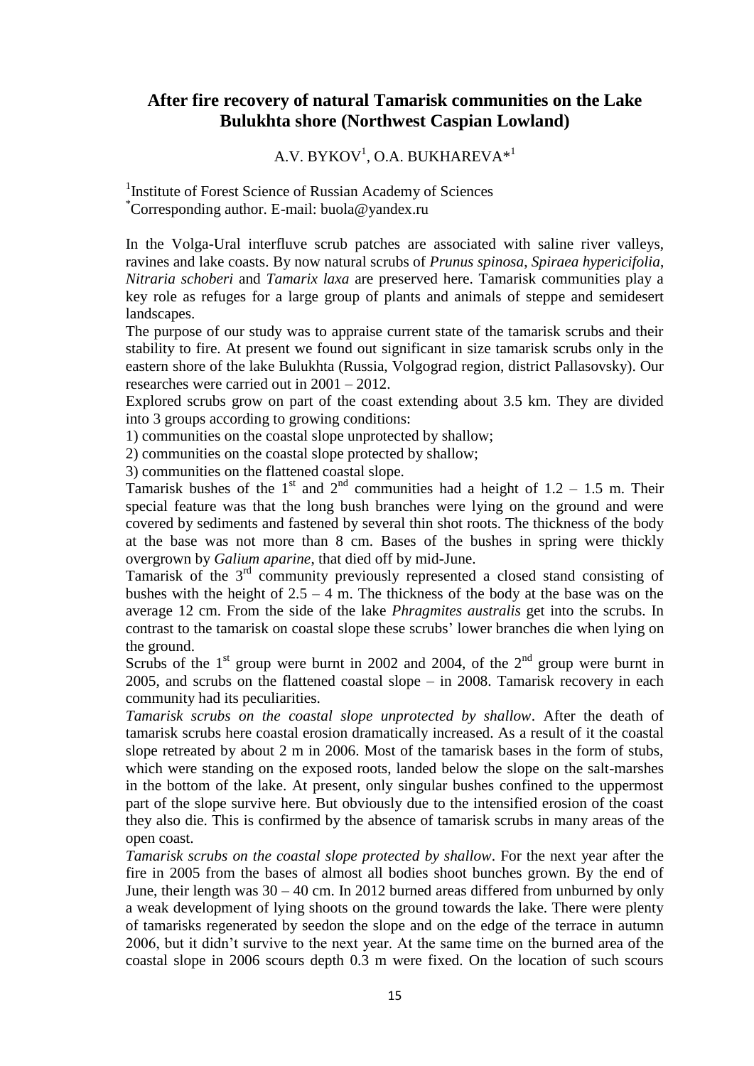# After fire recovery of natural Tamarisk communities on the Lake Bulukhta shore (Northwest Caspian Lowland)

A.V. BYKOV[1], O.A. BUKHAREVA*[1]

[1]Institute of Forest Science of Russian Academy of Sciences
*Corresponding author. E-mail: buola@yandex.ru

In the Volga-Ural interfluve scrub patches are associated with saline river valleys, ravines and lake coasts. By now natural scrubs of *Prunus spinosa*, *Spiraea hypericifolia*, *Nitraria schoberi* and *Tamarix laxa* are preserved here. Tamarisk communities play a key role as refuges for a large group of plants and animals of steppe and semidesert landscapes.

The purpose of our study was to appraise current state of the tamarisk scrubs and their stability to fire. At present we found out significant in size tamarisk scrubs only in the eastern shore of the lake Bulukhta (Russia, Volgograd region, district Pallasovsky). Our researches were carried out in 2001 – 2012.

Explored scrubs grow on part of the coast extending about 3.5 km. They are divided into 3 groups according to growing conditions:

1) communities on the coastal slope unprotected by shallow;
2) communities on the coastal slope protected by shallow;
3) communities on the flattened coastal slope.

Tamarisk bushes of the 1st and 2nd communities had a height of 1.2 – 1.5 m. Their special feature was that the long bush branches were lying on the ground and were covered by sediments and fastened by several thin shot roots. The thickness of the body at the base was not more than 8 cm. Bases of the bushes in spring were thickly overgrown by *Galium aparine*, that died off by mid-June.

Tamarisk of the 3rd community previously represented a closed stand consisting of bushes with the height of 2.5 – 4 m. The thickness of the body at the base was on the average 12 cm. From the side of the lake *Phragmites australis* get into the scrubs. In contrast to the tamarisk on coastal slope these scrubs' lower branches die when lying on the ground.

Scrubs of the 1st group were burnt in 2002 and 2004, of the 2nd group were burnt in 2005, and scrubs on the flattened coastal slope – in 2008. Tamarisk recovery in each community had its peculiarities.

*Tamarisk scrubs on the coastal slope unprotected by shallow*. After the death of tamarisk scrubs here coastal erosion dramatically increased. As a result of it the coastal slope retreated by about 2 m in 2006. Most of the tamarisk bases in the form of stubs, which were standing on the exposed roots, landed below the slope on the salt-marshes in the bottom of the lake. At present, only singular bushes confined to the uppermost part of the slope survive here. But obviously due to the intensified erosion of the coast they also die. This is confirmed by the absence of tamarisk scrubs in many areas of the open coast.

*Tamarisk scrubs on the coastal slope protected by shallow*. For the next year after the fire in 2005 from the bases of almost all bodies shoot bunches grown. By the end of June, their length was 30 – 40 cm. In 2012 burned areas differed from unburned by only a weak development of lying shoots on the ground towards the lake. There were plenty of tamarisks regenerated by seedon the slope and on the edge of the terrace in autumn 2006, but it didn't survive to the next year. At the same time on the burned area of the coastal slope in 2006 scours depth 0.3 m were fixed. On the location of such scours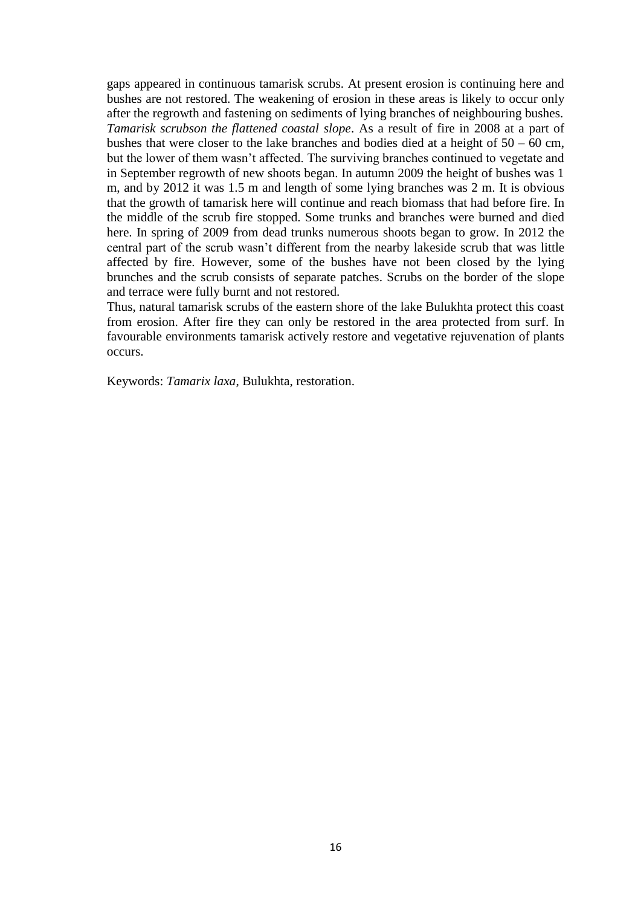gaps appeared in continuous tamarisk scrubs. At present erosion is continuing here and bushes are not restored. The weakening of erosion in these areas is likely to occur only after the regrowth and fastening on sediments of lying branches of neighbouring bushes. *Tamarisk scrubson the flattened coastal slope*. As a result of fire in 2008 at a part of bushes that were closer to the lake branches and bodies died at a height of 50 – 60 cm, but the lower of them wasn't affected. The surviving branches continued to vegetate and in September regrowth of new shoots began. In autumn 2009 the height of bushes was 1 m, and by 2012 it was 1.5 m and length of some lying branches was 2 m. It is obvious that the growth of tamarisk here will continue and reach biomass that had before fire. In the middle of the scrub fire stopped. Some trunks and branches were burned and died here. In spring of 2009 from dead trunks numerous shoots began to grow. In 2012 the central part of the scrub wasn't different from the nearby lakeside scrub that was little affected by fire. However, some of the bushes have not been closed by the lying brunches and the scrub consists of separate patches. Scrubs on the border of the slope and terrace were fully burnt and not restored.

Thus, natural tamarisk scrubs of the eastern shore of the lake Bulukhta protect this coast from erosion. After fire they can only be restored in the area protected from surf. In favourable environments tamarisk actively restore and vegetative rejuvenation of plants occurs.

Keywords: *Tamarix laxa*, Bulukhta, restoration.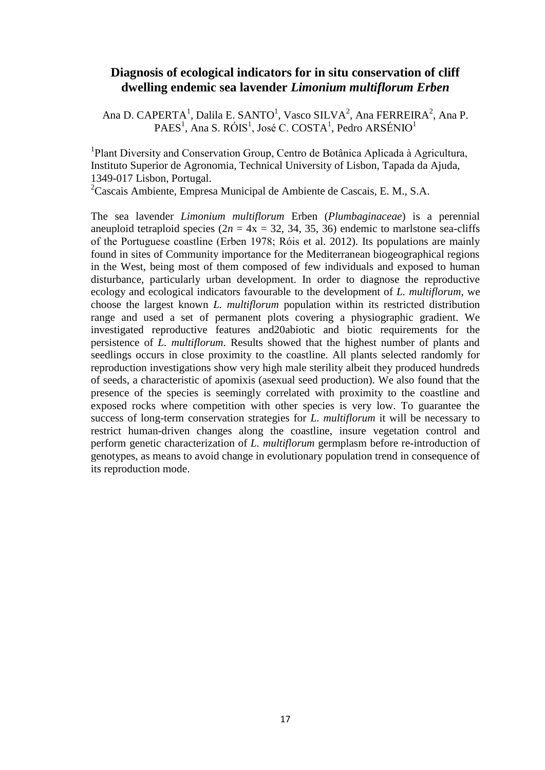## Diagnosis of ecological indicators for in situ conservation of cliff dwelling endemic sea lavender *Limonium multiflorum Erben*

Ana D. CAPERTA[1], Dalila E. SANTO[1], Vasco SILVA[2], Ana FERREIRA[2], Ana P. PAES[1], Ana S. RÓIS[1], José C. COSTA[1], Pedro ARSÉNIO[1]

[1]Plant Diversity and Conservation Group, Centro de Botânica Aplicada à Agricultura, Instituto Superior de Agronomia, Technical University of Lisbon, Tapada da Ajuda, 1349-017 Lisbon, Portugal.
[2]Cascais Ambiente, Empresa Municipal de Ambiente de Cascais, E. M., S.A.

The sea lavender *Limonium multiflorum* Erben (*Plumbaginaceae*) is a perennial aneuploid tetraploid species ($2n = 4x = 32, 34, 35, 36$) endemic to marlstone sea-cliffs of the Portuguese coastline (Erben 1978; Róis et al. 2012). Its populations are mainly found in sites of Community importance for the Mediterranean biogeographical regions in the West, being most of them composed of few individuals and exposed to human disturbance, particularly urban development. In order to diagnose the reproductive ecology and ecological indicators favourable to the development of *L. multiflorum*, we choose the largest known *L. multiflorum* population within its restricted distribution range and used a set of permanent plots covering a physiographic gradient. We investigated reproductive features and20abiotic and biotic requirements for the persistence of *L. multiflorum*. Results showed that the highest number of plants and seedlings occurs in close proximity to the coastline. All plants selected randomly for reproduction investigations show very high male sterility albeit they produced hundreds of seeds, a characteristic of apomixis (asexual seed production). We also found that the presence of the species is seemingly correlated with proximity to the coastline and exposed rocks where competition with other species is very low. To guarantee the success of long-term conservation strategies for *L. multiflorum* it will be necessary to restrict human-driven changes along the coastline, insure vegetation control and perform genetic characterization of *L. multiflorum* germplasm before re-introduction of genotypes, as means to avoid change in evolutionary population trend in consequence of its reproduction mode.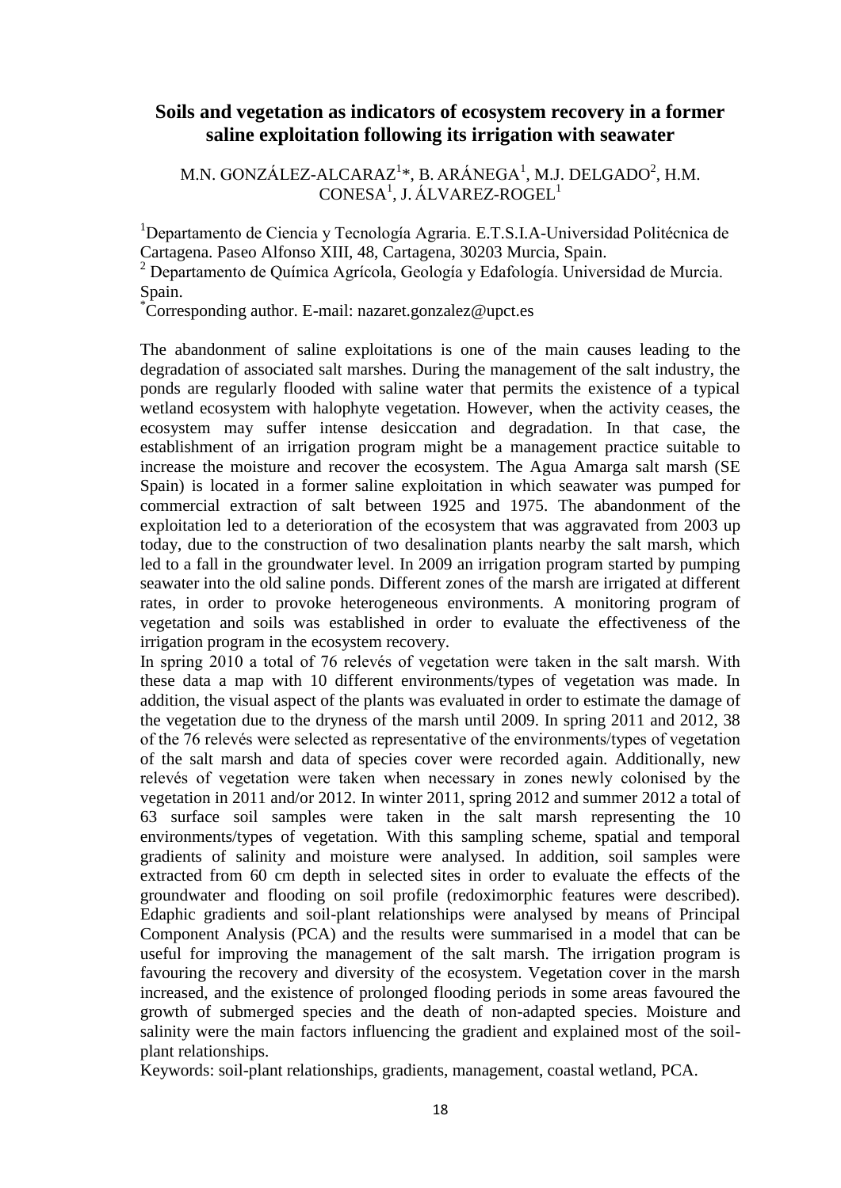# Soils and vegetation as indicators of ecosystem recovery in a former saline exploitation following its irrigation with seawater

M.N. GONZÁLEZ-ALCARAZ[1]*, B. ARÁNEGA[1], M.J. DELGADO[2], H.M. CONESA[1], J. ÁLVAREZ-ROGEL[1]

[1]Departamento de Ciencia y Tecnología Agraria. E.T.S.I.A-Universidad Politécnica de Cartagena. Paseo Alfonso XIII, 48, Cartagena, 30203 Murcia, Spain.

[2] Departamento de Química Agrícola, Geología y Edafología. Universidad de Murcia. Spain.

*Corresponding author. E-mail: nazaret.gonzalez@upct.es

The abandonment of saline exploitations is one of the main causes leading to the degradation of associated salt marshes. During the management of the salt industry, the ponds are regularly flooded with saline water that permits the existence of a typical wetland ecosystem with halophyte vegetation. However, when the activity ceases, the ecosystem may suffer intense desiccation and degradation. In that case, the establishment of an irrigation program might be a management practice suitable to increase the moisture and recover the ecosystem. The Agua Amarga salt marsh (SE Spain) is located in a former saline exploitation in which seawater was pumped for commercial extraction of salt between 1925 and 1975. The abandonment of the exploitation led to a deterioration of the ecosystem that was aggravated from 2003 up today, due to the construction of two desalination plants nearby the salt marsh, which led to a fall in the groundwater level. In 2009 an irrigation program started by pumping seawater into the old saline ponds. Different zones of the marsh are irrigated at different rates, in order to provoke heterogeneous environments. A monitoring program of vegetation and soils was established in order to evaluate the effectiveness of the irrigation program in the ecosystem recovery.

In spring 2010 a total of 76 relevés of vegetation were taken in the salt marsh. With these data a map with 10 different environments/types of vegetation was made. In addition, the visual aspect of the plants was evaluated in order to estimate the damage of the vegetation due to the dryness of the marsh until 2009. In spring 2011 and 2012, 38 of the 76 relevés were selected as representative of the environments/types of vegetation of the salt marsh and data of species cover were recorded again. Additionally, new relevés of vegetation were taken when necessary in zones newly colonised by the vegetation in 2011 and/or 2012. In winter 2011, spring 2012 and summer 2012 a total of 63 surface soil samples were taken in the salt marsh representing the 10 environments/types of vegetation. With this sampling scheme, spatial and temporal gradients of salinity and moisture were analysed. In addition, soil samples were extracted from 60 cm depth in selected sites in order to evaluate the effects of the groundwater and flooding on soil profile (redoximorphic features were described). Edaphic gradients and soil-plant relationships were analysed by means of Principal Component Analysis (PCA) and the results were summarised in a model that can be useful for improving the management of the salt marsh. The irrigation program is favouring the recovery and diversity of the ecosystem. Vegetation cover in the marsh increased, and the existence of prolonged flooding periods in some areas favoured the growth of submerged species and the death of non-adapted species. Moisture and salinity were the main factors influencing the gradient and explained most of the soil-plant relationships.

Keywords: soil-plant relationships, gradients, management, coastal wetland, PCA.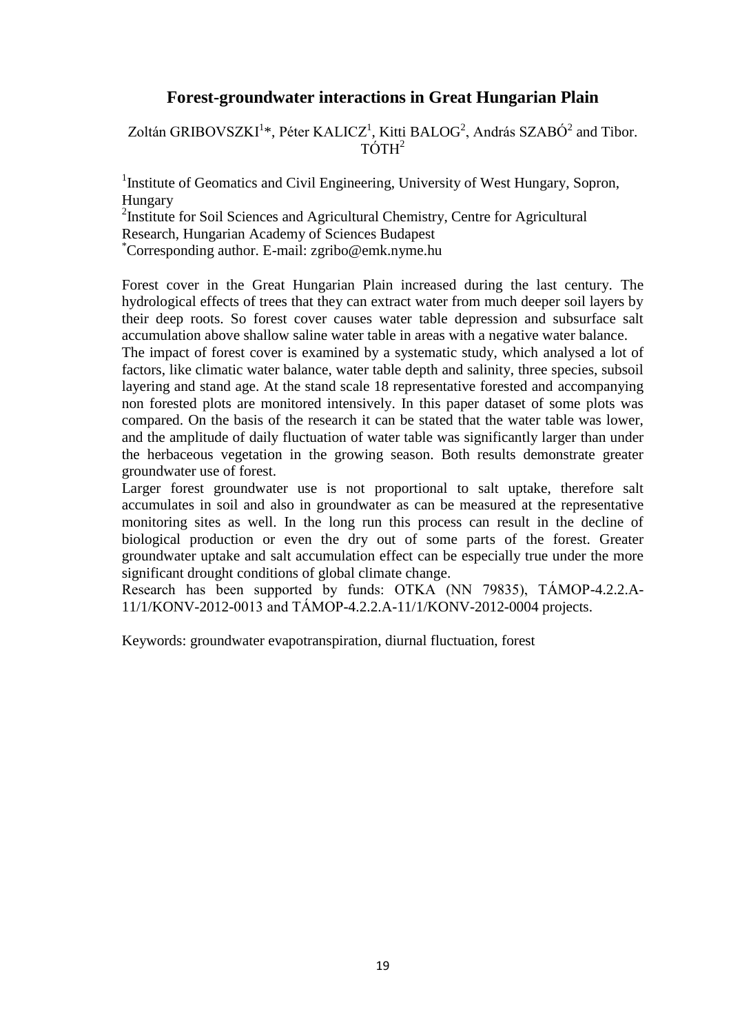## Forest-groundwater interactions in Great Hungarian Plain

Zoltán GRIBOVSZKI[1]*, Péter KALICZ[1], Kitti BALOG[2], András SZABÓ[2] and Tibor. TÓTH[2]

[1]Institute of Geomatics and Civil Engineering, University of West Hungary, Sopron, Hungary

[2]Institute for Soil Sciences and Agricultural Chemistry, Centre for Agricultural Research, Hungarian Academy of Sciences Budapest

*Corresponding author. E-mail: zgribo@emk.nyme.hu

Forest cover in the Great Hungarian Plain increased during the last century. The hydrological effects of trees that they can extract water from much deeper soil layers by their deep roots. So forest cover causes water table depression and subsurface salt accumulation above shallow saline water table in areas with a negative water balance.

The impact of forest cover is examined by a systematic study, which analysed a lot of factors, like climatic water balance, water table depth and salinity, three species, subsoil layering and stand age. At the stand scale 18 representative forested and accompanying non forested plots are monitored intensively. In this paper dataset of some plots was compared. On the basis of the research it can be stated that the water table was lower, and the amplitude of daily fluctuation of water table was significantly larger than under the herbaceous vegetation in the growing season. Both results demonstrate greater groundwater use of forest.

Larger forest groundwater use is not proportional to salt uptake, therefore salt accumulates in soil and also in groundwater as can be measured at the representative monitoring sites as well. In the long run this process can result in the decline of biological production or even the dry out of some parts of the forest. Greater groundwater uptake and salt accumulation effect can be especially true under the more significant drought conditions of global climate change.

Research has been supported by funds: OTKA (NN 79835), TÁMOP-4.2.2.A-11/1/KONV-2012-0013 and TÁMOP-4.2.2.A-11/1/KONV-2012-0004 projects.

Keywords: groundwater evapotranspiration, diurnal fluctuation, forest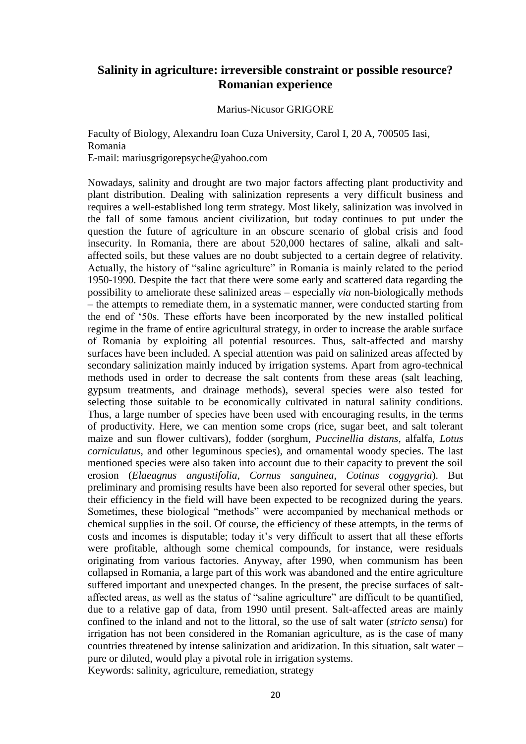## Salinity in agriculture: irreversible constraint or possible resource? Romanian experience

Marius-Nicusor GRIGORE

Faculty of Biology, Alexandru Ioan Cuza University, Carol I, 20 A, 700505 Iasi, Romania
E-mail: mariusgrigorepsyche@yahoo.com

Nowadays, salinity and drought are two major factors affecting plant productivity and plant distribution. Dealing with salinization represents a very difficult business and requires a well-established long term strategy. Most likely, salinization was involved in the fall of some famous ancient civilization, but today continues to put under the question the future of agriculture in an obscure scenario of global crisis and food insecurity. In Romania, there are about 520,000 hectares of saline, alkali and salt-affected soils, but these values are no doubt subjected to a certain degree of relativity. Actually, the history of "saline agriculture" in Romania is mainly related to the period 1950-1990. Despite the fact that there were some early and scattered data regarding the possibility to ameliorate these salinized areas – especially *via* non-biologically methods – the attempts to remediate them, in a systematic manner, were conducted starting from the end of '50s. These efforts have been incorporated by the new installed political regime in the frame of entire agricultural strategy, in order to increase the arable surface of Romania by exploiting all potential resources. Thus, salt-affected and marshy surfaces have been included. A special attention was paid on salinized areas affected by secondary salinization mainly induced by irrigation systems. Apart from agro-technical methods used in order to decrease the salt contents from these areas (salt leaching, gypsum treatments, and drainage methods), several species were also tested for selecting those suitable to be economically cultivated in natural salinity conditions. Thus, a large number of species have been used with encouraging results, in the terms of productivity. Here, we can mention some crops (rice, sugar beet, and salt tolerant maize and sun flower cultivars), fodder (sorghum, *Puccinellia distans*, alfalfa, *Lotus corniculatus*, and other leguminous species), and ornamental woody species. The last mentioned species were also taken into account due to their capacity to prevent the soil erosion (*Elaeagnus angustifolia*, *Cornus sanguinea*, *Cotinus coggygria*). But preliminary and promising results have been also reported for several other species, but their efficiency in the field will have been expected to be recognized during the years. Sometimes, these biological "methods" were accompanied by mechanical methods or chemical supplies in the soil. Of course, the efficiency of these attempts, in the terms of costs and incomes is disputable; today it's very difficult to assert that all these efforts were profitable, although some chemical compounds, for instance, were residuals originating from various factories. Anyway, after 1990, when communism has been collapsed in Romania, a large part of this work was abandoned and the entire agriculture suffered important and unexpected changes. In the present, the precise surfaces of salt-affected areas, as well as the status of "saline agriculture" are difficult to be quantified, due to a relative gap of data, from 1990 until present. Salt-affected areas are mainly confined to the inland and not to the littoral, so the use of salt water (*stricto sensu*) for irrigation has not been considered in the Romanian agriculture, as is the case of many countries threatened by intense salinization and aridization. In this situation, salt water – pure or diluted, would play a pivotal role in irrigation systems.

Keywords: salinity, agriculture, remediation, strategy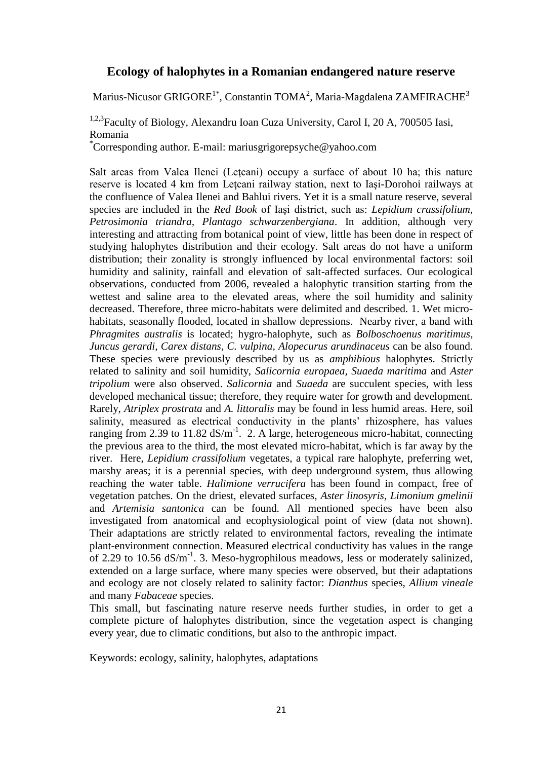## Ecology of halophytes in a Romanian endangered nature reserve

Marius-Nicusor GRIGORE[1*], Constantin TOMA[2], Maria-Magdalena ZAMFIRACHE[3]

[1,2,3]Faculty of Biology, Alexandru Ioan Cuza University, Carol I, 20 A, 700505 Iasi, Romania

[*]Corresponding author. E-mail: mariusgrigorepsyche@yahoo.com

Salt areas from Valea Ilenei (Leţcani) occupy a surface of about 10 ha; this nature reserve is located 4 km from Leţcani railway station, next to Iaşi-Dorohoi railways at the confluence of Valea Ilenei and Bahlui rivers. Yet it is a small nature reserve, several species are included in the *Red Book* of Iaşi district, such as: *Lepidium crassifolium, Petrosimonia triandra, Plantago schwarzenbergiana*. In addition, although very interesting and attracting from botanical point of view, little has been done in respect of studying halophytes distribution and their ecology. Salt areas do not have a uniform distribution; their zonality is strongly influenced by local environmental factors: soil humidity and salinity, rainfall and elevation of salt-affected surfaces. Our ecological observations, conducted from 2006, revealed a halophytic transition starting from the wettest and saline area to the elevated areas, where the soil humidity and salinity decreased. Therefore, three micro-habitats were delimited and described. 1. Wet micro-habitats, seasonally flooded, located in shallow depressions. Nearby river, a band with *Phragmites australis* is located; hygro-halophyte, such as *Bolboschoenus maritimus, Juncus gerardi, Carex distans, C. vulpina, Alopecurus arundinaceus* can be also found. These species were previously described by us as *amphibious* halophytes. Strictly related to salinity and soil humidity, *Salicornia europaea, Suaeda maritima* and *Aster tripolium* were also observed. *Salicornia* and *Suaeda* are succulent species, with less developed mechanical tissue; therefore, they require water for growth and development. Rarely, *Atriplex prostrata* and *A. littoralis* may be found in less humid areas. Here, soil salinity, measured as electrical conductivity in the plants' rhizosphere, has values ranging from 2.39 to 11.82 $dS/m^{-1}$. 2. A large, heterogeneous micro-habitat, connecting the previous area to the third, the most elevated micro-habitat, which is far away by the river. Here, *Lepidium crassifolium* vegetates, a typical rare halophyte, preferring wet, marshy areas; it is a perennial species, with deep underground system, thus allowing reaching the water table. *Halimione verrucifera* has been found in compact, free of vegetation patches. On the driest, elevated surfaces, *Aster linosyris, Limonium gmelinii* and *Artemisia santonica* can be found. All mentioned species have been also investigated from anatomical and ecophysiological point of view (data not shown). Their adaptations are strictly related to environmental factors, revealing the intimate plant-environment connection. Measured electrical conductivity has values in the range of 2.29 to 10.56 $dS/m^{-1}$. 3. Meso-hygrophilous meadows, less or moderately salinized, extended on a large surface, where many species were observed, but their adaptations and ecology are not closely related to salinity factor: *Dianthus* species, *Allium vineale* and many *Fabaceae* species.

This small, but fascinating nature reserve needs further studies, in order to get a complete picture of halophytes distribution, since the vegetation aspect is changing every year, due to climatic conditions, but also to the anthropic impact.

Keywords: ecology, salinity, halophytes, adaptations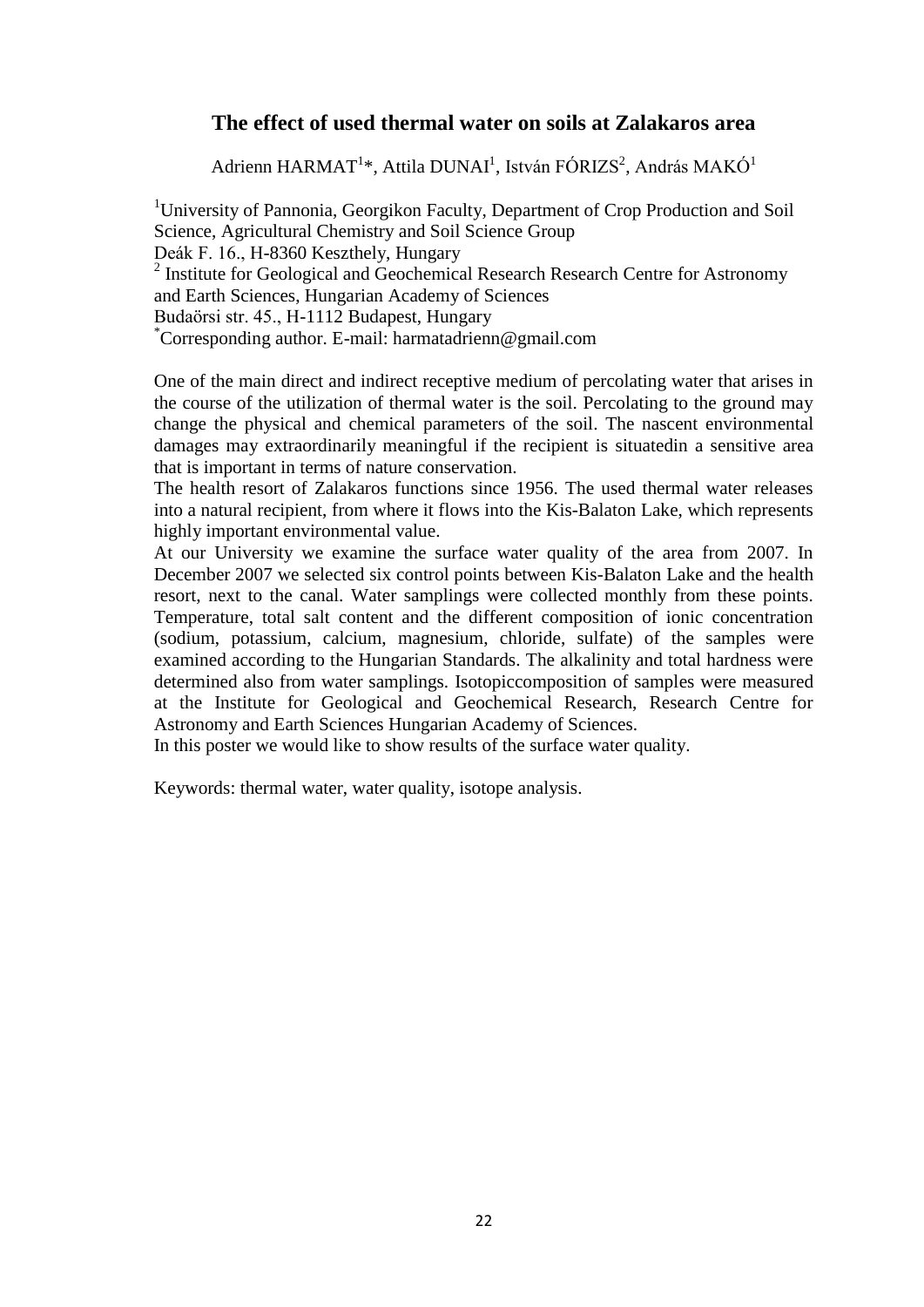## The effect of used thermal water on soils at Zalakaros area

Adrienn HARMAT[1]*, Attila DUNAI[1], István FÓRIZS[2], András MAKÓ[1]

[1]University of Pannonia, Georgikon Faculty, Department of Crop Production and Soil Science, Agricultural Chemistry and Soil Science Group
Deák F. 16., H-8360 Keszthely, Hungary
[2] Institute for Geological and Geochemical Research Research Centre for Astronomy and Earth Sciences, Hungarian Academy of Sciences
Budaörsi str. 45., H-1112 Budapest, Hungary
*Corresponding author. E-mail: harmatadrienn@gmail.com

One of the main direct and indirect receptive medium of percolating water that arises in the course of the utilization of thermal water is the soil. Percolating to the ground may change the physical and chemical parameters of the soil. The nascent environmental damages may extraordinarily meaningful if the recipient is situatedin a sensitive area that is important in terms of nature conservation.

The health resort of Zalakaros functions since 1956. The used thermal water releases into a natural recipient, from where it flows into the Kis-Balaton Lake, which represents highly important environmental value.

At our University we examine the surface water quality of the area from 2007. In December 2007 we selected six control points between Kis-Balaton Lake and the health resort, next to the canal. Water samplings were collected monthly from these points. Temperature, total salt content and the different composition of ionic concentration (sodium, potassium, calcium, magnesium, chloride, sulfate) of the samples were examined according to the Hungarian Standards. The alkalinity and total hardness were determined also from water samplings. Isotopiccomposition of samples were measured at the Institute for Geological and Geochemical Research, Research Centre for Astronomy and Earth Sciences Hungarian Academy of Sciences.

In this poster we would like to show results of the surface water quality.

Keywords: thermal water, water quality, isotope analysis.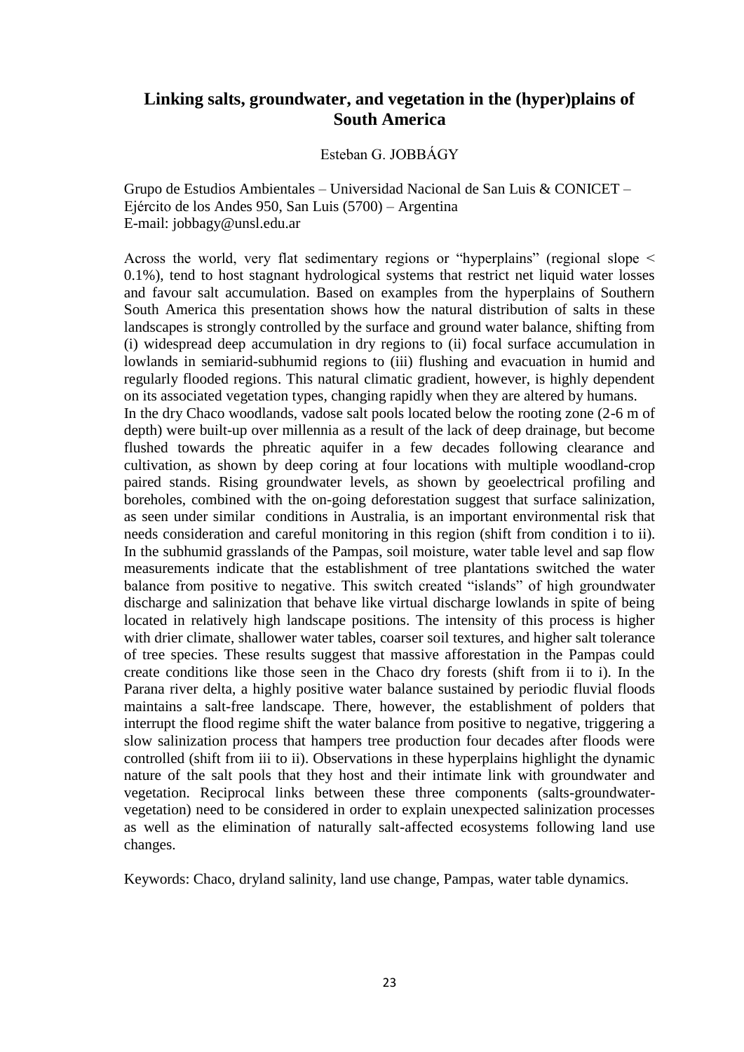# Linking salts, groundwater, and vegetation in the (hyper)plains of South America

Esteban G. JOBBÁGY

Grupo de Estudios Ambientales – Universidad Nacional de San Luis & CONICET – Ejército de los Andes 950, San Luis (5700) – Argentina
E-mail: jobbagy@unsl.edu.ar

Across the world, very flat sedimentary regions or "hyperplains" (regional slope < 0.1%), tend to host stagnant hydrological systems that restrict net liquid water losses and favour salt accumulation. Based on examples from the hyperplains of Southern South America this presentation shows how the natural distribution of salts in these landscapes is strongly controlled by the surface and ground water balance, shifting from (i) widespread deep accumulation in dry regions to (ii) focal surface accumulation in lowlands in semiarid-subhumid regions to (iii) flushing and evacuation in humid and regularly flooded regions. This natural climatic gradient, however, is highly dependent on its associated vegetation types, changing rapidly when they are altered by humans.
In the dry Chaco woodlands, vadose salt pools located below the rooting zone (2-6 m of depth) were built-up over millennia as a result of the lack of deep drainage, but become flushed towards the phreatic aquifer in a few decades following clearance and cultivation, as shown by deep coring at four locations with multiple woodland-crop paired stands. Rising groundwater levels, as shown by geoelectrical profiling and boreholes, combined with the on-going deforestation suggest that surface salinization, as seen under similar conditions in Australia, is an important environmental risk that needs consideration and careful monitoring in this region (shift from condition i to ii). In the subhumid grasslands of the Pampas, soil moisture, water table level and sap flow measurements indicate that the establishment of tree plantations switched the water balance from positive to negative. This switch created "islands" of high groundwater discharge and salinization that behave like virtual discharge lowlands in spite of being located in relatively high landscape positions. The intensity of this process is higher with drier climate, shallower water tables, coarser soil textures, and higher salt tolerance of tree species. These results suggest that massive afforestation in the Pampas could create conditions like those seen in the Chaco dry forests (shift from ii to i). In the Parana river delta, a highly positive water balance sustained by periodic fluvial floods maintains a salt-free landscape. There, however, the establishment of polders that interrupt the flood regime shift the water balance from positive to negative, triggering a slow salinization process that hampers tree production four decades after floods were controlled (shift from iii to ii). Observations in these hyperplains highlight the dynamic nature of the salt pools that they host and their intimate link with groundwater and vegetation. Reciprocal links between these three components (salts-groundwater-vegetation) need to be considered in order to explain unexpected salinization processes as well as the elimination of naturally salt-affected ecosystems following land use changes.

Keywords: Chaco, dryland salinity, land use change, Pampas, water table dynamics.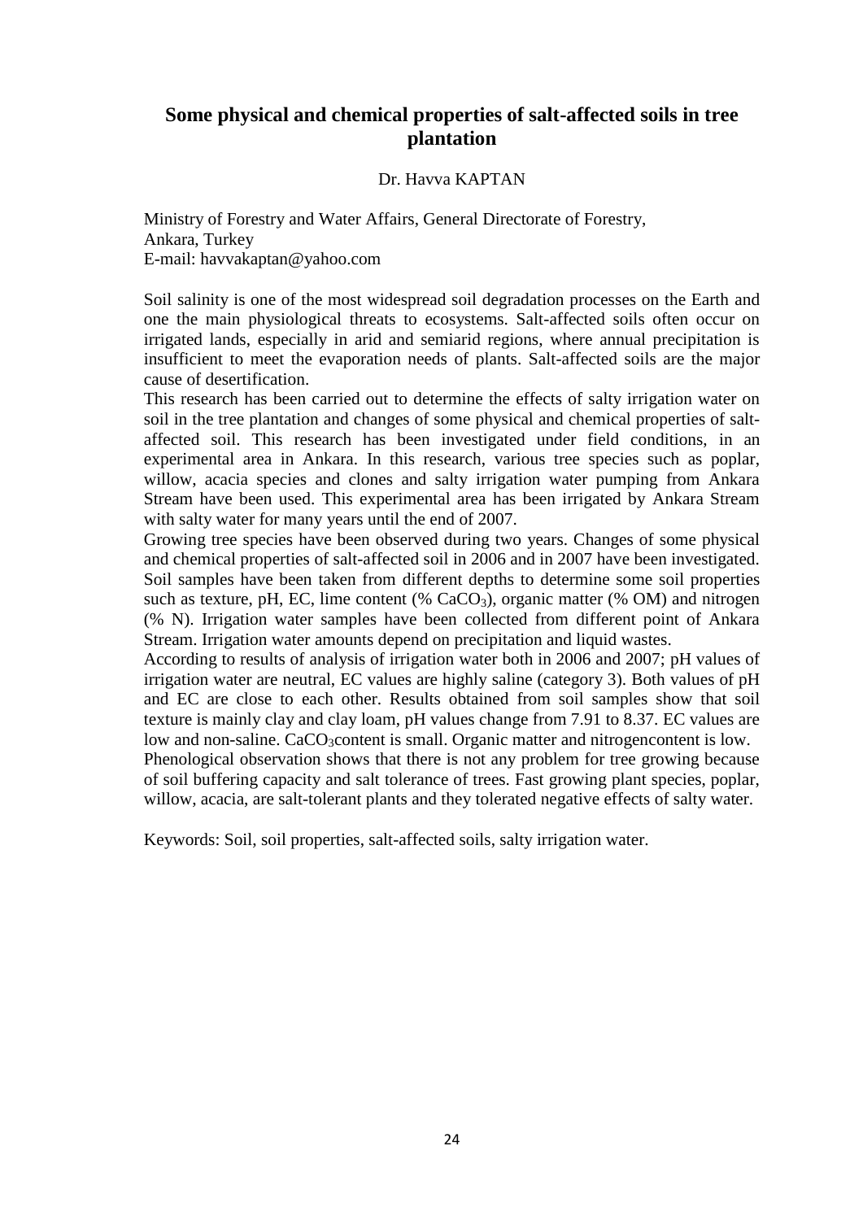# Some physical and chemical properties of salt-affected soils in tree plantation

Dr. Havva KAPTAN

Ministry of Forestry and Water Affairs, General Directorate of Forestry,
Ankara, Turkey
E-mail: havvakaptan@yahoo.com

Soil salinity is one of the most widespread soil degradation processes on the Earth and one the main physiological threats to ecosystems. Salt-affected soils often occur on irrigated lands, especially in arid and semiarid regions, where annual precipitation is insufficient to meet the evaporation needs of plants. Salt-affected soils are the major cause of desertification.

This research has been carried out to determine the effects of salty irrigation water on soil in the tree plantation and changes of some physical and chemical properties of salt-affected soil. This research has been investigated under field conditions, in an experimental area in Ankara. In this research, various tree species such as poplar, willow, acacia species and clones and salty irrigation water pumping from Ankara Stream have been used. This experimental area has been irrigated by Ankara Stream with salty water for many years until the end of 2007.

Growing tree species have been observed during two years. Changes of some physical and chemical properties of salt-affected soil in 2006 and in 2007 have been investigated. Soil samples have been taken from different depths to determine some soil properties such as texture, pH, EC, lime content (% $CaCO_3$), organic matter (% OM) and nitrogen (% N). Irrigation water samples have been collected from different point of Ankara Stream. Irrigation water amounts depend on precipitation and liquid wastes.

According to results of analysis of irrigation water both in 2006 and 2007; pH values of irrigation water are neutral, EC values are highly saline (category 3). Both values of pH and EC are close to each other. Results obtained from soil samples show that soil texture is mainly clay and clay loam, pH values change from 7.91 to 8.37. EC values are low and non-saline. $CaCO_3$content is small. Organic matter and nitrogencontent is low.

Phenological observation shows that there is not any problem for tree growing because of soil buffering capacity and salt tolerance of trees. Fast growing plant species, poplar, willow, acacia, are salt-tolerant plants and they tolerated negative effects of salty water.

Keywords: Soil, soil properties, salt-affected soils, salty irrigation water.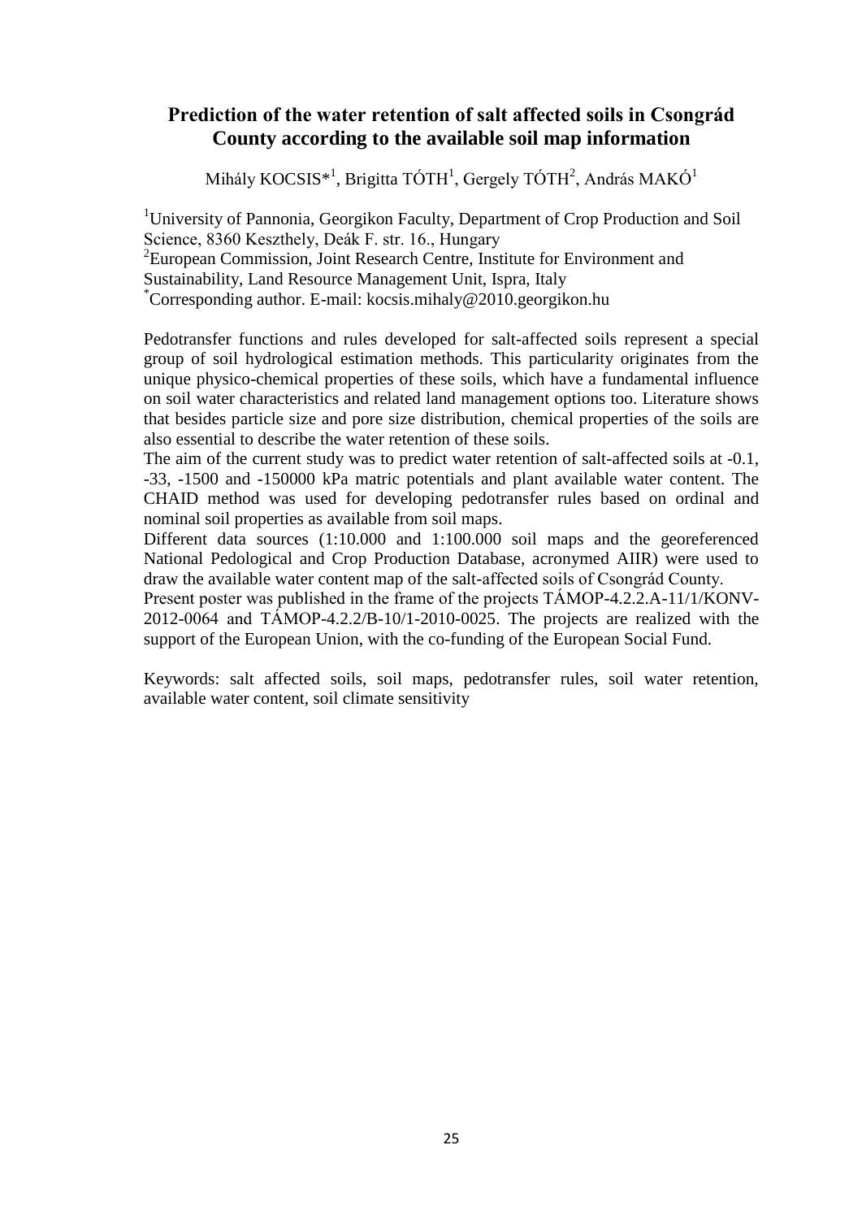# Prediction of the water retention of salt affected soils in Csongrád County according to the available soil map information

Mihály KOCSIS*[1], Brigitta TÓTH[1], Gergely TÓTH[2], András MAKÓ[1]

[1]University of Pannonia, Georgikon Faculty, Department of Crop Production and Soil Science, 8360 Keszthely, Deák F. str. 16., Hungary
[2]European Commission, Joint Research Centre, Institute for Environment and Sustainability, Land Resource Management Unit, Ispra, Italy
[*]Corresponding author. E-mail: kocsis.mihaly@2010.georgikon.hu

Pedotransfer functions and rules developed for salt-affected soils represent a special group of soil hydrological estimation methods. This particularity originates from the unique physico-chemical properties of these soils, which have a fundamental influence on soil water characteristics and related land management options too. Literature shows that besides particle size and pore size distribution, chemical properties of the soils are also essential to describe the water retention of these soils.

The aim of the current study was to predict water retention of salt-affected soils at -0.1, -33, -1500 and -150000 kPa matric potentials and plant available water content. The CHAID method was used for developing pedotransfer rules based on ordinal and nominal soil properties as available from soil maps.

Different data sources (1:10.000 and 1:100.000 soil maps and the georeferenced National Pedological and Crop Production Database, acronymed AIIR) were used to draw the available water content map of the salt-affected soils of Csongrád County.

Present poster was published in the frame of the projects TÁMOP-4.2.2.A-11/1/KONV-2012-0064 and TÁMOP-4.2.2/B-10/1-2010-0025. The projects are realized with the support of the European Union, with the co-funding of the European Social Fund.

Keywords: salt affected soils, soil maps, pedotransfer rules, soil water retention, available water content, soil climate sensitivity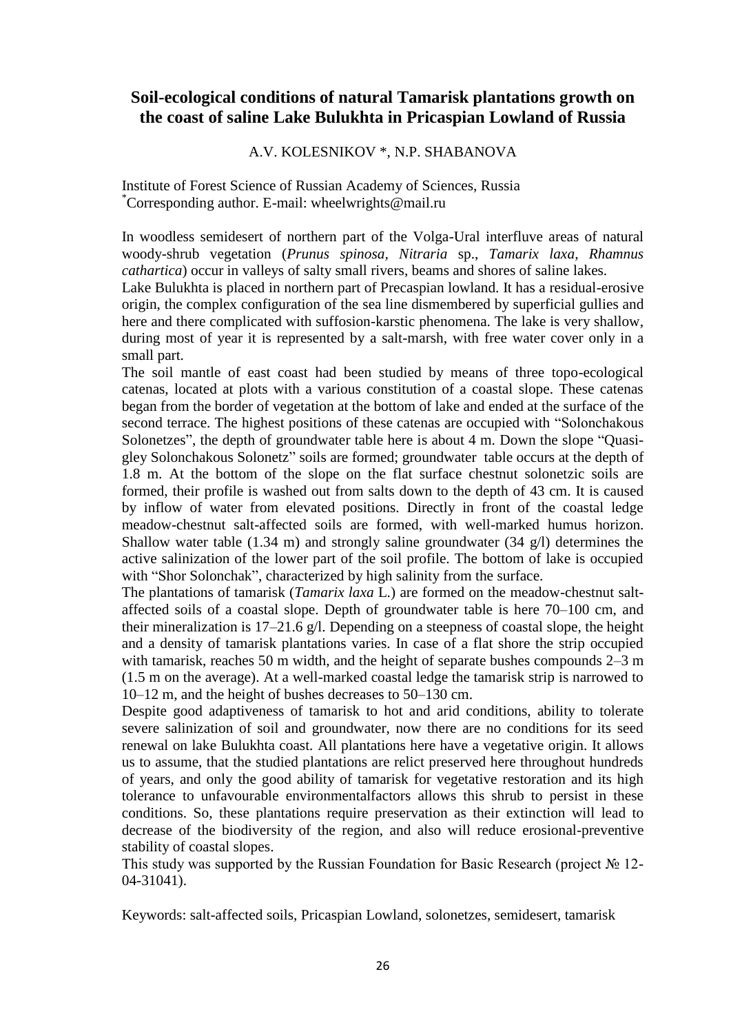## Soil-ecological conditions of natural Tamarisk plantations growth on the coast of saline Lake Bulukhta in Pricaspian Lowland of Russia

A.V. KOLESNIKOV *, N.P. SHABANOVA

Institute of Forest Science of Russian Academy of Sciences, Russia
*Corresponding author. E-mail: wheelwrights@mail.ru

In woodless semidesert of northern part of the Volga-Ural interfluve areas of natural woody-shrub vegetation (*Prunus spinosa*, *Nitraria* sp., *Tamarix laxa*, *Rhamnus cathartica*) occur in valleys of salty small rivers, beams and shores of saline lakes.

Lake Bulukhta is placed in northern part of Precaspian lowland. It has a residual-erosive origin, the complex configuration of the sea line dismembered by superficial gullies and here and there complicated with suffosion-karstic phenomena. The lake is very shallow, during most of year it is represented by a salt-marsh, with free water cover only in a small part.

The soil mantle of east coast had been studied by means of three topo-ecological catenas, located at plots with a various constitution of a coastal slope. These catenas began from the border of vegetation at the bottom of lake and ended at the surface of the second terrace. The highest positions of these catenas are occupied with "Solonchakous Solonetzes", the depth of groundwater table here is about 4 m. Down the slope "Quasi-gley Solonchakous Solonetz" soils are formed; groundwater table occurs at the depth of 1.8 m. At the bottom of the slope on the flat surface chestnut solonetzic soils are formed, their profile is washed out from salts down to the depth of 43 cm. It is caused by inflow of water from elevated positions. Directly in front of the coastal ledge meadow-chestnut salt-affected soils are formed, with well-marked humus horizon. Shallow water table (1.34 m) and strongly saline groundwater (34 g/l) determines the active salinization of the lower part of the soil profile. The bottom of lake is occupied with "Shor Solonchak", characterized by high salinity from the surface.

The plantations of tamarisk (*Tamarix laxa* L.) are formed on the meadow-chestnut salt-affected soils of a coastal slope. Depth of groundwater table is here 70–100 cm, and their mineralization is 17–21.6 g/l. Depending on a steepness of coastal slope, the height and a density of tamarisk plantations varies. In case of a flat shore the strip occupied with tamarisk, reaches 50 m width, and the height of separate bushes compounds 2–3 m (1.5 m on the average). At a well-marked coastal ledge the tamarisk strip is narrowed to 10–12 m, and the height of bushes decreases to 50–130 cm.

Despite good adaptiveness of tamarisk to hot and arid conditions, ability to tolerate severe salinization of soil and groundwater, now there are no conditions for its seed renewal on lake Bulukhta coast. All plantations here have a vegetative origin. It allows us to assume, that the studied plantations are relict preserved here throughout hundreds of years, and only the good ability of tamarisk for vegetative restoration and its high tolerance to unfavourable environmentalfactors allows this shrub to persist in these conditions. So, these plantations require preservation as their extinction will lead to decrease of the biodiversity of the region, and also will reduce erosional-preventive stability of coastal slopes.

This study was supported by the Russian Foundation for Basic Research (project № 12-04-31041).

Keywords: salt-affected soils, Pricaspian Lowland, solonetzes, semidesert, tamarisk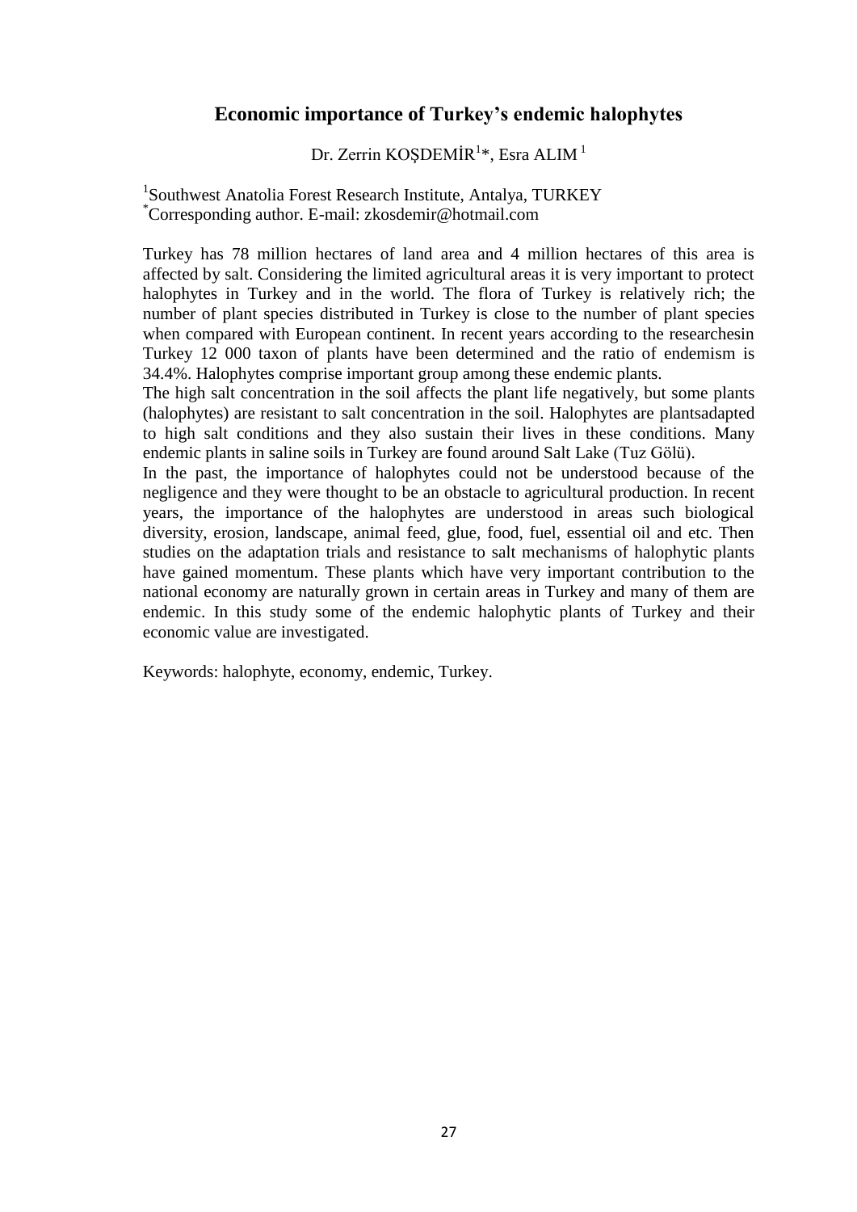# Economic importance of Turkey's endemic halophytes

Dr. Zerrin KOŞDEMİR[1]*, Esra ALIM [1]

[1]Southwest Anatolia Forest Research Institute, Antalya, TURKEY
[*]Corresponding author. E-mail: zkosdemir@hotmail.com

Turkey has 78 million hectares of land area and 4 million hectares of this area is affected by salt. Considering the limited agricultural areas it is very important to protect halophytes in Turkey and in the world. The flora of Turkey is relatively rich; the number of plant species distributed in Turkey is close to the number of plant species when compared with European continent. In recent years according to the researchesin Turkey 12 000 taxon of plants have been determined and the ratio of endemism is 34.4%. Halophytes comprise important group among these endemic plants.

The high salt concentration in the soil affects the plant life negatively, but some plants (halophytes) are resistant to salt concentration in the soil. Halophytes are plantsadapted to high salt conditions and they also sustain their lives in these conditions. Many endemic plants in saline soils in Turkey are found around Salt Lake (Tuz Gölü).

In the past, the importance of halophytes could not be understood because of the negligence and they were thought to be an obstacle to agricultural production. In recent years, the importance of the halophytes are understood in areas such biological diversity, erosion, landscape, animal feed, glue, food, fuel, essential oil and etc. Then studies on the adaptation trials and resistance to salt mechanisms of halophytic plants have gained momentum. These plants which have very important contribution to the national economy are naturally grown in certain areas in Turkey and many of them are endemic. In this study some of the endemic halophytic plants of Turkey and their economic value are investigated.

Keywords: halophyte, economy, endemic, Turkey.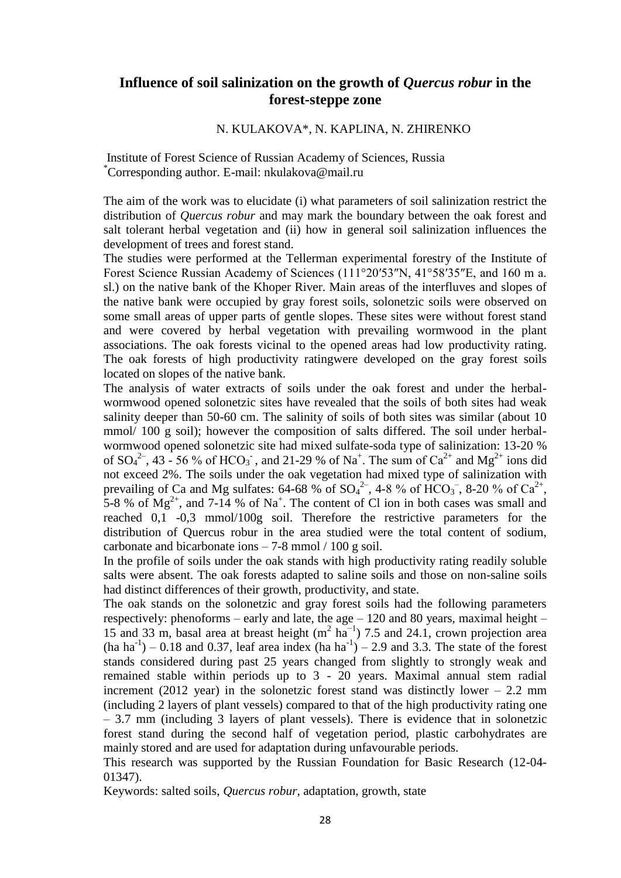# Influence of soil salinization on the growth of *Quercus robur* in the forest-steppe zone

N. KULAKOVA*, N. KAPLINA, N. ZHIRENKO

Institute of Forest Science of Russian Academy of Sciences, Russia
*Corresponding author. E-mail: nkulakova@mail.ru

The aim of the work was to elucidate (i) what parameters of soil salinization restrict the distribution of *Quercus robur* and may mark the boundary between the oak forest and salt tolerant herbal vegetation and (ii) how in general soil salinization influences the development of trees and forest stand.

The studies were performed at the Tellerman experimental forestry of the Institute of Forest Science Russian Academy of Sciences (111°20′53″N, 41°58′35″E, and 160 m a. sl.) on the native bank of the Khoper River. Main areas of the interfluves and slopes of the native bank were occupied by gray forest soils, solonetzic soils were observed on some small areas of upper parts of gentle slopes. These sites were without forest stand and were covered by herbal vegetation with prevailing wormwood in the plant associations. The oak forests vicinal to the opened areas had low productivity rating. The oak forests of high productivity ratingwere developed on the gray forest soils located on slopes of the native bank.

The analysis of water extracts of soils under the oak forest and under the herbal-wormwood opened solonetzic sites have revealed that the soils of both sites had weak salinity deeper than 50-60 cm. The salinity of soils of both sites was similar (about 10 mmol/ 100 g soil); however the composition of salts differed. The soil under herbal-wormwood opened solonetzic site had mixed sulfate-soda type of salinization: 13-20 % of $SO_4^{2-}$, 43 - 56 % of $HCO_3^{-}$, and 21-29 % of $Na^{+}$. The sum of $Ca^{2+}$ and $Mg^{2+}$ ions did not exceed 2%. The soils under the oak vegetation had mixed type of salinization with prevailing of Ca and Mg sulfates: 64-68 % of $SO_4^{2-}$, 4-8 % of $HCO_3^{-}$, 8-20 % of $Ca^{2+}$, 5-8 % of $Mg^{2+}$, and 7-14 % of $Na^{+}$. The content of Cl ion in both cases was small and reached 0,1 -0,3 mmol/100g soil. Therefore the restrictive parameters for the distribution of Quercus robur in the area studied were the total content of sodium, carbonate and bicarbonate ions – 7-8 mmol / 100 g soil.

In the profile of soils under the oak stands with high productivity rating readily soluble salts were absent. The oak forests adapted to saline soils and those on non-saline soils had distinct differences of their growth, productivity, and state.

The oak stands on the solonetzic and gray forest soils had the following parameters respectively: phenoforms – early and late, the age – 120 and 80 years, maximal height – 15 and 33 m, basal area at breast height ($m^2$ $ha^{-1}$) 7.5 and 24.1, crown projection area (ha $ha^{-1}$) – 0.18 and 0.37, leaf area index (ha $ha^{-1}$) – 2.9 and 3.3. The state of the forest stands considered during past 25 years changed from slightly to strongly weak and remained stable within periods up to 3 - 20 years. Maximal annual stem radial increment (2012 year) in the solonetzic forest stand was distinctly lower – 2.2 mm (including 2 layers of plant vessels) compared to that of the high productivity rating one – 3.7 mm (including 3 layers of plant vessels). There is evidence that in solonetzic forest stand during the second half of vegetation period, plastic carbohydrates are mainly stored and are used for adaptation during unfavourable periods.

This research was supported by the Russian Foundation for Basic Research (12-04-01347).

Keywords: salted soils, *Quercus robur*, adaptation, growth, state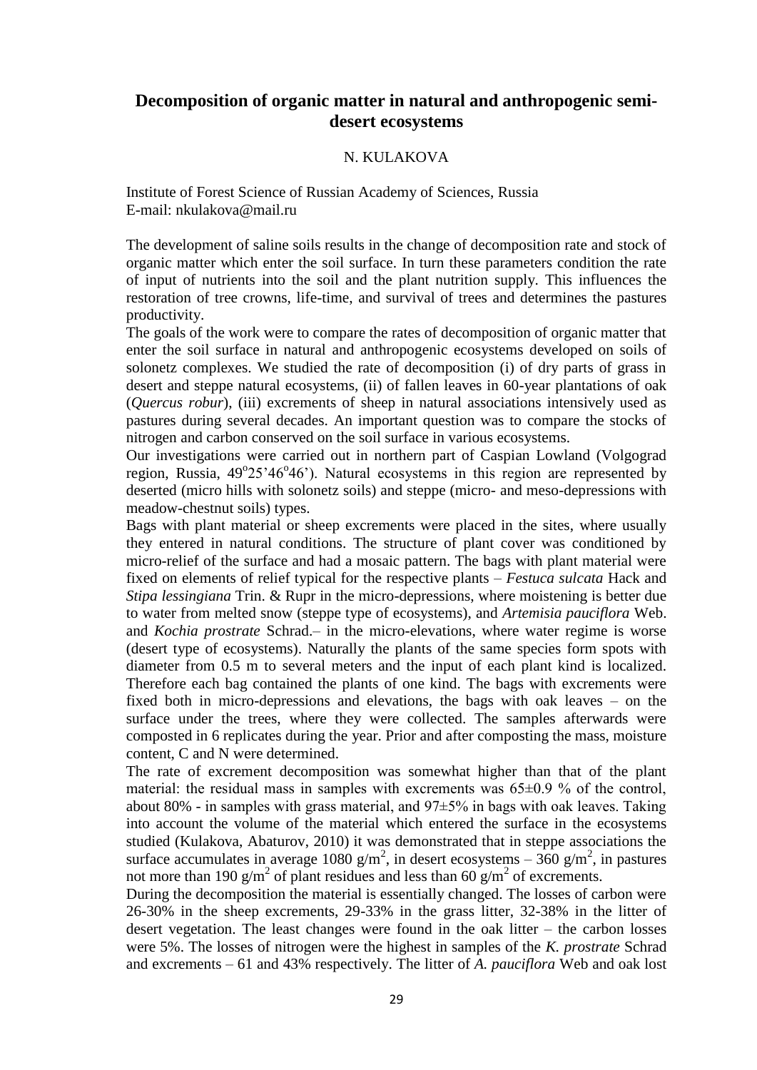# Decomposition of organic matter in natural and anthropogenic semi-desert ecosystems

N. KULAKOVA

Institute of Forest Science of Russian Academy of Sciences, Russia
E-mail: nkulakova@mail.ru

The development of saline soils results in the change of decomposition rate and stock of organic matter which enter the soil surface. In turn these parameters condition the rate of input of nutrients into the soil and the plant nutrition supply. This influences the restoration of tree crowns, life-time, and survival of trees and determines the pastures productivity.

The goals of the work were to compare the rates of decomposition of organic matter that enter the soil surface in natural and anthropogenic ecosystems developed on soils of solonetz complexes. We studied the rate of decomposition (i) of dry parts of grass in desert and steppe natural ecosystems, (ii) of fallen leaves in 60-year plantations of oak (*Quercus robur*), (iii) excrements of sheep in natural associations intensively used as pastures during several decades. An important question was to compare the stocks of nitrogen and carbon conserved on the soil surface in various ecosystems.

Our investigations were carried out in northern part of Caspian Lowland (Volgograd region, Russia, 49$^{o}$25'46$^{o}$46'). Natural ecosystems in this region are represented by deserted (micro hills with solonetz soils) and steppe (micro- and meso-depressions with meadow-chestnut soils) types.

Bags with plant material or sheep excrements were placed in the sites, where usually they entered in natural conditions. The structure of plant cover was conditioned by micro-relief of the surface and had a mosaic pattern. The bags with plant material were fixed on elements of relief typical for the respective plants – *Festuca sulcata* Hack and *Stipa lessingiana* Trin. & Rupr in the micro-depressions, where moistening is better due to water from melted snow (steppe type of ecosystems), and *Artemisia pauciflora* Web. and *Kochia prostrate* Schrad.– in the micro-elevations, where water regime is worse (desert type of ecosystems). Naturally the plants of the same species form spots with diameter from 0.5 m to several meters and the input of each plant kind is localized. Therefore each bag contained the plants of one kind. The bags with excrements were fixed both in micro-depressions and elevations, the bags with oak leaves – on the surface under the trees, where they were collected. The samples afterwards were composted in 6 replicates during the year. Prior and after composting the mass, moisture content, C and N were determined.

The rate of excrement decomposition was somewhat higher than that of the plant material: the residual mass in samples with excrements was 65±0.9 % of the control, about 80% - in samples with grass material, and 97±5% in bags with oak leaves. Taking into account the volume of the material which entered the surface in the ecosystems studied (Kulakova, Abaturov, 2010) it was demonstrated that in steppe associations the surface accumulates in average 1080 g/m$^2$, in desert ecosystems – 360 g/m$^2$, in pastures not more than 190 g/m$^2$ of plant residues and less than 60 g/m$^2$ of excrements.

During the decomposition the material is essentially changed. The losses of carbon were 26-30% in the sheep excrements, 29-33% in the grass litter, 32-38% in the litter of desert vegetation. The least changes were found in the oak litter – the carbon losses were 5%. The losses of nitrogen were the highest in samples of the *K. prostrate* Schrad and excrements – 61 and 43% respectively. The litter of *A. pauciflora* Web and oak lost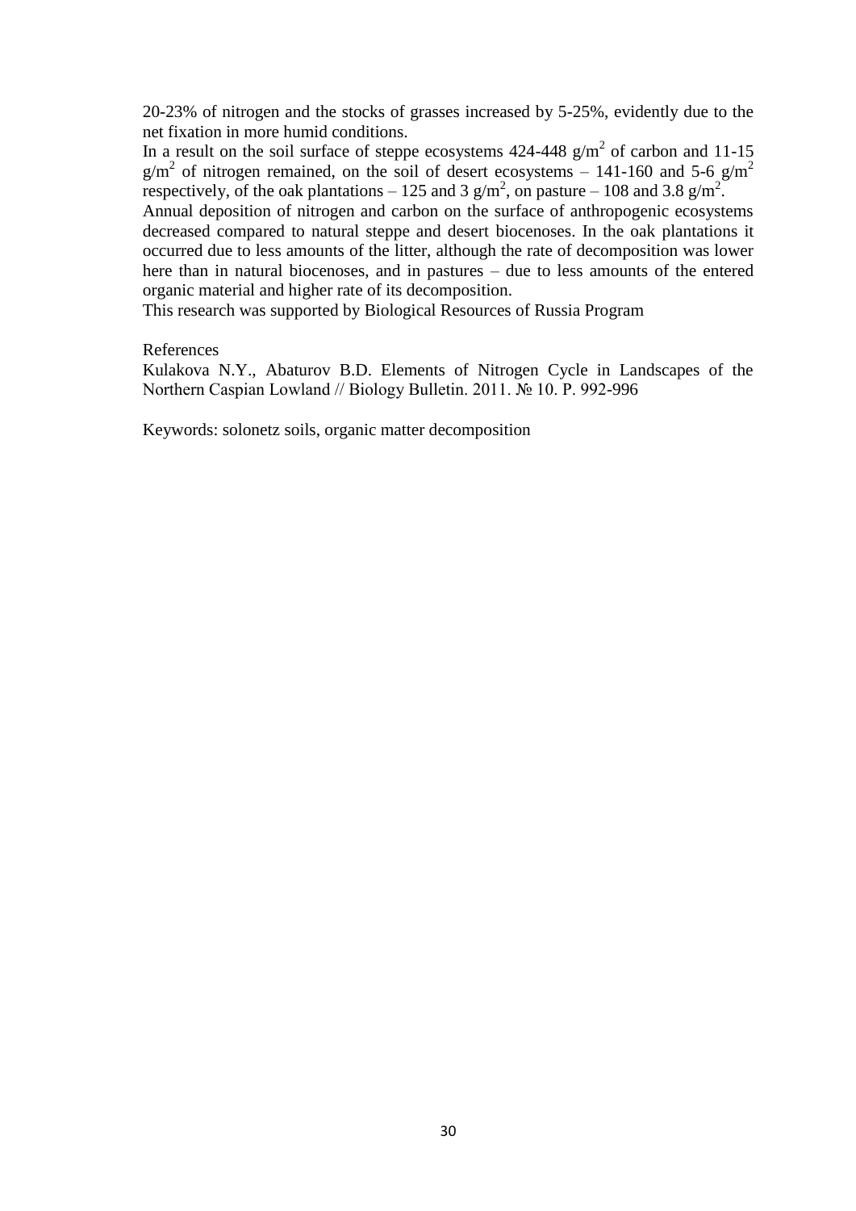20-23% of nitrogen and the stocks of grasses increased by 5-25%, evidently due to the net fixation in more humid conditions.

In a result on the soil surface of steppe ecosystems 424-448 $g/m^2$ of carbon and 11-15 $g/m^2$ of nitrogen remained, on the soil of desert ecosystems – 141-160 and 5-6 $g/m^2$ respectively, of the oak plantations – 125 and 3 $g/m^2$, on pasture – 108 and 3.8 $g/m^2$.

Annual deposition of nitrogen and carbon on the surface of anthropogenic ecosystems decreased compared to natural steppe and desert biocenoses. In the oak plantations it occurred due to less amounts of the litter, although the rate of decomposition was lower here than in natural biocenoses, and in pastures – due to less amounts of the entered organic material and higher rate of its decomposition.

This research was supported by Biological Resources of Russia Program

References

Kulakova N.Y., Abaturov B.D. Elements of Nitrogen Cycle in Landscapes of the Northern Caspian Lowland // Biology Bulletin. 2011. № 10. P. 992-996

Keywords: solonetz soils, organic matter decomposition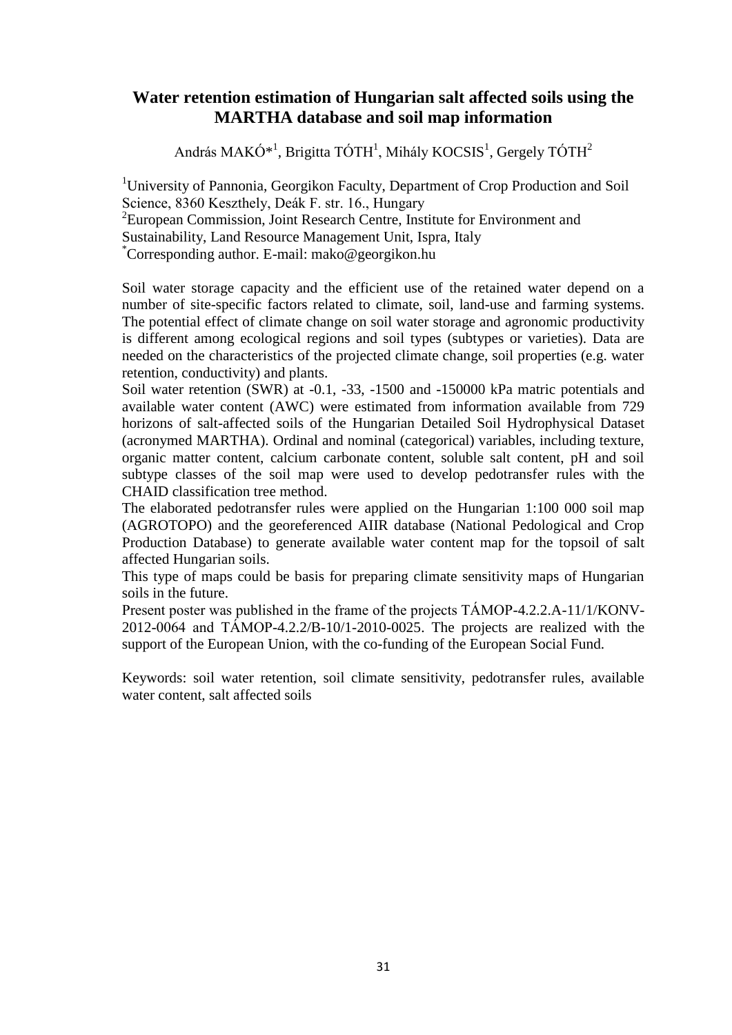# Water retention estimation of Hungarian salt affected soils using the MARTHA database and soil map information

András MAKÓ*[1], Brigitta TÓTH[1], Mihály KOCSIS[1], Gergely TÓTH[2]

[1]University of Pannonia, Georgikon Faculty, Department of Crop Production and Soil Science, 8360 Keszthely, Deák F. str. 16., Hungary
[2]European Commission, Joint Research Centre, Institute for Environment and Sustainability, Land Resource Management Unit, Ispra, Italy
[*]Corresponding author. E-mail: mako@georgikon.hu

Soil water storage capacity and the efficient use of the retained water depend on a number of site-specific factors related to climate, soil, land-use and farming systems. The potential effect of climate change on soil water storage and agronomic productivity is different among ecological regions and soil types (subtypes or varieties). Data are needed on the characteristics of the projected climate change, soil properties (e.g. water retention, conductivity) and plants.

Soil water retention (SWR) at -0.1, -33, -1500 and -150000 kPa matric potentials and available water content (AWC) were estimated from information available from 729 horizons of salt-affected soils of the Hungarian Detailed Soil Hydrophysical Dataset (acronymed MARTHA). Ordinal and nominal (categorical) variables, including texture, organic matter content, calcium carbonate content, soluble salt content, pH and soil subtype classes of the soil map were used to develop pedotransfer rules with the CHAID classification tree method.

The elaborated pedotransfer rules were applied on the Hungarian 1:100 000 soil map (AGROTOPO) and the georeferenced AIIR database (National Pedological and Crop Production Database) to generate available water content map for the topsoil of salt affected Hungarian soils.

This type of maps could be basis for preparing climate sensitivity maps of Hungarian soils in the future.

Present poster was published in the frame of the projects TÁMOP-4.2.2.A-11/1/KONV-2012-0064 and TÁMOP-4.2.2/B-10/1-2010-0025. The projects are realized with the support of the European Union, with the co-funding of the European Social Fund.

Keywords: soil water retention, soil climate sensitivity, pedotransfer rules, available water content, salt affected soils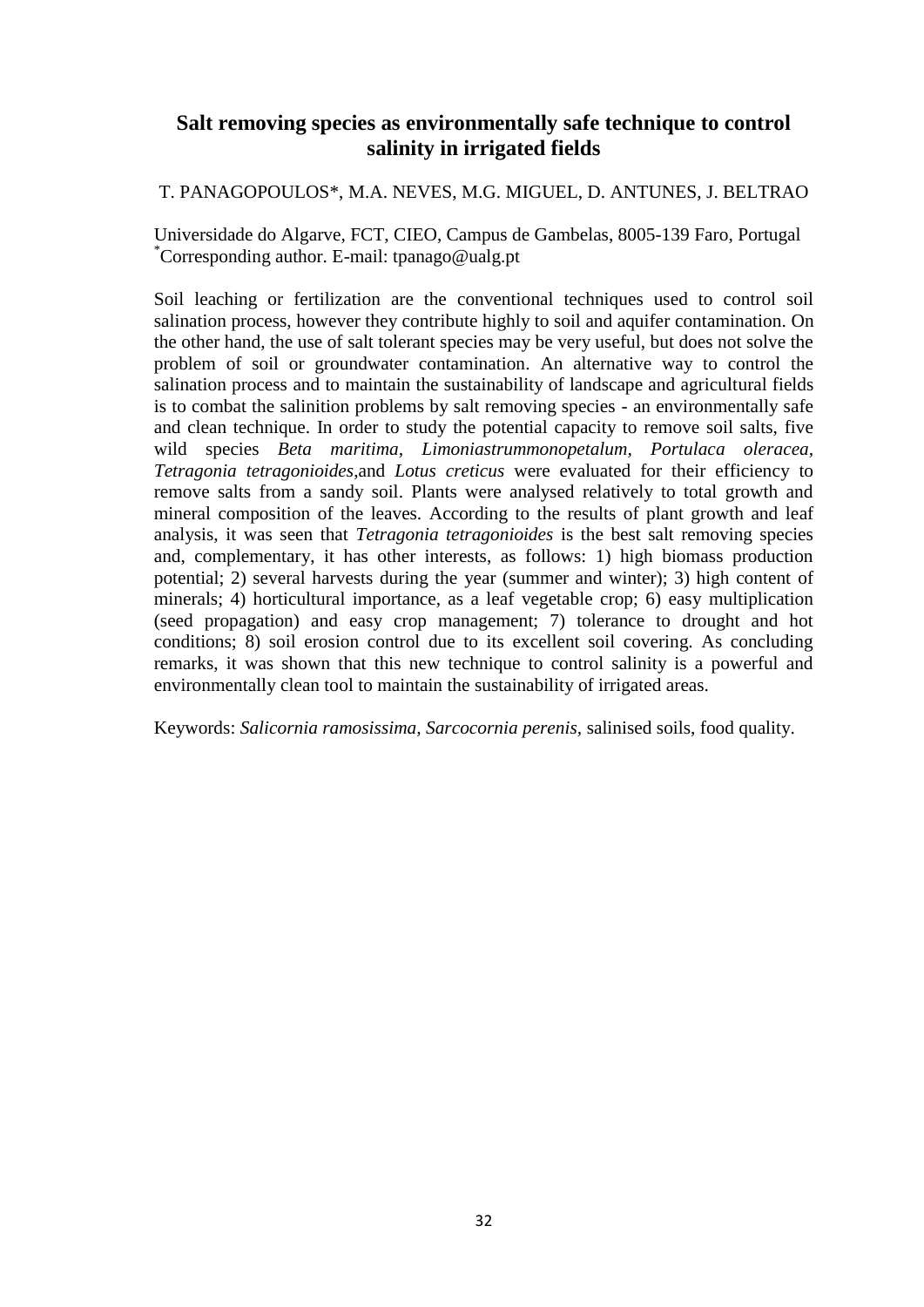## Salt removing species as environmentally safe technique to control salinity in irrigated fields

T. PANAGOPOULOS*, M.A. NEVES, M.G. MIGUEL, D. ANTUNES, J. BELTRAO

Universidade do Algarve, FCT, CIEO, Campus de Gambelas, 8005-139 Faro, Portugal
*Corresponding author. E-mail: tpanago@ualg.pt

Soil leaching or fertilization are the conventional techniques used to control soil salination process, however they contribute highly to soil and aquifer contamination. On the other hand, the use of salt tolerant species may be very useful, but does not solve the problem of soil or groundwater contamination. An alternative way to control the salination process and to maintain the sustainability of landscape and agricultural fields is to combat the salinition problems by salt removing species - an environmentally safe and clean technique. In order to study the potential capacity to remove soil salts, five wild species *Beta maritima*, *Limoniastrummonopetalum, Portulaca oleracea, Tetragonia tetragonioides,*and *Lotus creticus* were evaluated for their efficiency to remove salts from a sandy soil. Plants were analysed relatively to total growth and mineral composition of the leaves. According to the results of plant growth and leaf analysis, it was seen that *Tetragonia tetragonioides* is the best salt removing species and, complementary, it has other interests, as follows: 1) high biomass production potential; 2) several harvests during the year (summer and winter); 3) high content of minerals; 4) horticultural importance, as a leaf vegetable crop; 6) easy multiplication (seed propagation) and easy crop management; 7) tolerance to drought and hot conditions; 8) soil erosion control due to its excellent soil covering. As concluding remarks, it was shown that this new technique to control salinity is a powerful and environmentally clean tool to maintain the sustainability of irrigated areas.

Keywords: *Salicornia ramosissima, Sarcocornia perenis,* salinised soils, food quality.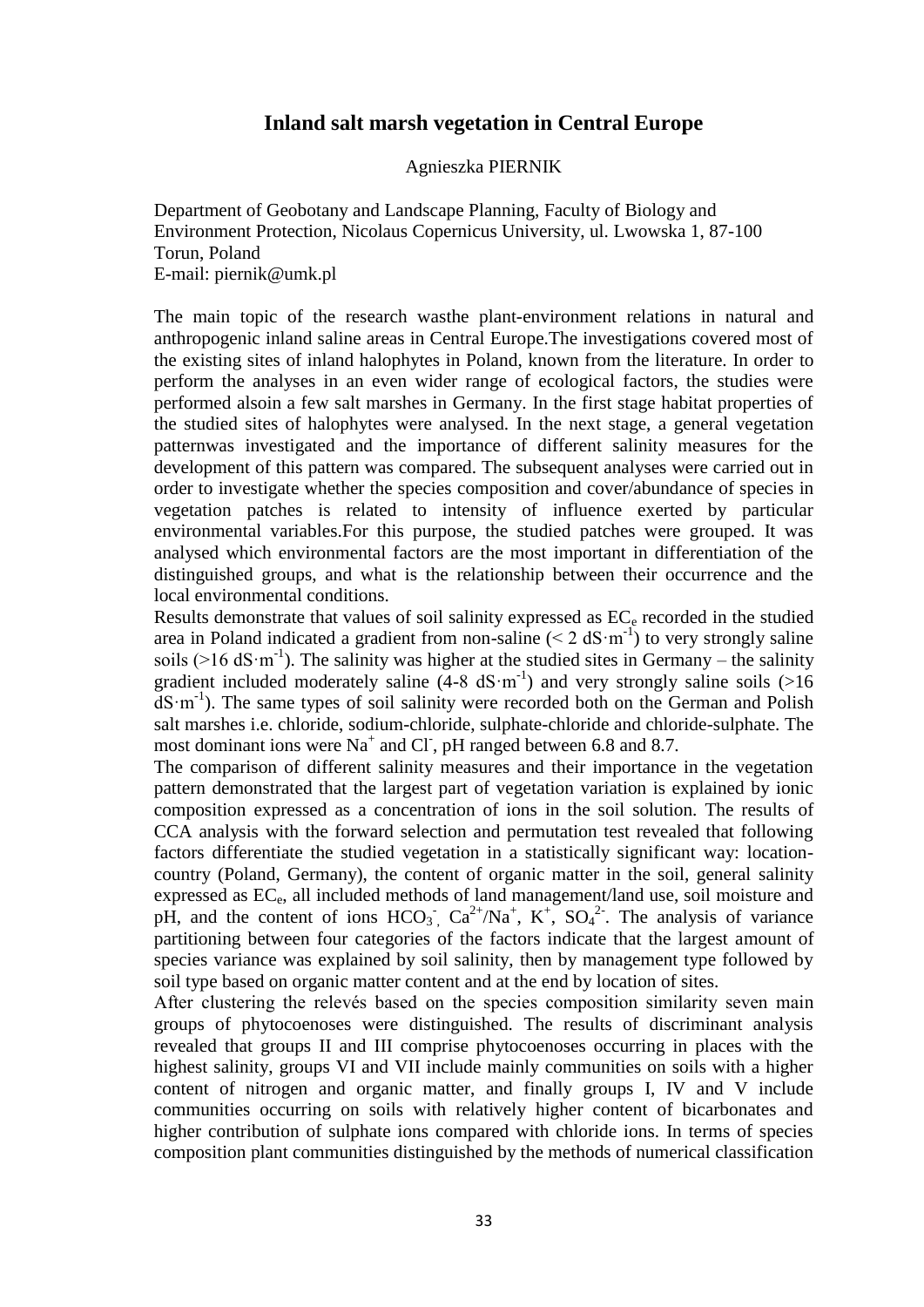## Inland salt marsh vegetation in Central Europe

Agnieszka PIERNIK

Department of Geobotany and Landscape Planning, Faculty of Biology and Environment Protection, Nicolaus Copernicus University, ul. Lwowska 1, 87-100 Torun, Poland
E-mail: piernik@umk.pl

The main topic of the research wasthe plant-environment relations in natural and anthropogenic inland saline areas in Central Europe.The investigations covered most of the existing sites of inland halophytes in Poland, known from the literature. In order to perform the analyses in an even wider range of ecological factors, the studies were performed alsoin a few salt marshes in Germany. In the first stage habitat properties of the studied sites of halophytes were analysed. In the next stage, a general vegetation patternwas investigated and the importance of different salinity measures for the development of this pattern was compared. The subsequent analyses were carried out in order to investigate whether the species composition and cover/abundance of species in vegetation patches is related to intensity of influence exerted by particular environmental variables.For this purpose, the studied patches were grouped. It was analysed which environmental factors are the most important in differentiation of the distinguished groups, and what is the relationship between their occurrence and the local environmental conditions.

Results demonstrate that values of soil salinity expressed as $EC_e$ recorded in the studied area in Poland indicated a gradient from non-saline ($< 2\ dS{\cdot}m^{-1}$) to very strongly saline soils ($>16\ dS{\cdot}m^{-1}$). The salinity was higher at the studied sites in Germany – the salinity gradient included moderately saline ($4\text{-}8\ dS{\cdot}m^{-1}$) and very strongly saline soils ($>16\ dS{\cdot}m^{-1}$). The same types of soil salinity were recorded both on the German and Polish salt marshes i.e. chloride, sodium-chloride, sulphate-chloride and chloride-sulphate. The most dominant ions were $Na^+$ and $Cl^-$, pH ranged between 6.8 and 8.7.

The comparison of different salinity measures and their importance in the vegetation pattern demonstrated that the largest part of vegetation variation is explained by ionic composition expressed as a concentration of ions in the soil solution. The results of CCA analysis with the forward selection and permutation test revealed that following factors differentiate the studied vegetation in a statistically significant way: location-country (Poland, Germany), the content of organic matter in the soil, general salinity expressed as $EC_e$, all included methods of land management/land use, soil moisture and pH, and the content of ions $HCO_3^-$, $Ca^{2+}/Na^+$, $K^+$, $SO_4^{2-}$. The analysis of variance partitioning between four categories of the factors indicate that the largest amount of species variance was explained by soil salinity, then by management type followed by soil type based on organic matter content and at the end by location of sites.

After clustering the relevés based on the species composition similarity seven main groups of phytocoenoses were distinguished. The results of discriminant analysis revealed that groups II and III comprise phytocoenoses occurring in places with the highest salinity, groups VI and VII include mainly communities on soils with a higher content of nitrogen and organic matter, and finally groups I, IV and V include communities occurring on soils with relatively higher content of bicarbonates and higher contribution of sulphate ions compared with chloride ions. In terms of species composition plant communities distinguished by the methods of numerical classification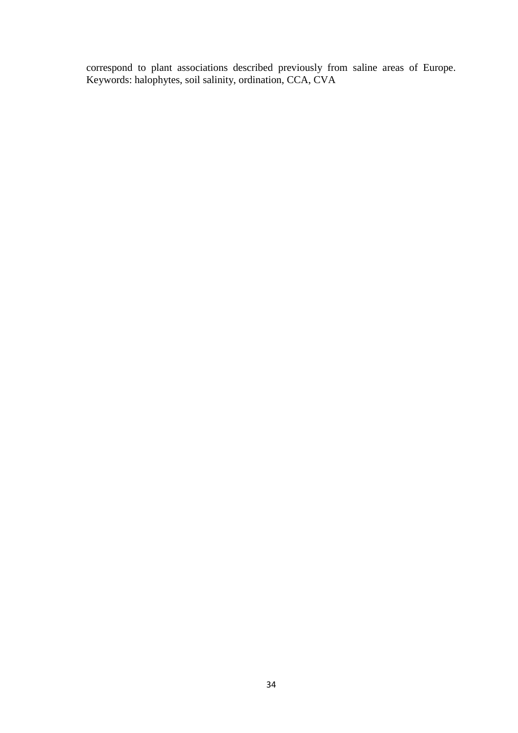correspond to plant associations described previously from saline areas of Europe.
Keywords: halophytes, soil salinity, ordination, CCA, CVA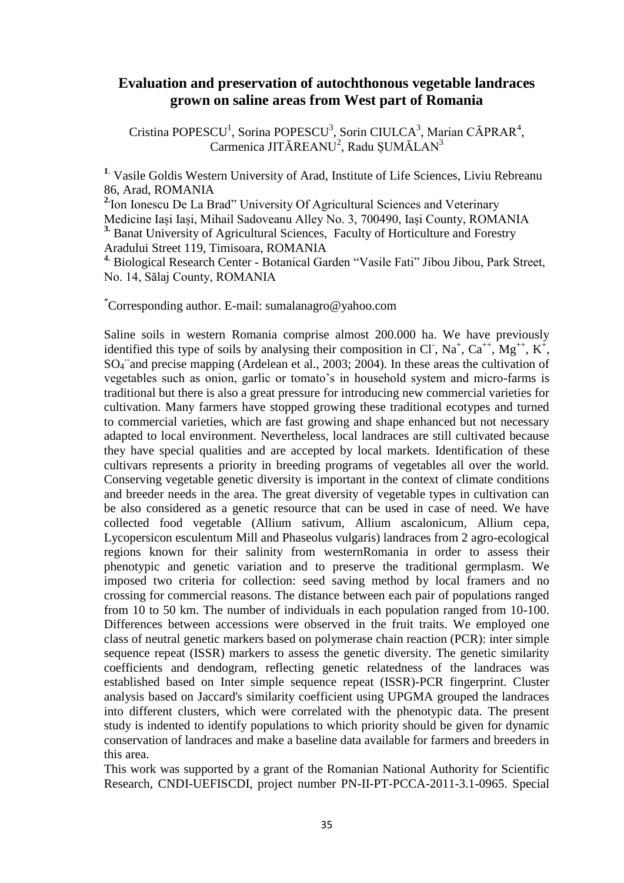## Evaluation and preservation of autochthonous vegetable landraces grown on saline areas from West part of Romania

Cristina POPESCU[1], Sorina POPESCU[3], Sorin CIULCA[3], Marian CĂPRAR[4], Carmenica JITĂREANU[2], Radu ȘUMĂLAN[3]

[1] Vasile Goldis Western University of Arad, Institute of Life Sciences, Liviu Rebreanu 86, Arad, ROMANIA

[2] Ion Ionescu De La Brad" University Of Agricultural Sciences and Veterinary Medicine Iași Iași, Mihail Sadoveanu Alley No. 3, 700490, Iași County, ROMANIA

[3] Banat University of Agricultural Sciences, Faculty of Horticulture and Forestry Aradului Street 119, Timisoara, ROMANIA

[4] Biological Research Center - Botanical Garden "Vasile Fati" Jibou Jibou, Park Street, No. 14, Sălaj County, ROMANIA

[*]Corresponding author. E-mail: sumalanagro@yahoo.com

Saline soils in western Romania comprise almost 200.000 ha. We have previously identified this type of soils by analysing their composition in $Cl^-$, $Na^+$, $Ca^{++}$, $Mg^{++}$, $K^+$, $SO_4^{--}$ and precise mapping (Ardelean et al., 2003; 2004). In these areas the cultivation of vegetables such as onion, garlic or tomato's in household system and micro-farms is traditional but there is also a great pressure for introducing new commercial varieties for cultivation. Many farmers have stopped growing these traditional ecotypes and turned to commercial varieties, which are fast growing and shape enhanced but not necessary adapted to local environment. Nevertheless, local landraces are still cultivated because they have special qualities and are accepted by local markets. Identification of these cultivars represents a priority in breeding programs of vegetables all over the world. Conserving vegetable genetic diversity is important in the context of climate conditions and breeder needs in the area. The great diversity of vegetable types in cultivation can be also considered as a genetic resource that can be used in case of need. We have collected food vegetable (Allium sativum, Allium ascalonicum, Allium cepa, Lycopersicon esculentum Mill and Phaseolus vulgaris) landraces from 2 agro-ecological regions known for their salinity from westernRomania in order to assess their phenotypic and genetic variation and to preserve the traditional germplasm. We imposed two criteria for collection: seed saving method by local framers and no crossing for commercial reasons. The distance between each pair of populations ranged from 10 to 50 km. The number of individuals in each population ranged from 10-100. Differences between accessions were observed in the fruit traits. We employed one class of neutral genetic markers based on polymerase chain reaction (PCR): inter simple sequence repeat (ISSR) markers to assess the genetic diversity. The genetic similarity coefficients and dendogram, reflecting genetic relatedness of the landraces was established based on Inter simple sequence repeat (ISSR)-PCR fingerprint. Cluster analysis based on Jaccard's similarity coefficient using UPGMA grouped the landraces into different clusters, which were correlated with the phenotypic data. The present study is indented to identify populations to which priority should be given for dynamic conservation of landraces and make a baseline data available for farmers and breeders in this area.

This work was supported by a grant of the Romanian National Authority for Scientific Research, CNDI-UEFISCDI, project number PN-II-PT-PCCA-2011-3.1-0965. Special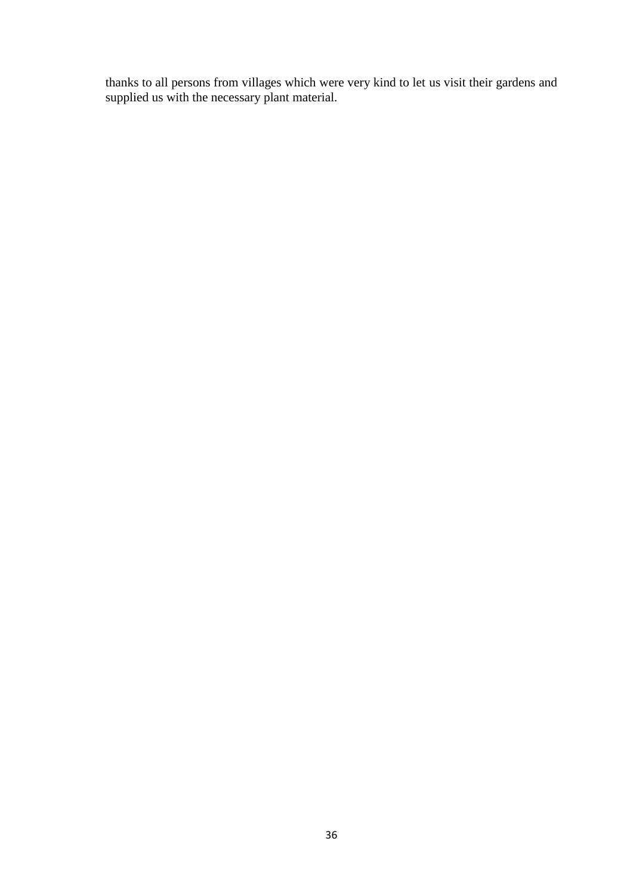thanks to all persons from villages which were very kind to let us visit their gardens and supplied us with the necessary plant material.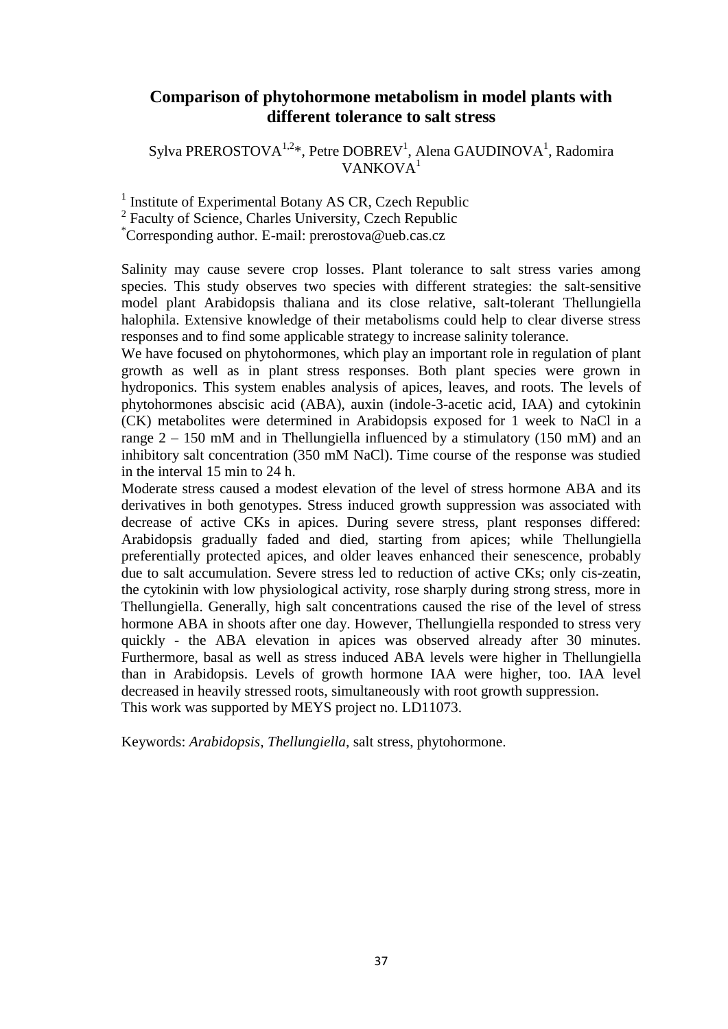## Comparison of phytohormone metabolism in model plants with different tolerance to salt stress

Sylva PREROSTOVA[1,2]*, Petre DOBREV[1], Alena GAUDINOVA[1], Radomira VANKOVA[1]

[1] Institute of Experimental Botany AS CR, Czech Republic
[2] Faculty of Science, Charles University, Czech Republic
*Corresponding author. E-mail: prerostova@ueb.cas.cz

Salinity may cause severe crop losses. Plant tolerance to salt stress varies among species. This study observes two species with different strategies: the salt-sensitive model plant Arabidopsis thaliana and its close relative, salt-tolerant Thellungiella halophila. Extensive knowledge of their metabolisms could help to clear diverse stress responses and to find some applicable strategy to increase salinity tolerance.

We have focused on phytohormones, which play an important role in regulation of plant growth as well as in plant stress responses. Both plant species were grown in hydroponics. This system enables analysis of apices, leaves, and roots. The levels of phytohormones abscisic acid (ABA), auxin (indole-3-acetic acid, IAA) and cytokinin (CK) metabolites were determined in Arabidopsis exposed for 1 week to NaCl in a range 2 – 150 mM and in Thellungiella influenced by a stimulatory (150 mM) and an inhibitory salt concentration (350 mM NaCl). Time course of the response was studied in the interval 15 min to 24 h.

Moderate stress caused a modest elevation of the level of stress hormone ABA and its derivatives in both genotypes. Stress induced growth suppression was associated with decrease of active CKs in apices. During severe stress, plant responses differed: Arabidopsis gradually faded and died, starting from apices; while Thellungiella preferentially protected apices, and older leaves enhanced their senescence, probably due to salt accumulation. Severe stress led to reduction of active CKs; only cis-zeatin, the cytokinin with low physiological activity, rose sharply during strong stress, more in Thellungiella. Generally, high salt concentrations caused the rise of the level of stress hormone ABA in shoots after one day. However, Thellungiella responded to stress very quickly - the ABA elevation in apices was observed already after 30 minutes. Furthermore, basal as well as stress induced ABA levels were higher in Thellungiella than in Arabidopsis. Levels of growth hormone IAA were higher, too. IAA level decreased in heavily stressed roots, simultaneously with root growth suppression.

This work was supported by MEYS project no. LD11073.

Keywords: *Arabidopsis*, *Thellungiella*, salt stress, phytohormone.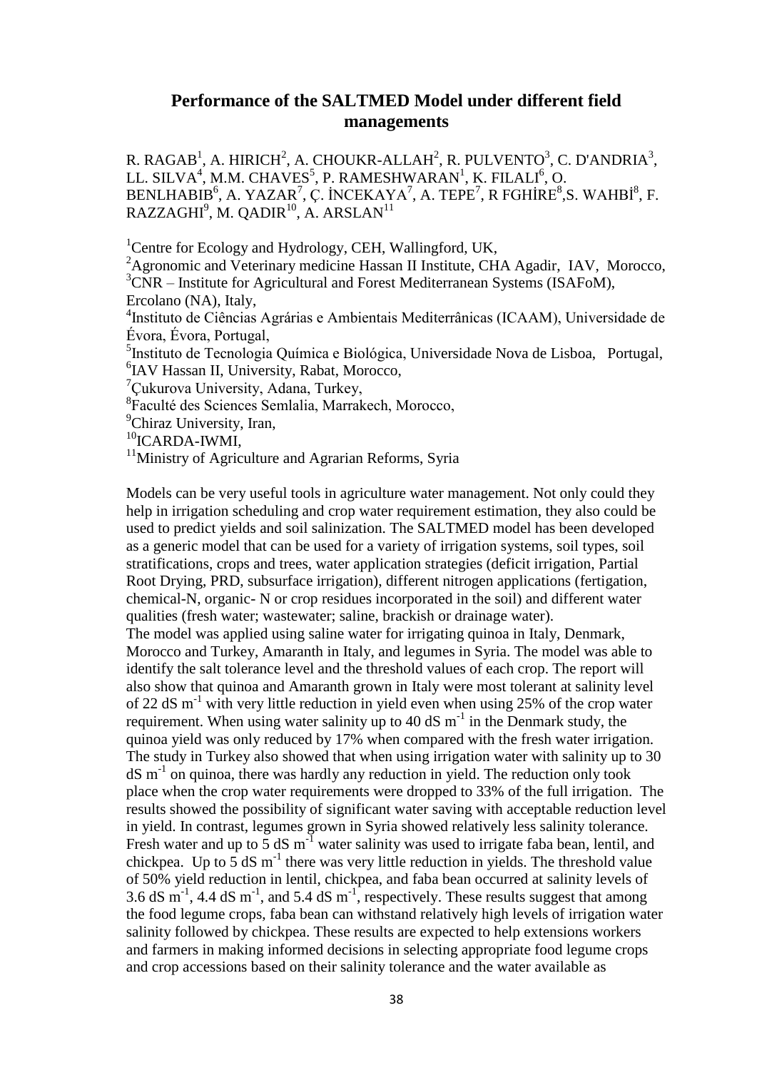# Performance of the SALTMED Model under different field managements

R. RAGAB[1], A. HIRICH[2], A. CHOUKR-ALLAH[2], R. PULVENTO[3], C. D'ANDRIA[3], LL. SILVA[4], M.M. CHAVES[5], P. RAMESHWARAN[1], K. FILALI[6], O. BENLHABIB[6], A. YAZAR[7], Ç. İNCEKAYA[7], A. TEPE[7], R FGHİRE[8], S. WAHBİ[8], F. RAZZAGHI[9], M. QADIR[10], A. ARSLAN[11]

[1]Centre for Ecology and Hydrology, CEH, Wallingford, UK,
[2]Agronomic and Veterinary medicine Hassan II Institute, CHA Agadir, IAV, Morocco,
[3]CNR – Institute for Agricultural and Forest Mediterranean Systems (ISAFoM), Ercolano (NA), Italy,
[4]Instituto de Ciências Agrárias e Ambientais Mediterrânicas (ICAAM), Universidade de Évora, Évora, Portugal,
[5]Instituto de Tecnologia Química e Biológica, Universidade Nova de Lisboa, Portugal,
[6]IAV Hassan II, University, Rabat, Morocco,
[7]Çukurova University, Adana, Turkey,
[8]Faculté des Sciences Semlalia, Marrakech, Morocco,
[9]Chiraz University, Iran,
[10]ICARDA-IWMI,
[11]Ministry of Agriculture and Agrarian Reforms, Syria

Models can be very useful tools in agriculture water management. Not only could they help in irrigation scheduling and crop water requirement estimation, they also could be used to predict yields and soil salinization. The SALTMED model has been developed as a generic model that can be used for a variety of irrigation systems, soil types, soil stratifications, crops and trees, water application strategies (deficit irrigation, Partial Root Drying, PRD, subsurface irrigation), different nitrogen applications (fertigation, chemical-N, organic- N or crop residues incorporated in the soil) and different water qualities (fresh water; wastewater; saline, brackish or drainage water).
The model was applied using saline water for irrigating quinoa in Italy, Denmark, Morocco and Turkey, Amaranth in Italy, and legumes in Syria. The model was able to identify the salt tolerance level and the threshold values of each crop. The report will also show that quinoa and Amaranth grown in Italy were most tolerant at salinity level of 22 dS $m^{-1}$ with very little reduction in yield even when using 25% of the crop water requirement. When using water salinity up to 40 dS $m^{-1}$ in the Denmark study, the quinoa yield was only reduced by 17% when compared with the fresh water irrigation. The study in Turkey also showed that when using irrigation water with salinity up to 30 dS $m^{-1}$ on quinoa, there was hardly any reduction in yield. The reduction only took place when the crop water requirements were dropped to 33% of the full irrigation. The results showed the possibility of significant water saving with acceptable reduction level in yield. In contrast, legumes grown in Syria showed relatively less salinity tolerance. Fresh water and up to 5 dS $m^{-1}$ water salinity was used to irrigate faba bean, lentil, and chickpea. Up to 5 dS $m^{-1}$ there was very little reduction in yields. The threshold value of 50% yield reduction in lentil, chickpea, and faba bean occurred at salinity levels of 3.6 dS $m^{-1}$, 4.4 dS $m^{-1}$, and 5.4 dS $m^{-1}$, respectively. These results suggest that among the food legume crops, faba bean can withstand relatively high levels of irrigation water salinity followed by chickpea. These results are expected to help extensions workers and farmers in making informed decisions in selecting appropriate food legume crops and crop accessions based on their salinity tolerance and the water available as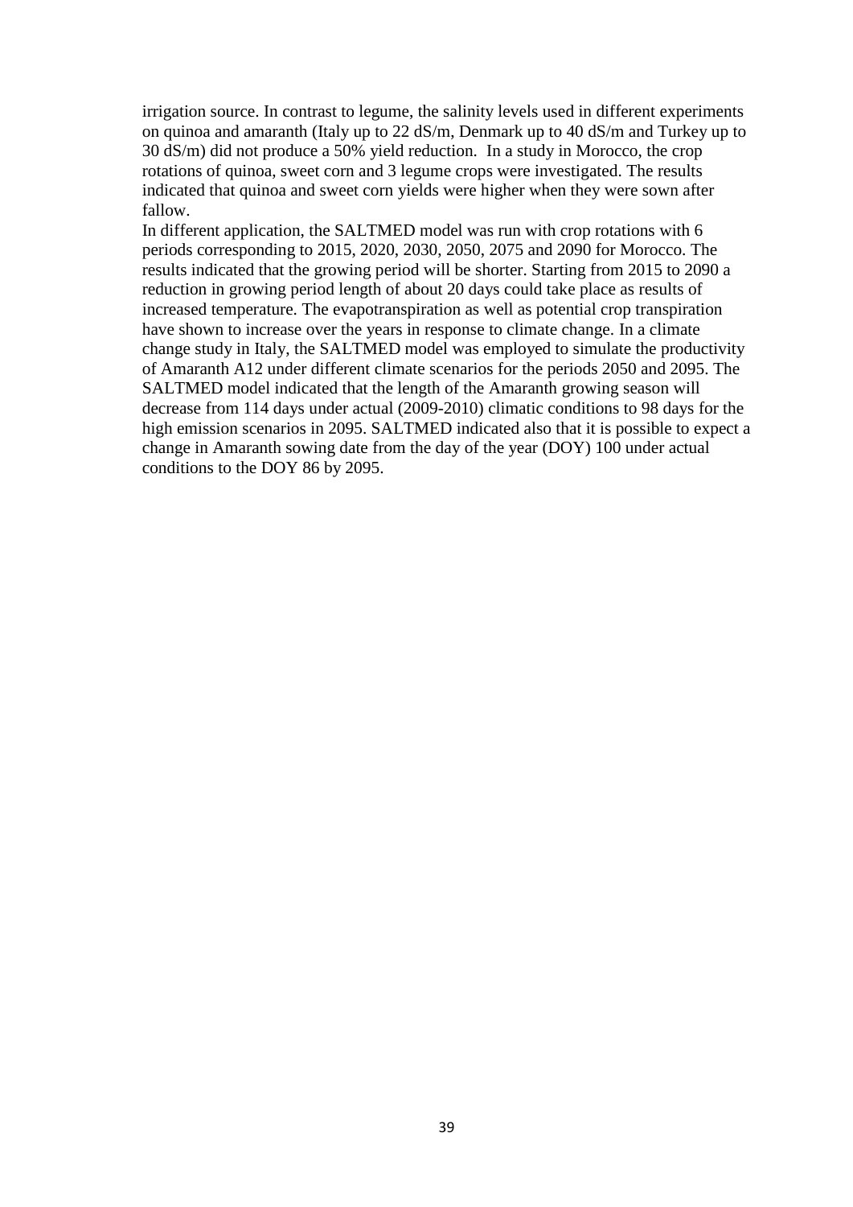irrigation source. In contrast to legume, the salinity levels used in different experiments on quinoa and amaranth (Italy up to 22 dS/m, Denmark up to 40 dS/m and Turkey up to 30 dS/m) did not produce a 50% yield reduction.  In a study in Morocco, the crop rotations of quinoa, sweet corn and 3 legume crops were investigated. The results indicated that quinoa and sweet corn yields were higher when they were sown after fallow.

In different application, the SALTMED model was run with crop rotations with 6 periods corresponding to 2015, 2020, 2030, 2050, 2075 and 2090 for Morocco. The results indicated that the growing period will be shorter. Starting from 2015 to 2090 a reduction in growing period length of about 20 days could take place as results of increased temperature. The evapotranspiration as well as potential crop transpiration have shown to increase over the years in response to climate change. In a climate change study in Italy, the SALTMED model was employed to simulate the productivity of Amaranth A12 under different climate scenarios for the periods 2050 and 2095. The SALTMED model indicated that the length of the Amaranth growing season will decrease from 114 days under actual (2009-2010) climatic conditions to 98 days for the high emission scenarios in 2095. SALTMED indicated also that it is possible to expect a change in Amaranth sowing date from the day of the year (DOY) 100 under actual conditions to the DOY 86 by 2095.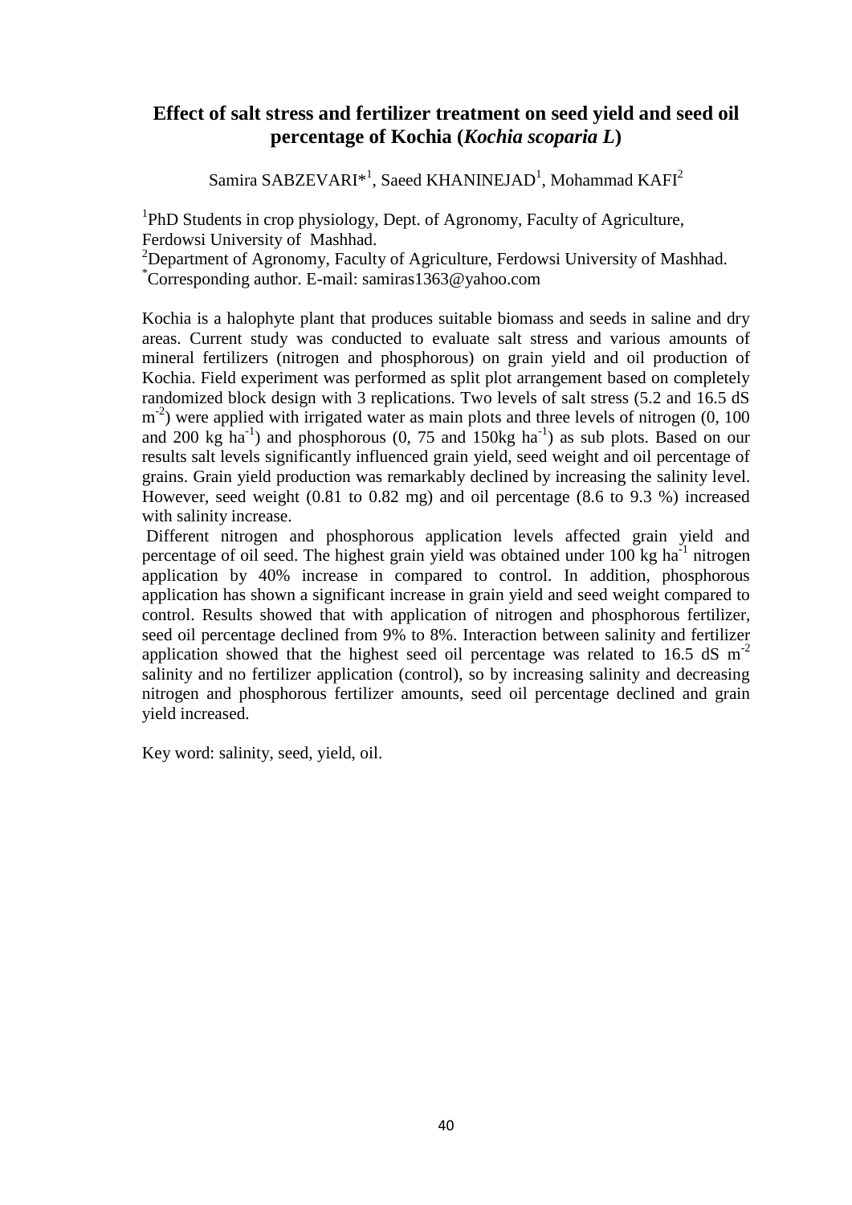## Effect of salt stress and fertilizer treatment on seed yield and seed oil percentage of Kochia (*Kochia scoparia L*)

Samira SABZEVARI*[1], Saeed KHANINEJAD[1], Mohammad KAFI[2]

[1]PhD Students in crop physiology, Dept. of Agronomy, Faculty of Agriculture, Ferdowsi University of Mashhad.
[2]Department of Agronomy, Faculty of Agriculture, Ferdowsi University of Mashhad.
[*]Corresponding author. E-mail: samiras1363@yahoo.com

Kochia is a halophyte plant that produces suitable biomass and seeds in saline and dry areas. Current study was conducted to evaluate salt stress and various amounts of mineral fertilizers (nitrogen and phosphorous) on grain yield and oil production of Kochia. Field experiment was performed as split plot arrangement based on completely randomized block design with 3 replications. Two levels of salt stress (5.2 and 16.5 dS $m^{-2}$) were applied with irrigated water as main plots and three levels of nitrogen (0, 100 and 200 kg $ha^{-1}$) and phosphorous (0, 75 and 150kg $ha^{-1}$) as sub plots. Based on our results salt levels significantly influenced grain yield, seed weight and oil percentage of grains. Grain yield production was remarkably declined by increasing the salinity level. However, seed weight (0.81 to 0.82 mg) and oil percentage (8.6 to 9.3 %) increased with salinity increase.

Different nitrogen and phosphorous application levels affected grain yield and percentage of oil seed. The highest grain yield was obtained under 100 kg $ha^{-1}$ nitrogen application by 40% increase in compared to control. In addition, phosphorous application has shown a significant increase in grain yield and seed weight compared to control. Results showed that with application of nitrogen and phosphorous fertilizer, seed oil percentage declined from 9% to 8%. Interaction between salinity and fertilizer application showed that the highest seed oil percentage was related to 16.5 dS $m^{-2}$ salinity and no fertilizer application (control), so by increasing salinity and decreasing nitrogen and phosphorous fertilizer amounts, seed oil percentage declined and grain yield increased.

Key word: salinity, seed, yield, oil.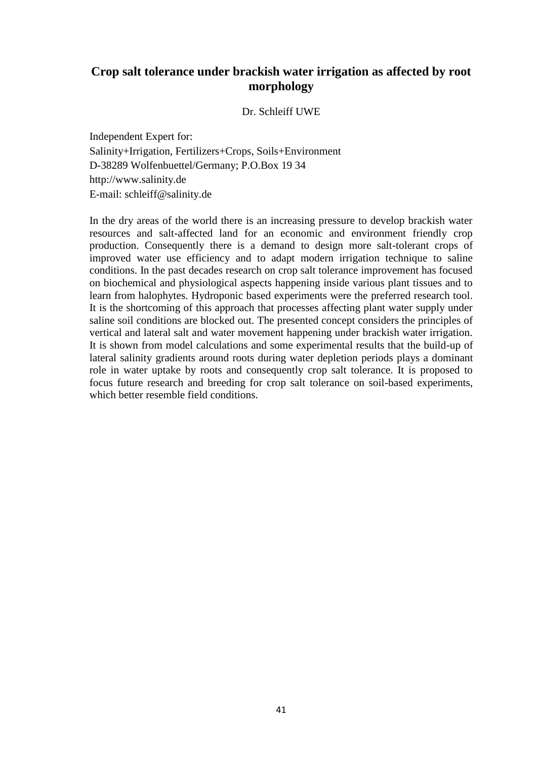## Crop salt tolerance under brackish water irrigation as affected by root morphology

Dr. Schleiff UWE

Independent Expert for:
Salinity+Irrigation, Fertilizers+Crops, Soils+Environment
D-38289 Wolfenbuettel/Germany; P.O.Box 19 34
http://www.salinity.de
E-mail: schleiff@salinity.de

In the dry areas of the world there is an increasing pressure to develop brackish water resources and salt-affected land for an economic and environment friendly crop production. Consequently there is a demand to design more salt-tolerant crops of improved water use efficiency and to adapt modern irrigation technique to saline conditions. In the past decades research on crop salt tolerance improvement has focused on biochemical and physiological aspects happening inside various plant tissues and to learn from halophytes. Hydroponic based experiments were the preferred research tool. It is the shortcoming of this approach that processes affecting plant water supply under saline soil conditions are blocked out. The presented concept considers the principles of vertical and lateral salt and water movement happening under brackish water irrigation. It is shown from model calculations and some experimental results that the build-up of lateral salinity gradients around roots during water depletion periods plays a dominant role in water uptake by roots and consequently crop salt tolerance. It is proposed to focus future research and breeding for crop salt tolerance on soil-based experiments, which better resemble field conditions.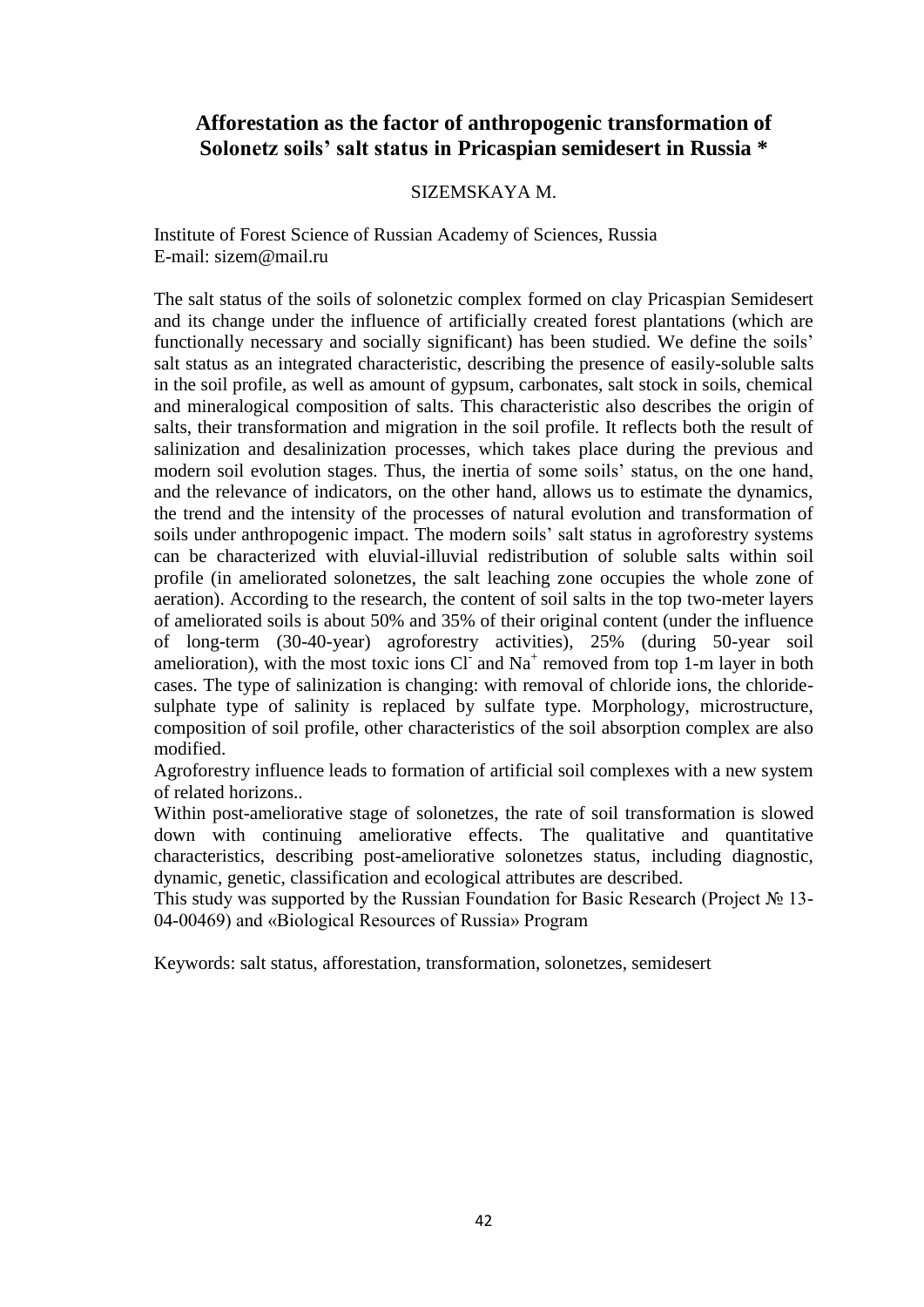# Afforestation as the factor of anthropogenic transformation of Solonetz soils' salt status in Pricaspian semidesert in Russia *

SIZEMSKAYA M.

Institute of Forest Science of Russian Academy of Sciences, Russia
E-mail: sizem@mail.ru

The salt status of the soils of solonetzic complex formed on clay Pricaspian Semidesert and its change under the influence of artificially created forest plantations (which are functionally necessary and socially significant) has been studied. We define the soils' salt status as an integrated characteristic, describing the presence of easily-soluble salts in the soil profile, as well as amount of gypsum, carbonates, salt stock in soils, chemical and mineralogical composition of salts. This characteristic also describes the origin of salts, their transformation and migration in the soil profile. It reflects both the result of salinization and desalinization processes, which takes place during the previous and modern soil evolution stages. Thus, the inertia of some soils' status, on the one hand, and the relevance of indicators, on the other hand, allows us to estimate the dynamics, the trend and the intensity of the processes of natural evolution and transformation of soils under anthropogenic impact. The modern soils' salt status in agroforestry systems can be characterized with eluvial-illuvial redistribution of soluble salts within soil profile (in ameliorated solonetzes, the salt leaching zone occupies the whole zone of aeration). According to the research, the content of soil salts in the top two-meter layers of ameliorated soils is about 50% and 35% of their original content (under the influence of long-term (30-40-year) agroforestry activities), 25% (during 50-year soil amelioration), with the most toxic ions $Cl^-$ and $Na^+$ removed from top 1-m layer in both cases. The type of salinization is changing: with removal of chloride ions, the chloride-sulphate type of salinity is replaced by sulfate type. Morphology, microstructure, composition of soil profile, other characteristics of the soil absorption complex are also modified.

Agroforestry influence leads to formation of artificial soil complexes with a new system of related horizons..

Within post-ameliorative stage of solonetzes, the rate of soil transformation is slowed down with continuing ameliorative effects. The qualitative and quantitative characteristics, describing post-ameliorative solonetzes status, including diagnostic, dynamic, genetic, classification and ecological attributes are described.

This study was supported by the Russian Foundation for Basic Research (Project № 13-04-00469) and «Biological Resources of Russia» Program

Keywords: salt status, afforestation, transformation, solonetzes, semidesert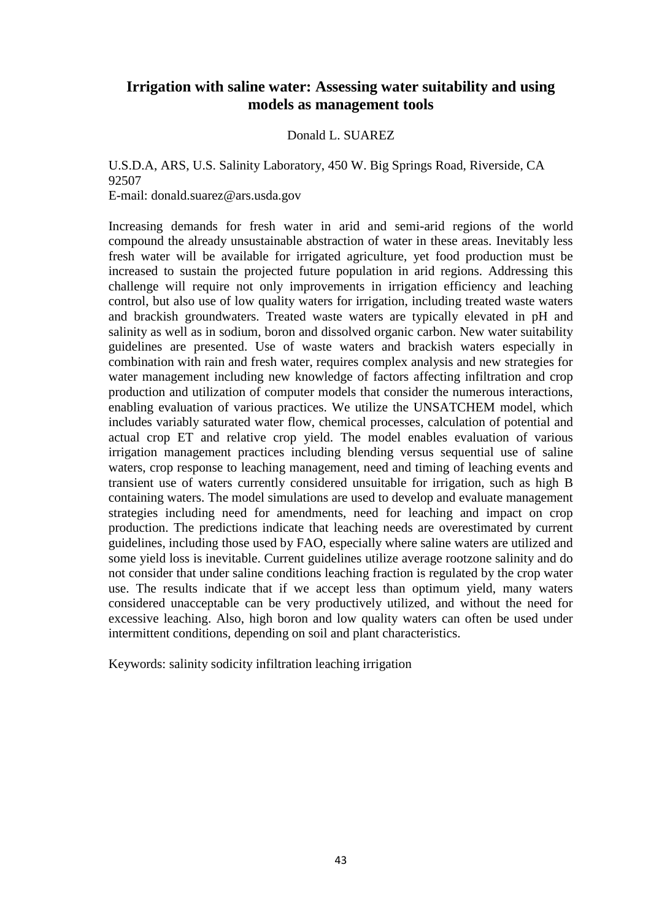# Irrigation with saline water: Assessing water suitability and using models as management tools

Donald L. SUAREZ

U.S.D.A, ARS, U.S. Salinity Laboratory, 450 W. Big Springs Road, Riverside, CA 92507
E-mail: donald.suarez@ars.usda.gov

Increasing demands for fresh water in arid and semi-arid regions of the world compound the already unsustainable abstraction of water in these areas. Inevitably less fresh water will be available for irrigated agriculture, yet food production must be increased to sustain the projected future population in arid regions. Addressing this challenge will require not only improvements in irrigation efficiency and leaching control, but also use of low quality waters for irrigation, including treated waste waters and brackish groundwaters. Treated waste waters are typically elevated in pH and salinity as well as in sodium, boron and dissolved organic carbon. New water suitability guidelines are presented. Use of waste waters and brackish waters especially in combination with rain and fresh water, requires complex analysis and new strategies for water management including new knowledge of factors affecting infiltration and crop production and utilization of computer models that consider the numerous interactions, enabling evaluation of various practices. We utilize the UNSATCHEM model, which includes variably saturated water flow, chemical processes, calculation of potential and actual crop ET and relative crop yield. The model enables evaluation of various irrigation management practices including blending versus sequential use of saline waters, crop response to leaching management, need and timing of leaching events and transient use of waters currently considered unsuitable for irrigation, such as high B containing waters. The model simulations are used to develop and evaluate management strategies including need for amendments, need for leaching and impact on crop production. The predictions indicate that leaching needs are overestimated by current guidelines, including those used by FAO, especially where saline waters are utilized and some yield loss is inevitable. Current guidelines utilize average rootzone salinity and do not consider that under saline conditions leaching fraction is regulated by the crop water use. The results indicate that if we accept less than optimum yield, many waters considered unacceptable can be very productively utilized, and without the need for excessive leaching. Also, high boron and low quality waters can often be used under intermittent conditions, depending on soil and plant characteristics.

Keywords: salinity sodicity infiltration leaching irrigation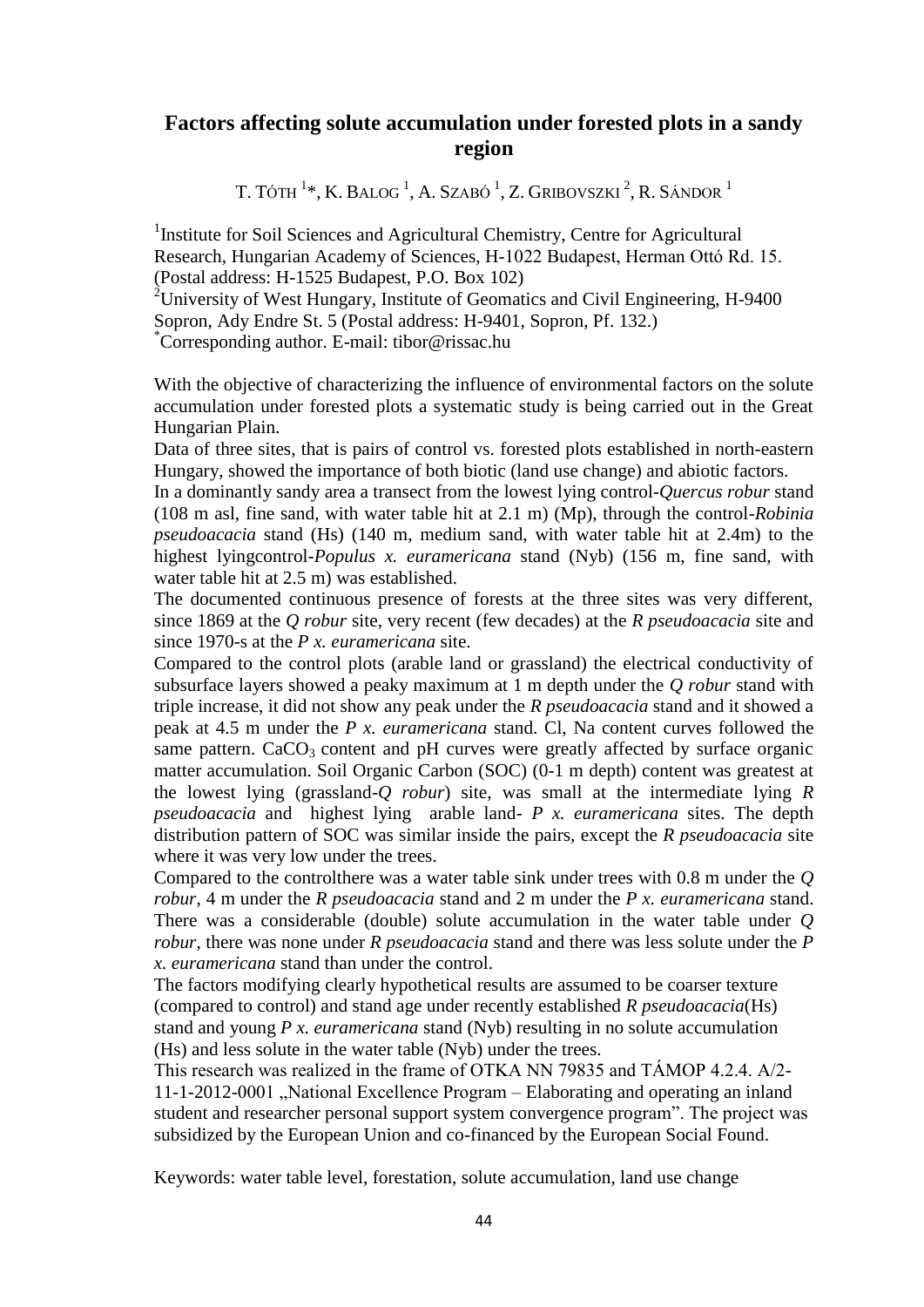# Factors affecting solute accumulation under forested plots in a sandy region

T. Tóth [1]*, K. Balog [1], A. Szabó [1], Z. Gribovszki [2], R. Sándor [1]

[1]Institute for Soil Sciences and Agricultural Chemistry, Centre for Agricultural Research, Hungarian Academy of Sciences, H-1022 Budapest, Herman Ottó Rd. 15. (Postal address: H-1525 Budapest, P.O. Box 102)
[2]University of West Hungary, Institute of Geomatics and Civil Engineering, H-9400 Sopron, Ady Endre St. 5 (Postal address: H-9401, Sopron, Pf. 132.)
*Corresponding author. E-mail: tibor@rissac.hu

With the objective of characterizing the influence of environmental factors on the solute accumulation under forested plots a systematic study is being carried out in the Great Hungarian Plain.

Data of three sites, that is pairs of control vs. forested plots established in north-eastern Hungary, showed the importance of both biotic (land use change) and abiotic factors.

In a dominantly sandy area a transect from the lowest lying control-*Quercus robur* stand (108 m asl, fine sand, with water table hit at 2.1 m) (Mp), through the control-*Robinia pseudoacacia* stand (Hs) (140 m, medium sand, with water table hit at 2.4m) to the highest lyingcontrol-*Populus x. euramericana* stand (Nyb) (156 m, fine sand, with water table hit at 2.5 m) was established.

The documented continuous presence of forests at the three sites was very different, since 1869 at the *Q robur* site, very recent (few decades) at the *R pseudoacacia* site and since 1970-s at the *P x. euramericana* site.

Compared to the control plots (arable land or grassland) the electrical conductivity of subsurface layers showed a peaky maximum at 1 m depth under the *Q robur* stand with triple increase, it did not show any peak under the *R pseudoacacia* stand and it showed a peak at 4.5 m under the *P x. euramericana* stand. Cl, Na content curves followed the same pattern. $CaCO_3$ content and pH curves were greatly affected by surface organic matter accumulation. Soil Organic Carbon (SOC) (0-1 m depth) content was greatest at the lowest lying (grassland-*Q robur*) site, was small at the intermediate lying *R pseudoacacia* and highest lying arable land- *P x. euramericana* sites. The depth distribution pattern of SOC was similar inside the pairs, except the *R pseudoacacia* site where it was very low under the trees.

Compared to the controlthere was a water table sink under trees with 0.8 m under the *Q robur*, 4 m under the *R pseudoacacia* stand and 2 m under the *P x. euramericana* stand. There was a considerable (double) solute accumulation in the water table under *Q robur*, there was none under *R pseudoacacia* stand and there was less solute under the *P x. euramericana* stand than under the control.

The factors modifying clearly hypothetical results are assumed to be coarser texture (compared to control) and stand age under recently established *R pseudoacacia*(Hs) stand and young *P x. euramericana* stand (Nyb) resulting in no solute accumulation (Hs) and less solute in the water table (Nyb) under the trees.

This research was realized in the frame of OTKA NN 79835 and TÁMOP 4.2.4. A/2-11-1-2012-0001 „National Excellence Program – Elaborating and operating an inland student and researcher personal support system convergence program". The project was subsidized by the European Union and co-financed by the European Social Found.

Keywords: water table level, forestation, solute accumulation, land use change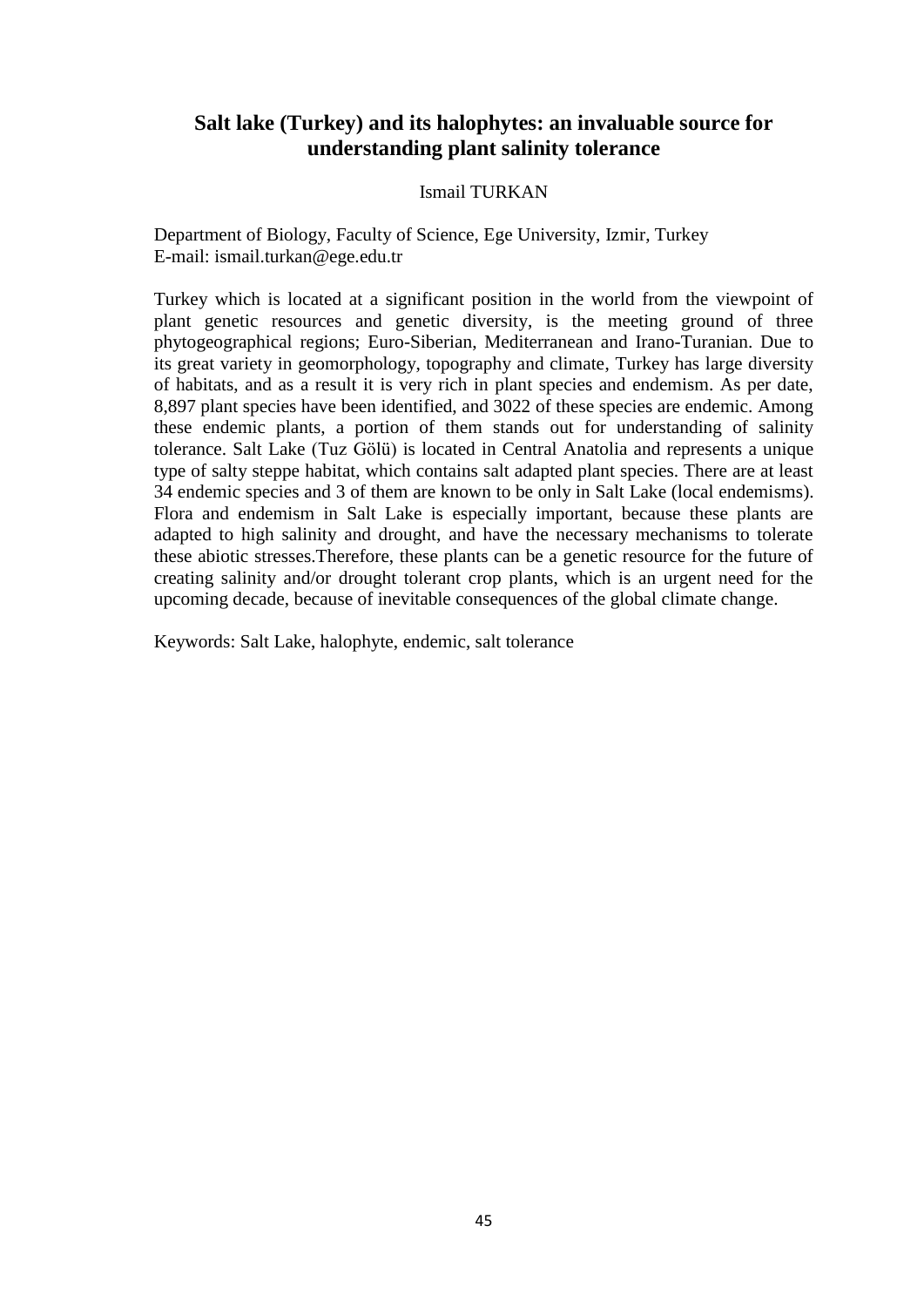## Salt lake (Turkey) and its halophytes: an invaluable source for understanding plant salinity tolerance

Ismail TURKAN

Department of Biology, Faculty of Science, Ege University, Izmir, Turkey
E-mail: ismail.turkan@ege.edu.tr

Turkey which is located at a significant position in the world from the viewpoint of plant genetic resources and genetic diversity, is the meeting ground of three phytogeographical regions; Euro-Siberian, Mediterranean and Irano-Turanian. Due to its great variety in geomorphology, topography and climate, Turkey has large diversity of habitats, and as a result it is very rich in plant species and endemism. As per date, 8,897 plant species have been identified, and 3022 of these species are endemic. Among these endemic plants, a portion of them stands out for understanding of salinity tolerance. Salt Lake (Tuz Gölü) is located in Central Anatolia and represents a unique type of salty steppe habitat, which contains salt adapted plant species. There are at least 34 endemic species and 3 of them are known to be only in Salt Lake (local endemisms). Flora and endemism in Salt Lake is especially important, because these plants are adapted to high salinity and drought, and have the necessary mechanisms to tolerate these abiotic stresses.Therefore, these plants can be a genetic resource for the future of creating salinity and/or drought tolerant crop plants, which is an urgent need for the upcoming decade, because of inevitable consequences of the global climate change.

Keywords: Salt Lake, halophyte, endemic, salt tolerance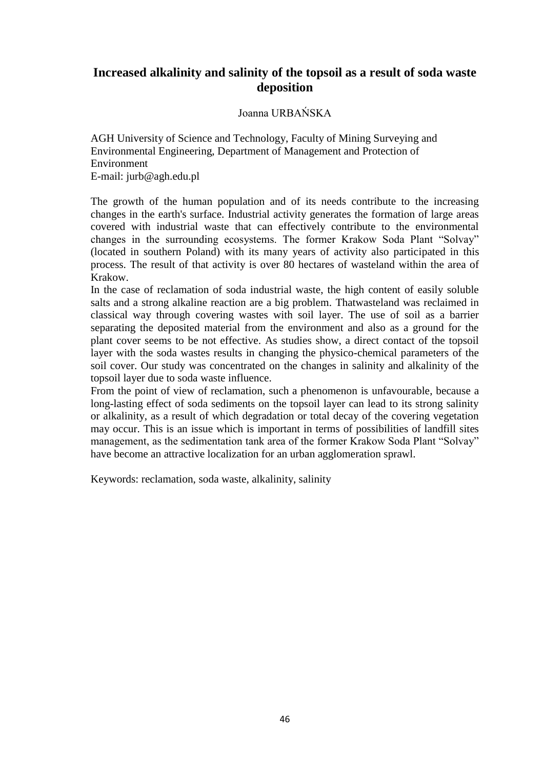# Increased alkalinity and salinity of the topsoil as a result of soda waste deposition

Joanna URBAŃSKA

AGH University of Science and Technology, Faculty of Mining Surveying and Environmental Engineering, Department of Management and Protection of Environment
E-mail: jurb@agh.edu.pl

The growth of the human population and of its needs contribute to the increasing changes in the earth's surface. Industrial activity generates the formation of large areas covered with industrial waste that can effectively contribute to the environmental changes in the surrounding ecosystems. The former Krakow Soda Plant "Solvay" (located in southern Poland) with its many years of activity also participated in this process. The result of that activity is over 80 hectares of wasteland within the area of Krakow.

In the case of reclamation of soda industrial waste, the high content of easily soluble salts and a strong alkaline reaction are a big problem. Thatwasteland was reclaimed in classical way through covering wastes with soil layer. The use of soil as a barrier separating the deposited material from the environment and also as a ground for the plant cover seems to be not effective. As studies show, a direct contact of the topsoil layer with the soda wastes results in changing the physico-chemical parameters of the soil cover. Our study was concentrated on the changes in salinity and alkalinity of the topsoil layer due to soda waste influence.

From the point of view of reclamation, such a phenomenon is unfavourable, because a long-lasting effect of soda sediments on the topsoil layer can lead to its strong salinity or alkalinity, as a result of which degradation or total decay of the covering vegetation may occur. This is an issue which is important in terms of possibilities of landfill sites management, as the sedimentation tank area of the former Krakow Soda Plant "Solvay" have become an attractive localization for an urban agglomeration sprawl.

Keywords: reclamation, soda waste, alkalinity, salinity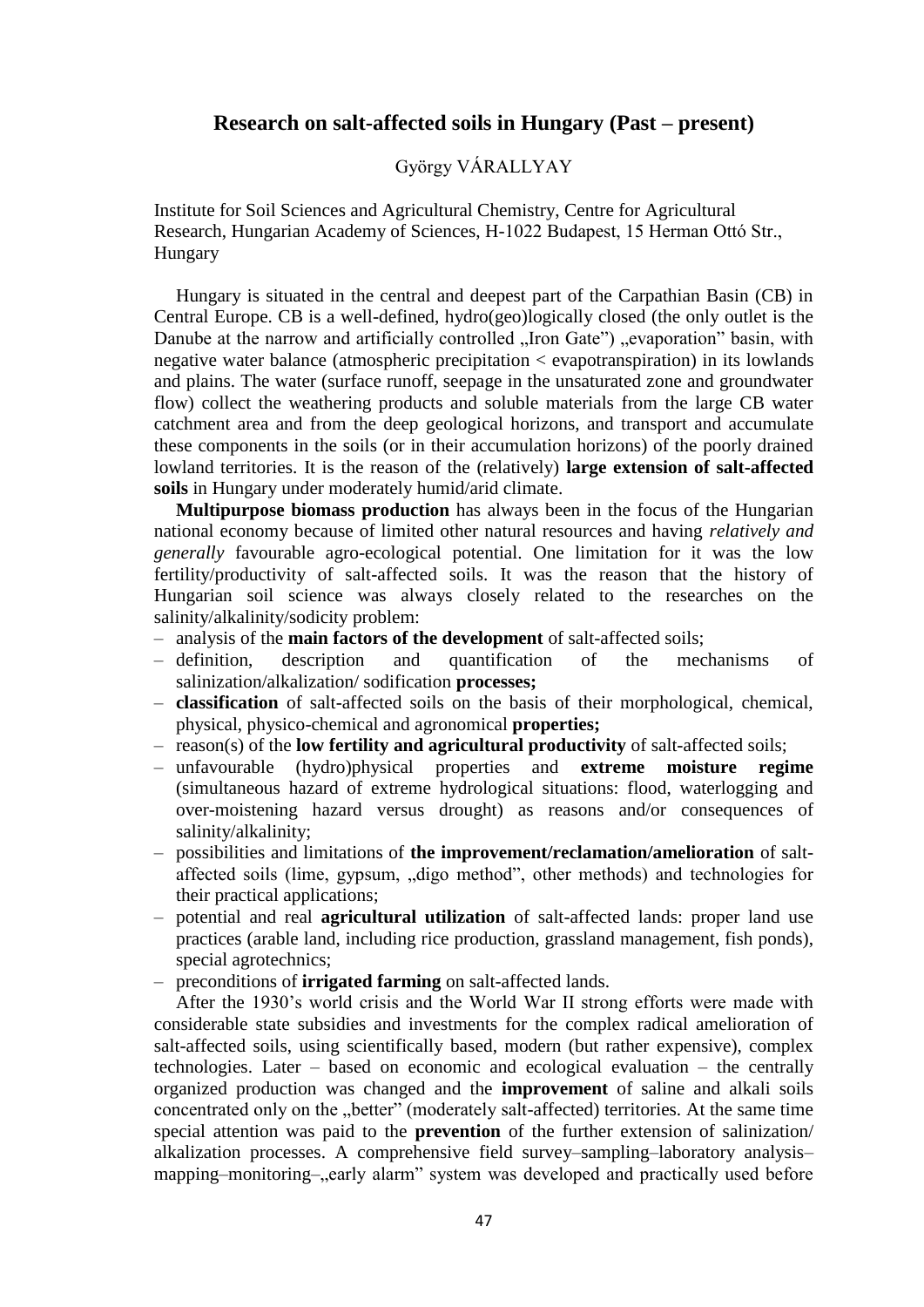## Research on salt-affected soils in Hungary (Past – present)

György VÁRALLYAY

Institute for Soil Sciences and Agricultural Chemistry, Centre for Agricultural Research, Hungarian Academy of Sciences, H-1022 Budapest, 15 Herman Ottó Str., Hungary

Hungary is situated in the central and deepest part of the Carpathian Basin (CB) in Central Europe. CB is a well-defined, hydro(geo)logically closed (the only outlet is the Danube at the narrow and artificially controlled „Iron Gate") „evaporation" basin, with negative water balance (atmospheric precipitation < evapotranspiration) in its lowlands and plains. The water (surface runoff, seepage in the unsaturated zone and groundwater flow) collect the weathering products and soluble materials from the large CB water catchment area and from the deep geological horizons, and transport and accumulate these components in the soils (or in their accumulation horizons) of the poorly drained lowland territories. It is the reason of the (relatively) **large extension of salt-affected soils** in Hungary under moderately humid/arid climate.

**Multipurpose biomass production** has always been in the focus of the Hungarian national economy because of limited other natural resources and having *relatively and generally* favourable agro-ecological potential. One limitation for it was the low fertility/productivity of salt-affected soils. It was the reason that the history of Hungarian soil science was always closely related to the researches on the salinity/alkalinity/sodicity problem:

- analysis of the **main factors of the development** of salt-affected soils;
- definition, description and quantification of the mechanisms of salinization/alkalization/ sodification **processes;**
- **classification** of salt-affected soils on the basis of their morphological, chemical, physical, physico-chemical and agronomical **properties;**
- reason(s) of the **low fertility and agricultural productivity** of salt-affected soils;
- unfavourable (hydro)physical properties and **extreme moisture regime** (simultaneous hazard of extreme hydrological situations: flood, waterlogging and over-moistening hazard versus drought) as reasons and/or consequences of salinity/alkalinity;
- possibilities and limitations of **the improvement/reclamation/amelioration** of salt-affected soils (lime, gypsum, „digo method", other methods) and technologies for their practical applications;
- potential and real **agricultural utilization** of salt-affected lands: proper land use practices (arable land, including rice production, grassland management, fish ponds), special agrotechnics;
- preconditions of **irrigated farming** on salt-affected lands.

After the 1930's world crisis and the World War II strong efforts were made with considerable state subsidies and investments for the complex radical amelioration of salt-affected soils, using scientifically based, modern (but rather expensive), complex technologies. Later – based on economic and ecological evaluation – the centrally organized production was changed and the **improvement** of saline and alkali soils concentrated only on the „better" (moderately salt-affected) territories. At the same time special attention was paid to the **prevention** of the further extension of salinization/ alkalization processes. A comprehensive field survey–sampling–laboratory analysis–mapping–monitoring–„early alarm" system was developed and practically used before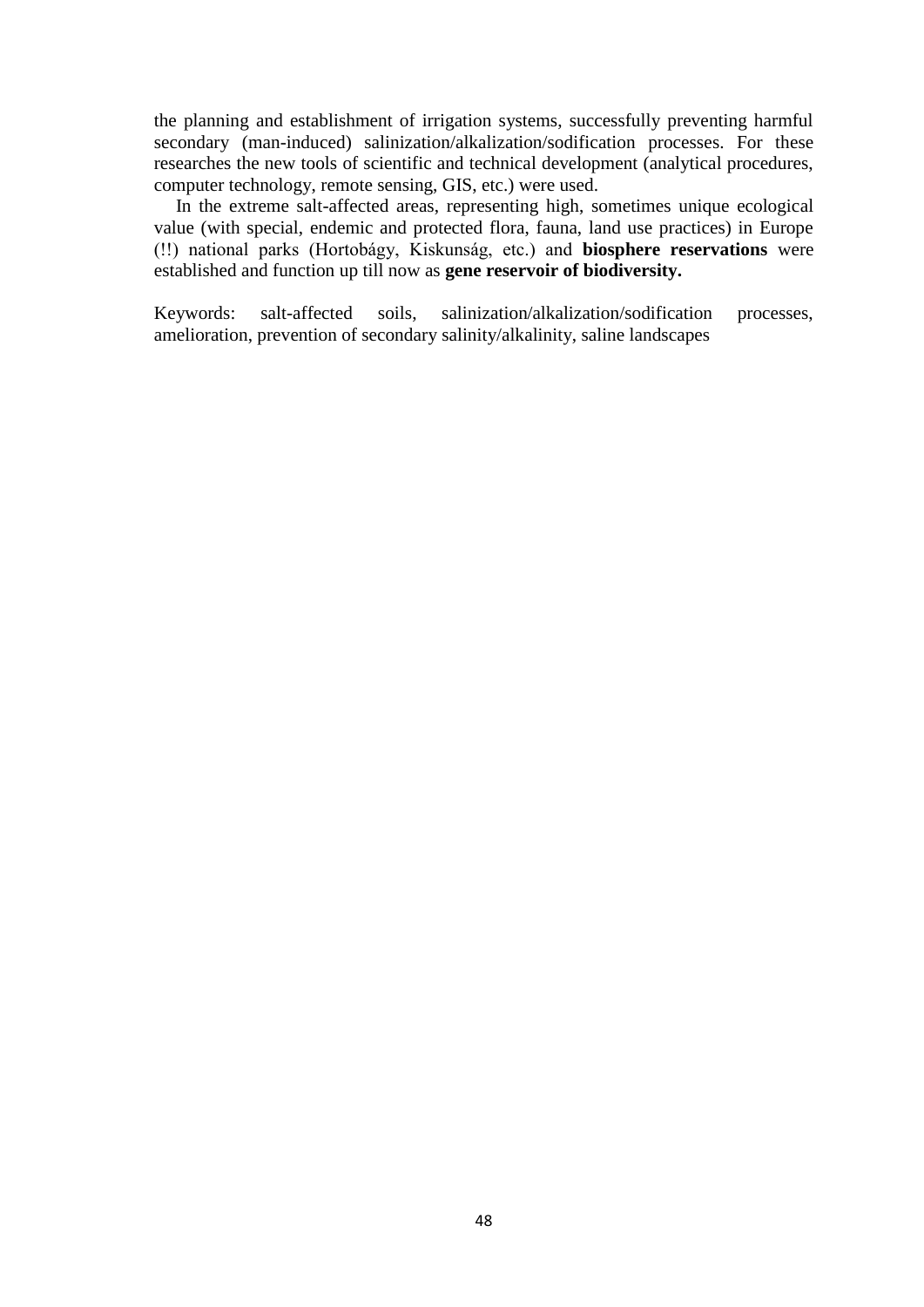the planning and establishment of irrigation systems, successfully preventing harmful secondary (man-induced) salinization/alkalization/sodification processes. For these researches the new tools of scientific and technical development (analytical procedures, computer technology, remote sensing, GIS, etc.) were used.

In the extreme salt-affected areas, representing high, sometimes unique ecological value (with special, endemic and protected flora, fauna, land use practices) in Europe (!!) national parks (Hortobágy, Kiskunság, etc.) and **biosphere reservations** were established and function up till now as **gene reservoir of biodiversity.**

Keywords: salt-affected soils, salinization/alkalization/sodification processes, amelioration, prevention of secondary salinity/alkalinity, saline landscapes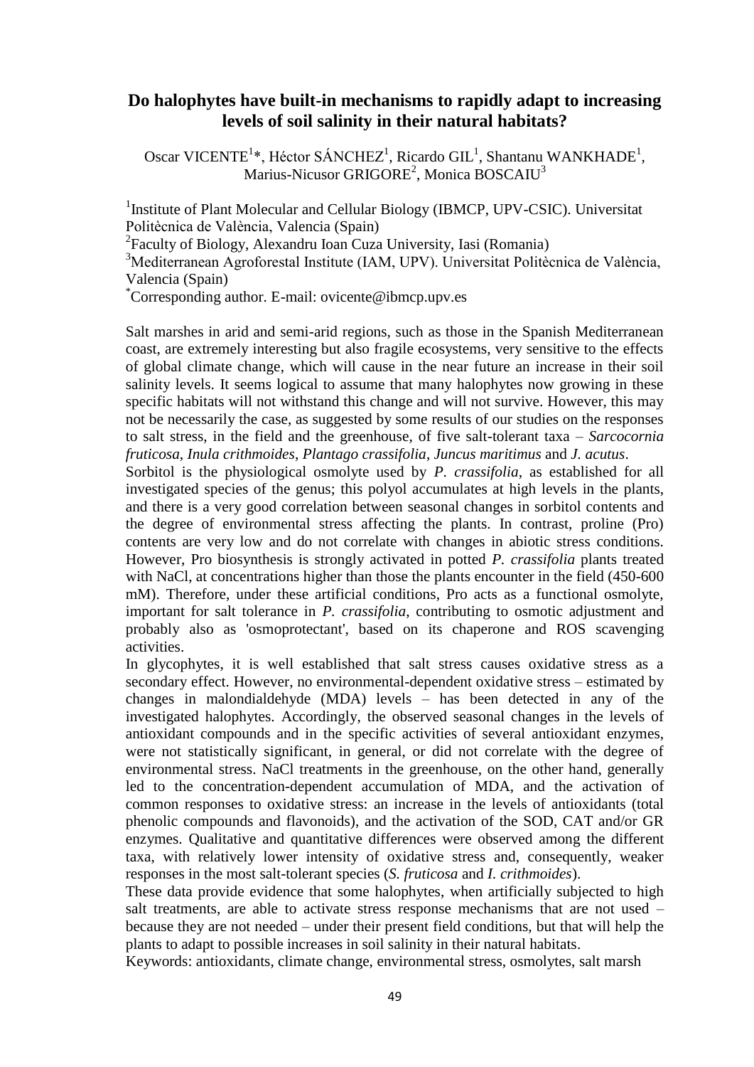## Do halophytes have built-in mechanisms to rapidly adapt to increasing levels of soil salinity in their natural habitats?

Oscar VICENTE[1]*, Héctor SÁNCHEZ[1], Ricardo GIL[1], Shantanu WANKHADE[1], Marius-Nicusor GRIGORE[2], Monica BOSCAIU[3]

[1]Institute of Plant Molecular and Cellular Biology (IBMCP, UPV-CSIC). Universitat Politècnica de València, Valencia (Spain)

[2]Faculty of Biology, Alexandru Ioan Cuza University, Iasi (Romania)

[3]Mediterranean Agroforestal Institute (IAM, UPV). Universitat Politècnica de València, Valencia (Spain)

*Corresponding author. E-mail: ovicente@ibmcp.upv.es

Salt marshes in arid and semi-arid regions, such as those in the Spanish Mediterranean coast, are extremely interesting but also fragile ecosystems, very sensitive to the effects of global climate change, which will cause in the near future an increase in their soil salinity levels. It seems logical to assume that many halophytes now growing in these specific habitats will not withstand this change and will not survive. However, this may not be necessarily the case, as suggested by some results of our studies on the responses to salt stress, in the field and the greenhouse, of five salt-tolerant taxa – *Sarcocornia fruticosa*, *Inula crithmoides*, *Plantago crassifolia*, *Juncus maritimus* and *J. acutus*.

Sorbitol is the physiological osmolyte used by *P. crassifolia*, as established for all investigated species of the genus; this polyol accumulates at high levels in the plants, and there is a very good correlation between seasonal changes in sorbitol contents and the degree of environmental stress affecting the plants. In contrast, proline (Pro) contents are very low and do not correlate with changes in abiotic stress conditions. However, Pro biosynthesis is strongly activated in potted *P. crassifolia* plants treated with NaCl, at concentrations higher than those the plants encounter in the field (450-600 mM). Therefore, under these artificial conditions, Pro acts as a functional osmolyte, important for salt tolerance in *P. crassifolia*, contributing to osmotic adjustment and probably also as 'osmoprotectant', based on its chaperone and ROS scavenging activities.

In glycophytes, it is well established that salt stress causes oxidative stress as a secondary effect. However, no environmental-dependent oxidative stress – estimated by changes in malondialdehyde (MDA) levels – has been detected in any of the investigated halophytes. Accordingly, the observed seasonal changes in the levels of antioxidant compounds and in the specific activities of several antioxidant enzymes, were not statistically significant, in general, or did not correlate with the degree of environmental stress. NaCl treatments in the greenhouse, on the other hand, generally led to the concentration-dependent accumulation of MDA, and the activation of common responses to oxidative stress: an increase in the levels of antioxidants (total phenolic compounds and flavonoids), and the activation of the SOD, CAT and/or GR enzymes. Qualitative and quantitative differences were observed among the different taxa, with relatively lower intensity of oxidative stress and, consequently, weaker responses in the most salt-tolerant species (*S. fruticosa* and *I. crithmoides*).

These data provide evidence that some halophytes, when artificially subjected to high salt treatments, are able to activate stress response mechanisms that are not used – because they are not needed – under their present field conditions, but that will help the plants to adapt to possible increases in soil salinity in their natural habitats.

Keywords: antioxidants, climate change, environmental stress, osmolytes, salt marsh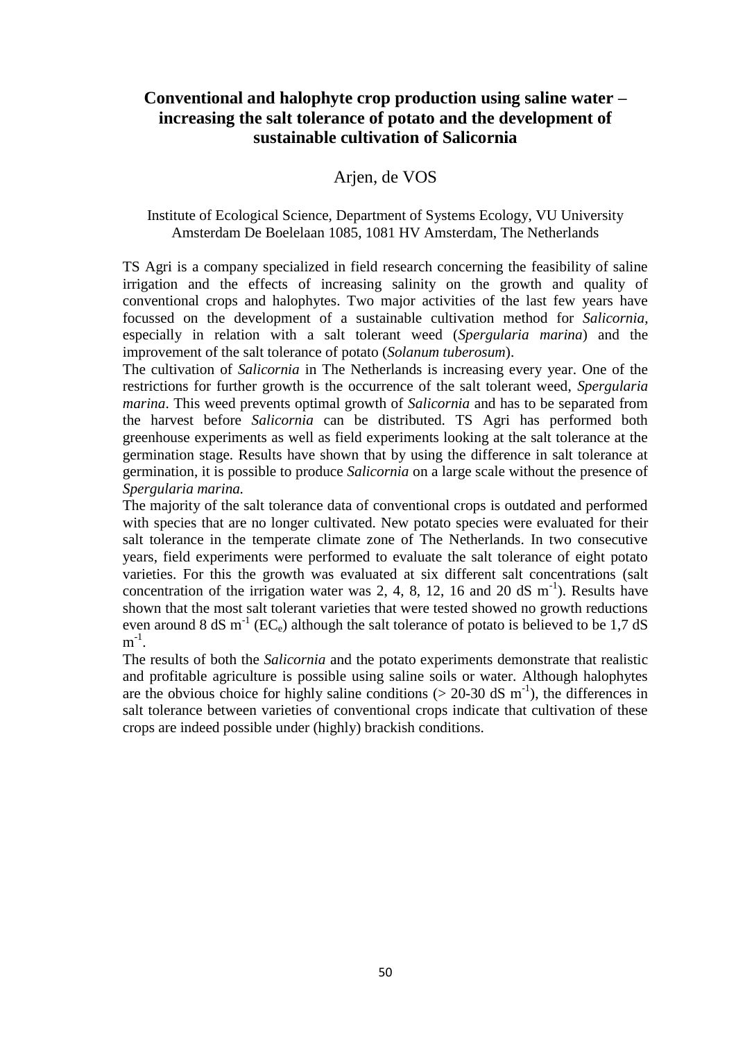# Conventional and halophyte crop production using saline water – increasing the salt tolerance of potato and the development of sustainable cultivation of Salicornia

Arjen, de VOS

Institute of Ecological Science, Department of Systems Ecology, VU University Amsterdam De Boelelaan 1085, 1081 HV Amsterdam, The Netherlands

TS Agri is a company specialized in field research concerning the feasibility of saline irrigation and the effects of increasing salinity on the growth and quality of conventional crops and halophytes. Two major activities of the last few years have focussed on the development of a sustainable cultivation method for *Salicornia*, especially in relation with a salt tolerant weed (*Spergularia marina*) and the improvement of the salt tolerance of potato (*Solanum tuberosum*).

The cultivation of *Salicornia* in The Netherlands is increasing every year. One of the restrictions for further growth is the occurrence of the salt tolerant weed, *Spergularia marina*. This weed prevents optimal growth of *Salicornia* and has to be separated from the harvest before *Salicornia* can be distributed. TS Agri has performed both greenhouse experiments as well as field experiments looking at the salt tolerance at the germination stage. Results have shown that by using the difference in salt tolerance at germination, it is possible to produce *Salicornia* on a large scale without the presence of *Spergularia marina.*

The majority of the salt tolerance data of conventional crops is outdated and performed with species that are no longer cultivated. New potato species were evaluated for their salt tolerance in the temperate climate zone of The Netherlands. In two consecutive years, field experiments were performed to evaluate the salt tolerance of eight potato varieties. For this the growth was evaluated at six different salt concentrations (salt concentration of the irrigation water was 2, 4, 8, 12, 16 and 20 dS $m^{-1}$). Results have shown that the most salt tolerant varieties that were tested showed no growth reductions even around 8 dS $m^{-1}$ ($EC_e$) although the salt tolerance of potato is believed to be 1,7 dS $m^{-1}$.

The results of both the *Salicornia* and the potato experiments demonstrate that realistic and profitable agriculture is possible using saline soils or water. Although halophytes are the obvious choice for highly saline conditions (> 20-30 dS $m^{-1}$), the differences in salt tolerance between varieties of conventional crops indicate that cultivation of these crops are indeed possible under (highly) brackish conditions.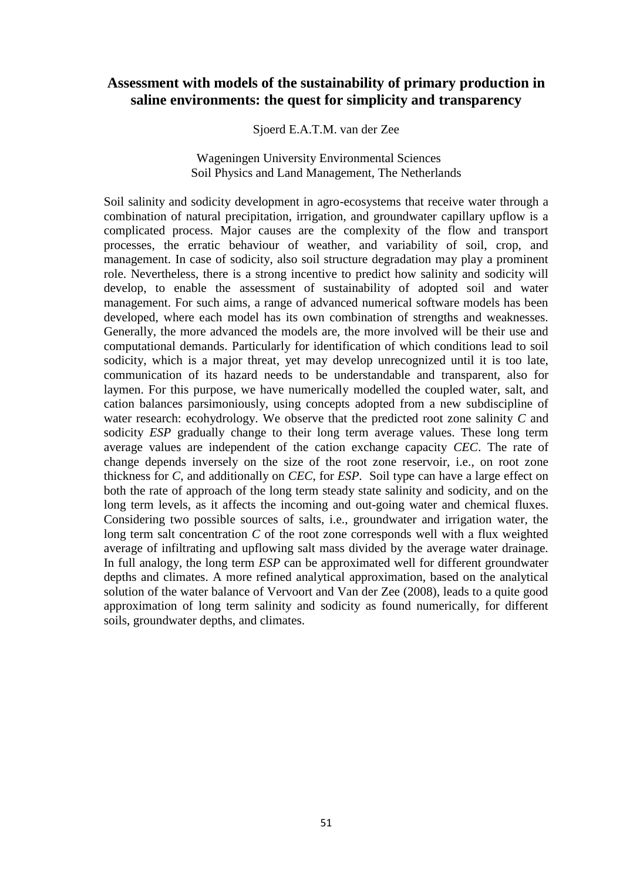# Assessment with models of the sustainability of primary production in saline environments: the quest for simplicity and transparency

Sjoerd E.A.T.M. van der Zee

Wageningen University Environmental Sciences
Soil Physics and Land Management, The Netherlands

Soil salinity and sodicity development in agro-ecosystems that receive water through a combination of natural precipitation, irrigation, and groundwater capillary upflow is a complicated process. Major causes are the complexity of the flow and transport processes, the erratic behaviour of weather, and variability of soil, crop, and management. In case of sodicity, also soil structure degradation may play a prominent role. Nevertheless, there is a strong incentive to predict how salinity and sodicity will develop, to enable the assessment of sustainability of adopted soil and water management. For such aims, a range of advanced numerical software models has been developed, where each model has its own combination of strengths and weaknesses. Generally, the more advanced the models are, the more involved will be their use and computational demands. Particularly for identification of which conditions lead to soil sodicity, which is a major threat, yet may develop unrecognized until it is too late, communication of its hazard needs to be understandable and transparent, also for laymen. For this purpose, we have numerically modelled the coupled water, salt, and cation balances parsimoniously, using concepts adopted from a new subdiscipline of water research: ecohydrology. We observe that the predicted root zone salinity $C$ and sodicity *ESP* gradually change to their long term average values. These long term average values are independent of the cation exchange capacity *CEC*. The rate of change depends inversely on the size of the root zone reservoir, i.e., on root zone thickness for $C$, and additionally on *CEC*, for *ESP*. Soil type can have a large effect on both the rate of approach of the long term steady state salinity and sodicity, and on the long term levels, as it affects the incoming and out-going water and chemical fluxes. Considering two possible sources of salts, i.e., groundwater and irrigation water, the long term salt concentration $C$ of the root zone corresponds well with a flux weighted average of infiltrating and upflowing salt mass divided by the average water drainage. In full analogy, the long term *ESP* can be approximated well for different groundwater depths and climates. A more refined analytical approximation, based on the analytical solution of the water balance of Vervoort and Van der Zee (2008), leads to a quite good approximation of long term salinity and sodicity as found numerically, for different soils, groundwater depths, and climates.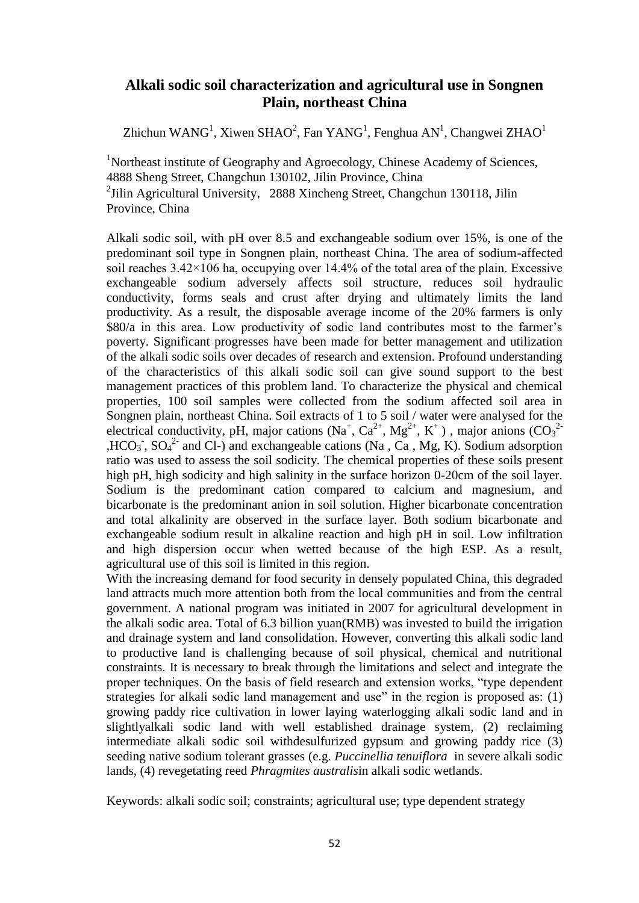## Alkali sodic soil characterization and agricultural use in Songnen Plain, northeast China

Zhichun WANG[1], Xiwen SHAO[2], Fan YANG[1], Fenghua AN[1], Changwei ZHAO[1]

[1]Northeast institute of Geography and Agroecology, Chinese Academy of Sciences, 4888 Sheng Street, Changchun 130102, Jilin Province, China
[2]Jilin Agricultural University, 2888 Xincheng Street, Changchun 130118, Jilin Province, China

Alkali sodic soil, with pH over 8.5 and exchangeable sodium over 15%, is one of the predominant soil type in Songnen plain, northeast China. The area of sodium-affected soil reaches 3.42×106 ha, occupying over 14.4% of the total area of the plain. Excessive exchangeable sodium adversely affects soil structure, reduces soil hydraulic conductivity, forms seals and crust after drying and ultimately limits the land productivity. As a result, the disposable average income of the 20% farmers is only \$80/a in this area. Low productivity of sodic land contributes most to the farmer's poverty. Significant progresses have been made for better management and utilization of the alkali sodic soils over decades of research and extension. Profound understanding of the characteristics of this alkali sodic soil can give sound support to the best management practices of this problem land. To characterize the physical and chemical properties, 100 soil samples were collected from the sodium affected soil area in Songnen plain, northeast China. Soil extracts of 1 to 5 soil / water were analysed for the electrical conductivity, pH, major cations ($Na^+$, $Ca^{2+}$, $Mg^{2+}$, $K^+$ ) , major anions ($CO_3^{2-}$ ,$HCO_3^-$, $SO_4^{2-}$ and Cl-) and exchangeable cations (Na , Ca , Mg, K). Sodium adsorption ratio was used to assess the soil sodicity. The chemical properties of these soils present high pH, high sodicity and high salinity in the surface horizon 0-20cm of the soil layer. Sodium is the predominant cation compared to calcium and magnesium, and bicarbonate is the predominant anion in soil solution. Higher bicarbonate concentration and total alkalinity are observed in the surface layer. Both sodium bicarbonate and exchangeable sodium result in alkaline reaction and high pH in soil. Low infiltration and high dispersion occur when wetted because of the high ESP. As a result, agricultural use of this soil is limited in this region.

With the increasing demand for food security in densely populated China, this degraded land attracts much more attention both from the local communities and from the central government. A national program was initiated in 2007 for agricultural development in the alkali sodic area. Total of 6.3 billion yuan(RMB) was invested to build the irrigation and drainage system and land consolidation. However, converting this alkali sodic land to productive land is challenging because of soil physical, chemical and nutritional constraints. It is necessary to break through the limitations and select and integrate the proper techniques. On the basis of field research and extension works, "type dependent strategies for alkali sodic land management and use" in the region is proposed as: (1) growing paddy rice cultivation in lower laying waterlogging alkali sodic land and in slightlyalkali sodic land with well established drainage system, (2) reclaiming intermediate alkali sodic soil withdesulfurized gypsum and growing paddy rice (3) seeding native sodium tolerant grasses (e.g. *Puccinellia tenuiflora* in severe alkali sodic lands, (4) revegetating reed *Phragmites australis*in alkali sodic wetlands.

Keywords: alkali sodic soil; constraints; agricultural use; type dependent strategy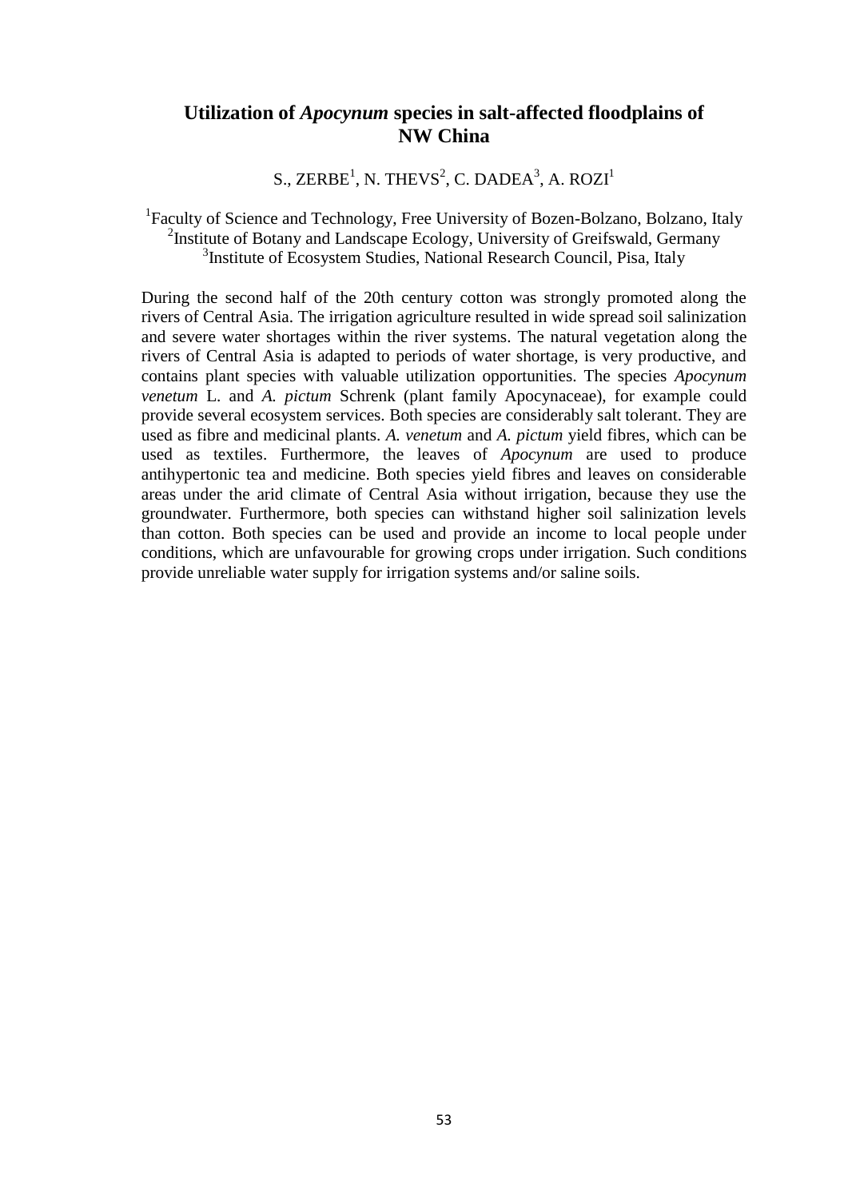# Utilization of *Apocynum* species in salt-affected floodplains of NW China

S., ZERBE[1], N. THEVS[2], C. DADEA[3], A. ROZI[1]

[1]Faculty of Science and Technology, Free University of Bozen-Bolzano, Bolzano, Italy
[2]Institute of Botany and Landscape Ecology, University of Greifswald, Germany
[3]Institute of Ecosystem Studies, National Research Council, Pisa, Italy

During the second half of the 20th century cotton was strongly promoted along the rivers of Central Asia. The irrigation agriculture resulted in wide spread soil salinization and severe water shortages within the river systems. The natural vegetation along the rivers of Central Asia is adapted to periods of water shortage, is very productive, and contains plant species with valuable utilization opportunities. The species *Apocynum venetum* L. and *A. pictum* Schrenk (plant family Apocynaceae), for example could provide several ecosystem services. Both species are considerably salt tolerant. They are used as fibre and medicinal plants. *A. venetum* and *A. pictum* yield fibres, which can be used as textiles. Furthermore, the leaves of *Apocynum* are used to produce antihypertonic tea and medicine. Both species yield fibres and leaves on considerable areas under the arid climate of Central Asia without irrigation, because they use the groundwater. Furthermore, both species can withstand higher soil salinization levels than cotton. Both species can be used and provide an income to local people under conditions, which are unfavourable for growing crops under irrigation. Such conditions provide unreliable water supply for irrigation systems and/or saline soils.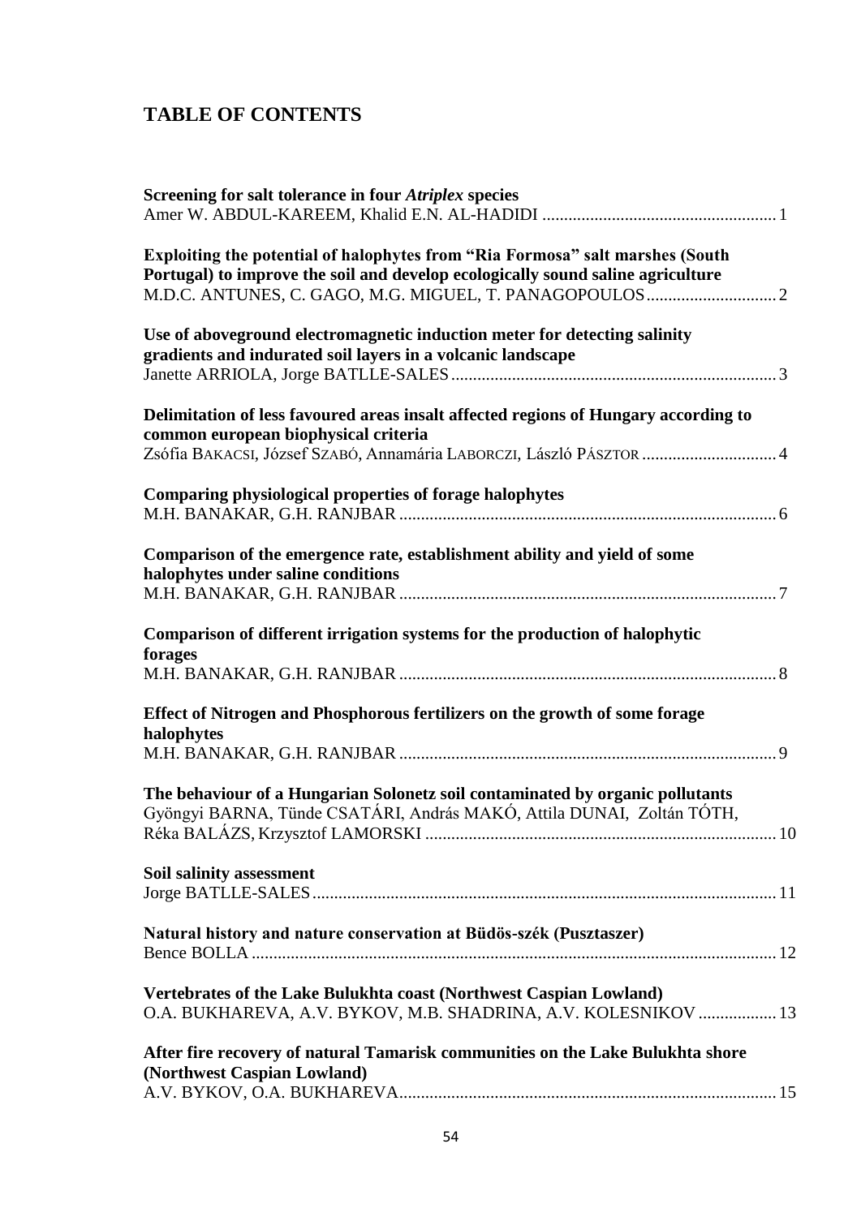# TABLE OF CONTENTS

**Screening for salt tolerance in four *Atriplex* species**
Amer W. ABDUL-KAREEM, Khalid E.N. AL-HADIDI ..................................................... 1

**Exploiting the potential of halophytes from "Ria Formosa" salt marshes (South Portugal) to improve the soil and develop ecologically sound saline agriculture**
M.D.C. ANTUNES, C. GAGO, M.G. MIGUEL, T. PANAGOPOULOS ............................. 2

**Use of aboveground electromagnetic induction meter for detecting salinity gradients and indurated soil layers in a volcanic landscape**
Janette ARRIOLA, Jorge BATLLE-SALES .......................................................................... 3

**Delimitation of less favoured areas insalt affected regions of Hungary according to common european biophysical criteria**
Zsófia BAKACSI, József SZABÓ, Annamária LABORCZI, László PÁSZTOR ............................. 4

**Comparing physiological properties of forage halophytes**
M.H. BANAKAR, G.H. RANJBAR ...................................................................................... 6

**Comparison of the emergence rate, establishment ability and yield of some halophytes under saline conditions**
M.H. BANAKAR, G.H. RANJBAR ...................................................................................... 7

**Comparison of different irrigation systems for the production of halophytic forages**
M.H. BANAKAR, G.H. RANJBAR ...................................................................................... 8

**Effect of Nitrogen and Phosphorous fertilizers on the growth of some forage halophytes**
M.H. BANAKAR, G.H. RANJBAR ...................................................................................... 9

**The behaviour of a Hungarian Solonetz soil contaminated by organic pollutants**
Gyöngyi BARNA, Tünde CSATÁRI, András MAKÓ, Attila DUNAI, Zoltán TÓTH, Réka BALÁZS, Krzysztof LAMORSKI ................................................................................ 10

**Soil salinity assessment**
Jorge BATLLE-SALES .......................................................................................................... 11

**Natural history and nature conservation at Büdös-szék (Pusztaszer)**
Bence BOLLA ........................................................................................................................ 12

**Vertebrates of the Lake Bulukhta coast (Northwest Caspian Lowland)**
O.A. BUKHAREVA, A.V. BYKOV, M.B. SHADRINA, A.V. KOLESNIKOV .................. 13

**After fire recovery of natural Tamarisk communities on the Lake Bulukhta shore (Northwest Caspian Lowland)**
A.V. BYKOV, O.A. BUKHAREVA...................................................................................... 15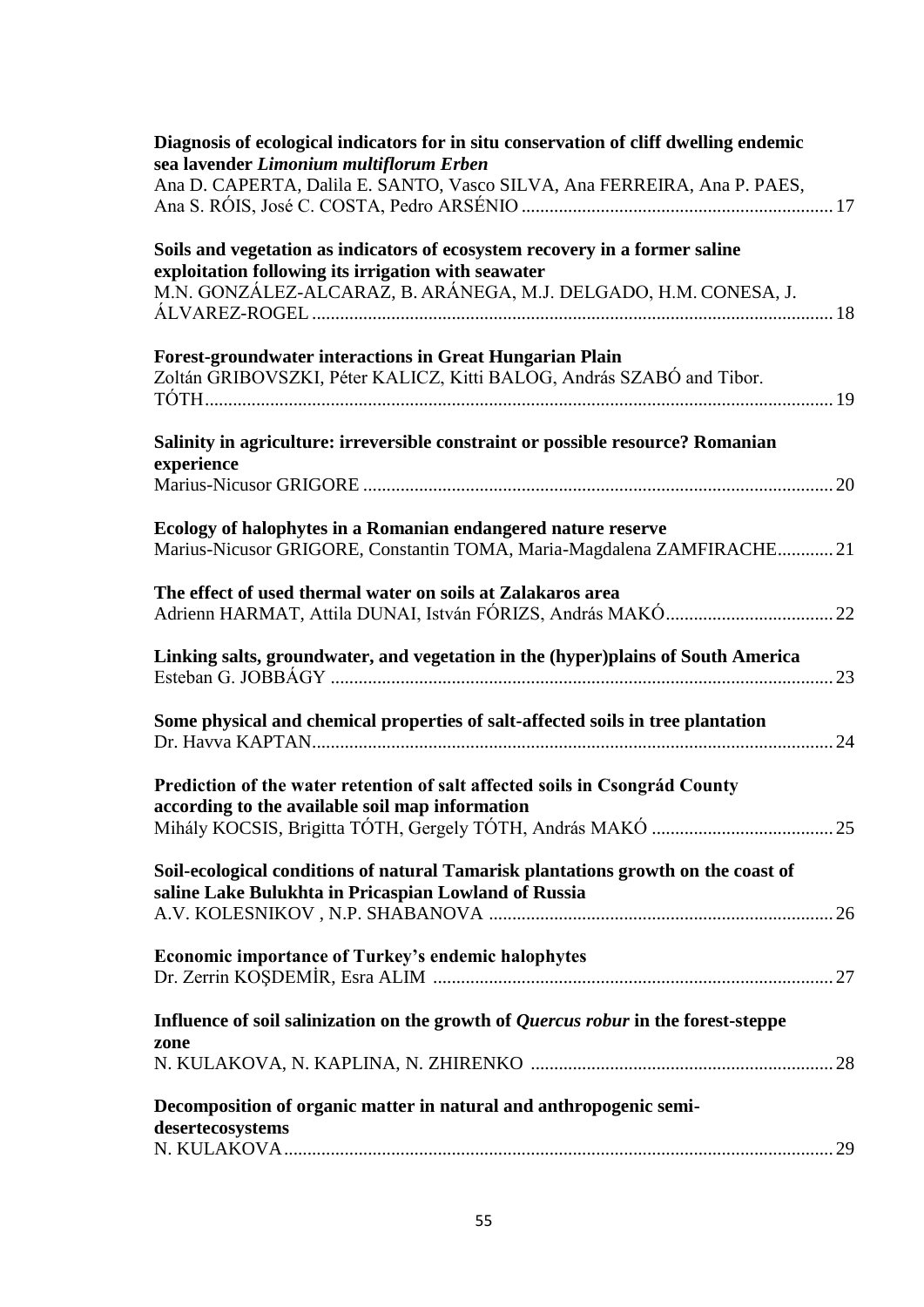**Diagnosis of ecological indicators for in situ conservation of cliff dwelling endemic sea lavender *Limonium multiflorum Erben***
Ana D. CAPERTA, Dalila E. SANTO, Vasco SILVA, Ana FERREIRA, Ana P. PAES, Ana S. RÓIS, José C. COSTA, Pedro ARSÉNIO .................................................................. 17

**Soils and vegetation as indicators of ecosystem recovery in a former saline exploitation following its irrigation with seawater**
M.N. GONZÁLEZ-ALCARAZ, B. ARÁNEGA, M.J. DELGADO, H.M. CONESA, J. ÁLVAREZ-ROGEL ................................................................................................................ 18

**Forest-groundwater interactions in Great Hungarian Plain**
Zoltán GRIBOVSZKI, Péter KALICZ, Kitti BALOG, András SZABÓ and Tibor. TÓTH...................................................................................................................... 19

**Salinity in agriculture: irreversible constraint or possible resource? Romanian experience**
Marius-Nicusor GRIGORE ..................................................................................................... 20

**Ecology of halophytes in a Romanian endangered nature reserve**
Marius-Nicusor GRIGORE, Constantin TOMA, Maria-Magdalena ZAMFIRACHE............ 21

**The effect of used thermal water on soils at Zalakaros area**
Adrienn HARMAT, Attila DUNAI, István FÓRIZS, András MAKÓ.................................... 22

**Linking salts, groundwater, and vegetation in the (hyper)plains of South America**
Esteban G. JOBBÁGY ............................................................................................................ 23

**Some physical and chemical properties of salt-affected soils in tree plantation**
Dr. Havva KAPTAN................................................................................................................ 24

**Prediction of the water retention of salt affected soils in Csongrád County according to the available soil map information**
Mihály KOCSIS, Brigitta TÓTH, Gergely TÓTH, András MAKÓ ....................................... 25

**Soil-ecological conditions of natural Tamarisk plantations growth on the coast of saline Lake Bulukhta in Pricaspian Lowland of Russia**
A.V. KOLESNIKOV , N.P. SHABANOVA .......................................................................... 26

**Economic importance of Turkey's endemic halophytes**
Dr. Zerrin KOŞDEMİR, Esra ALIM ..................................................................................... 27

**Influence of soil salinization on the growth of *Quercus robur* in the forest-steppe zone**
N. KULAKOVA, N. KAPLINA, N. ZHIRENKO ................................................................. 28

**Decomposition of organic matter in natural and anthropogenic semi-desertecosystems**
N. KULAKOVA..................................................................................................................... 29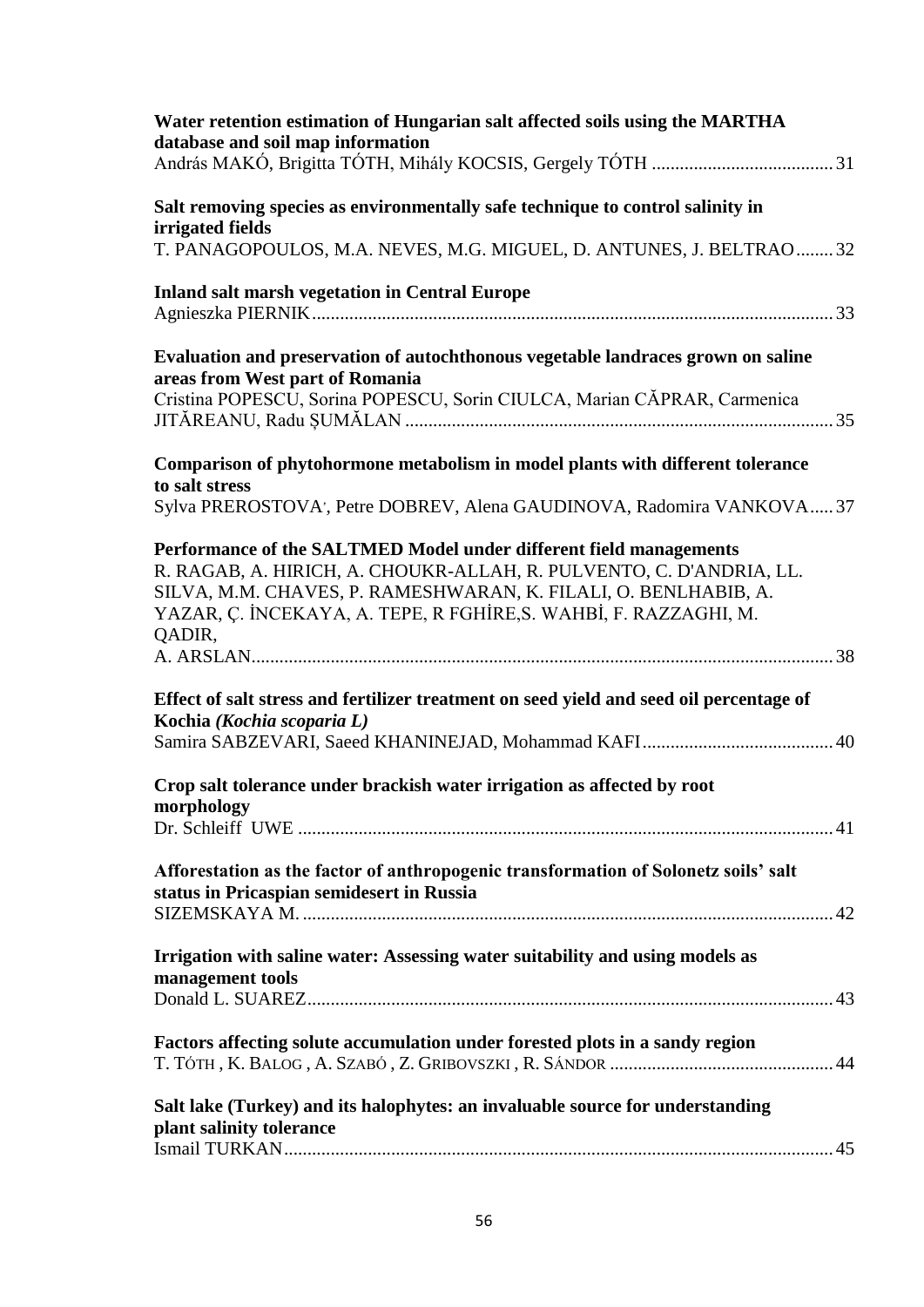**Water retention estimation of Hungarian salt affected soils using the MARTHA database and soil map information**
András MAKÓ, Brigitta TÓTH, Mihály KOCSIS, Gergely TÓTH ....................................... 31

**Salt removing species as environmentally safe technique to control salinity in irrigated fields**
T. PANAGOPOULOS, M.A. NEVES, M.G. MIGUEL, D. ANTUNES, J. BELTRAO........ 32

**Inland salt marsh vegetation in Central Europe**
Agnieszka PIERNIK................................................................................................................ 33

**Evaluation and preservation of autochthonous vegetable landraces grown on saline areas from West part of Romania**
Cristina POPESCU, Sorina POPESCU, Sorin CIULCA, Marian CĂPRAR, Carmenica JITĂREANU, Radu ȘUMĂLAN ........................................................................................... 35

**Comparison of phytohormone metabolism in model plants with different tolerance to salt stress**
Sylva PREROSTOVA, Petre DOBREV, Alena GAUDINOVA, Radomira VANKOVA..... 37

**Performance of the SALTMED Model under different field managements**
R. RAGAB, A. HIRICH, A. CHOUKR-ALLAH, R. PULVENTO, C. D'ANDRIA, LL. SILVA, M.M. CHAVES, P. RAMESHWARAN, K. FILALI, O. BENLHABIB, A. YAZAR, Ç. İNCEKAYA, A. TEPE, R FGHİRE,S. WAHBİ, F. RAZZAGHI, M. QADIR,
A. ARSLAN........................................................................................................................... 38

**Effect of salt stress and fertilizer treatment on seed yield and seed oil percentage of Kochia *(Kochia scoparia L)***
Samira SABZEVARI, Saeed KHANINEJAD, Mohammad KAFI......................................... 40

**Crop salt tolerance under brackish water irrigation as affected by root morphology**
Dr. Schleiff UWE .................................................................................................................. 41

**Afforestation as the factor of anthropogenic transformation of Solonetz soils' salt status in Pricaspian semidesert in Russia**
SIZEMSKAYA M. ................................................................................................................. 42

**Irrigation with saline water: Assessing water suitability and using models as management tools**
Donald L. SUAREZ................................................................................................................ 43

**Factors affecting solute accumulation under forested plots in a sandy region**
T. TÓTH , K. BALOG , A. SZABÓ , Z. GRIBOVSZKI , R. SÁNDOR ............................................... 44

**Salt lake (Turkey) and its halophytes: an invaluable source for understanding plant salinity tolerance**
Ismail TURKAN..................................................................................................................... 45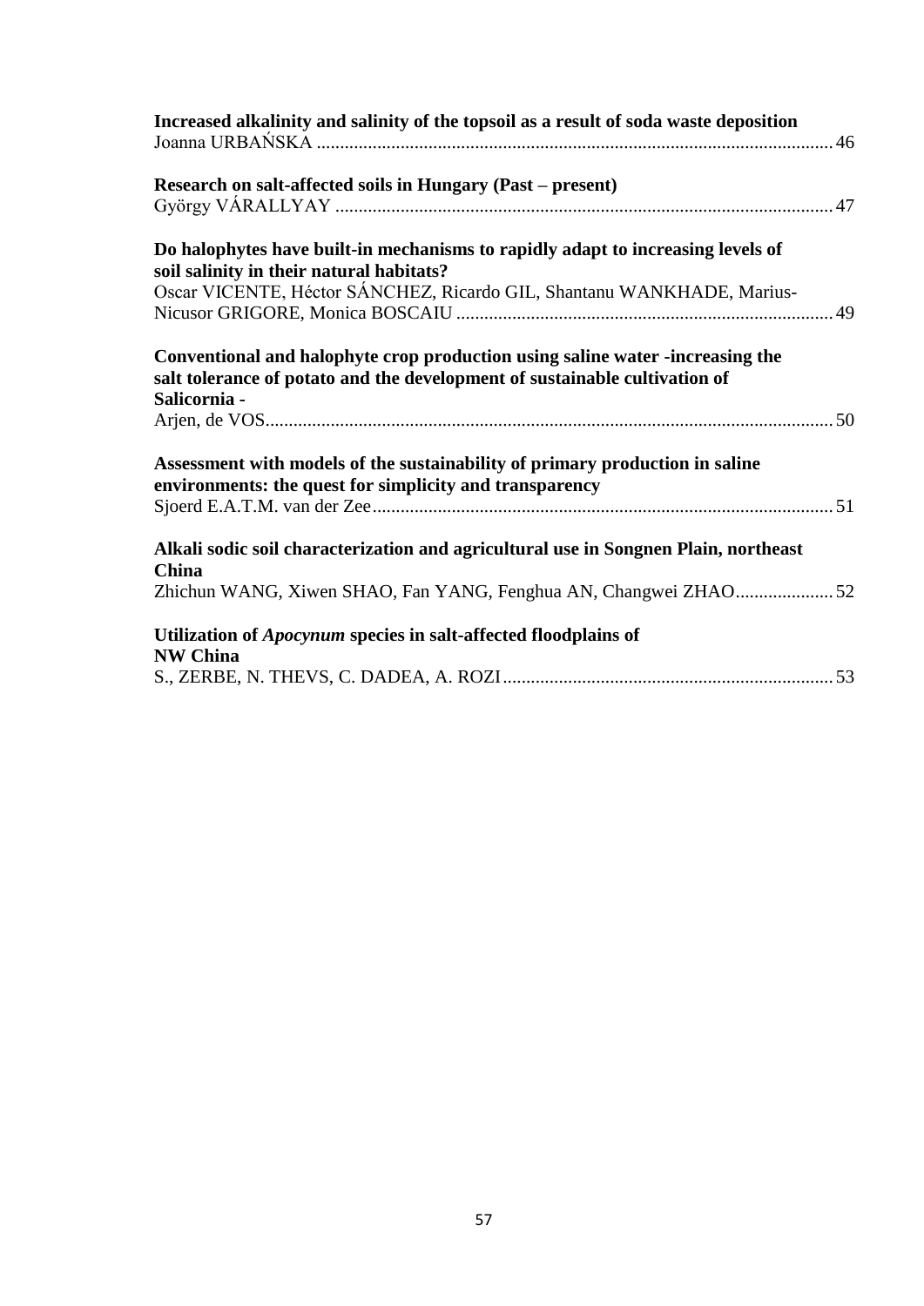**Increased alkalinity and salinity of the topsoil as a result of soda waste deposition**
Joanna URBAŃSKA ............................................................................................................. 46

**Research on salt-affected soils in Hungary (Past – present)**
György VÁRALLYAY ......................................................................................................... 47

**Do halophytes have built-in mechanisms to rapidly adapt to increasing levels of soil salinity in their natural habitats?**
Oscar VICENTE, Héctor SÁNCHEZ, Ricardo GIL, Shantanu WANKHADE, Marius-Nicusor GRIGORE, Monica BOSCAIU ................................................................................ 49

**Conventional and halophyte crop production using saline water -increasing the salt tolerance of potato and the development of sustainable cultivation of Salicornia -**
Arjen, de VOS........................................................................................................................ 50

**Assessment with models of the sustainability of primary production in saline environments: the quest for simplicity and transparency**
Sjoerd E.A.T.M. van der Zee.................................................................................................. 51

**Alkali sodic soil characterization and agricultural use in Songnen Plain, northeast China**
Zhichun WANG, Xiwen SHAO, Fan YANG, Fenghua AN, Changwei ZHAO..................... 52

**Utilization of *Apocynum* species in salt-affected floodplains of NW China**
S., ZERBE, N. THEVS, C. DADEA, A. ROZI...................................................................... 53